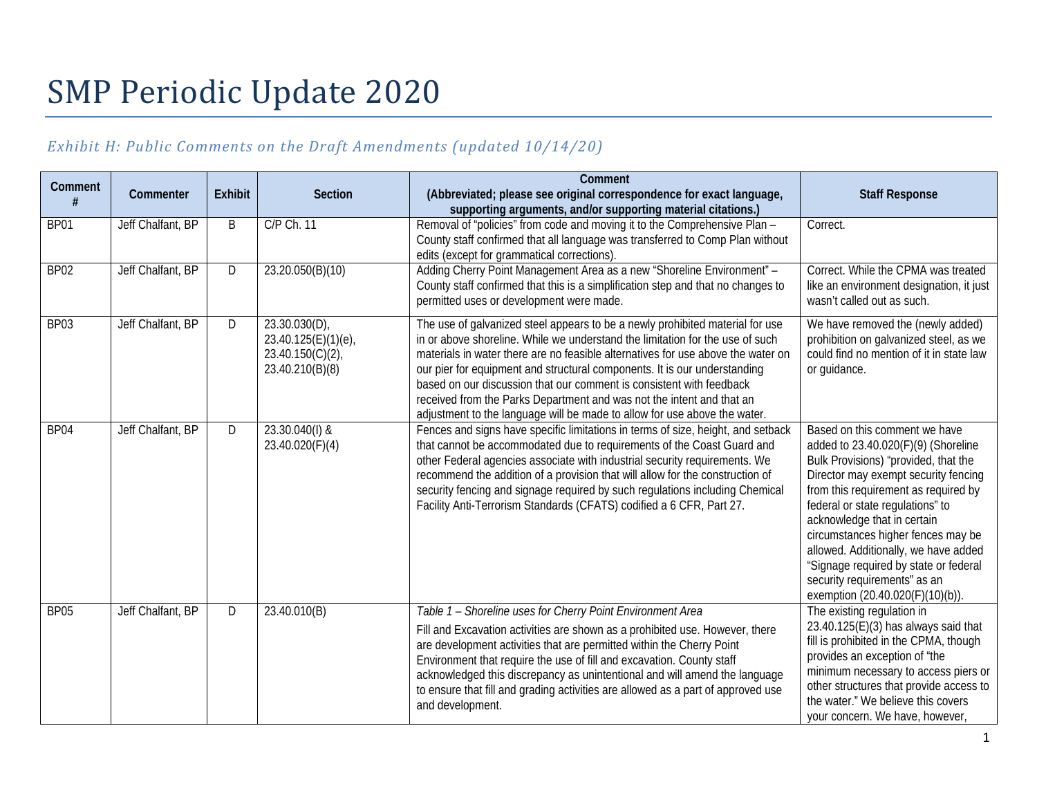# SMP Periodic Update 2020

*Exhibit H: Public Comments on the Draft Amendments (updated 10/14/20)*

| Comment # | Commenter | Exhibit | Section | Comment (Abbreviated; please see original correspondence for exact language, supporting arguments, and/or supporting material citations.) | Staff Response |
|---|---|---|---|---|---|
| BP01 | Jeff Chalfant, BP | B | C/P Ch. 11 | Removal of "policies" from code and moving it to the Comprehensive Plan – County staff confirmed that all language was transferred to Comp Plan without edits (except for grammatical corrections). | Correct. |
| BP02 | Jeff Chalfant, BP | D | 23.20.050(B)(10) | Adding Cherry Point Management Area as a new "Shoreline Environment" – County staff confirmed that this is a simplification step and that no changes to permitted uses or development were made. | Correct. While the CPMA was treated like an environment designation, it just wasn't called out as such. |
| BP03 | Jeff Chalfant, BP | D | 23.30.030(D), 23.40.125(E)(1)(e), 23.40.150(C)(2), 23.40.210(B)(8) | The use of galvanized steel appears to be a newly prohibited material for use in or above shoreline. While we understand the limitation for the use of such materials in water there are no feasible alternatives for use above the water on our pier for equipment and structural components. It is our understanding based on our discussion that our comment is consistent with feedback received from the Parks Department and was not the intent and that an adjustment to the language will be made to allow for use above the water. | We have removed the (newly added) prohibition on galvanized steel, as we could find no mention of it in state law or guidance. |
| BP04 | Jeff Chalfant, BP | D | 23.30.040(I) & 23.40.020(F)(4) | Fences and signs have specific limitations in terms of size, height, and setback that cannot be accommodated due to requirements of the Coast Guard and other Federal agencies associate with industrial security requirements. We recommend the addition of a provision that will allow for the construction of security fencing and signage required by such regulations including Chemical Facility Anti-Terrorism Standards (CFATS) codified a 6 CFR, Part 27. | Based on this comment we have added to 23.40.020(F)(9) (Shoreline Bulk Provisions) "provided, that the Director may exempt security fencing from this requirement as required by federal or state regulations" to acknowledge that in certain circumstances higher fences may be allowed. Additionally, we have added "Signage required by state or federal security requirements" as an exemption (20.40.020(F)(10)(b)). |
| BP05 | Jeff Chalfant, BP | D | 23.40.010(B) | *Table 1 – Shoreline uses for Cherry Point Environment Area*<br><br>Fill and Excavation activities are shown as a prohibited use. However, there are development activities that are permitted within the Cherry Point Environment that require the use of fill and excavation. County staff acknowledged this discrepancy as unintentional and will amend the language to ensure that fill and grading activities are allowed as a part of approved use and development. | The existing regulation in 23.40.125(E)(3) has always said that fill is prohibited in the CPMA, though provides an exception of "the minimum necessary to access piers or other structures that provide access to the water." We believe this covers your concern. We have, however, |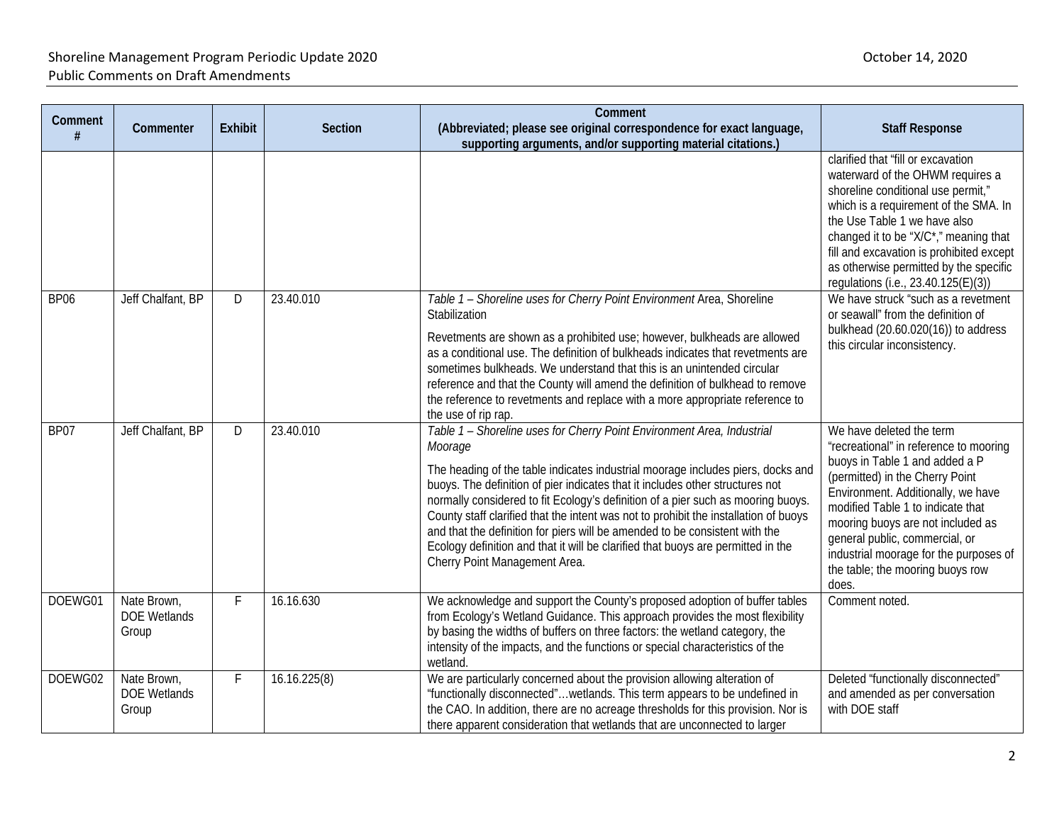| Comment # | Commenter | Exhibit | Section | Comment (Abbreviated; please see original correspondence for exact language, supporting arguments, and/or supporting material citations.) | Staff Response |
|---|---|---|---|---|---|
| | | | | | clarified that "fill or excavation waterward of the OHWM requires a shoreline conditional use permit," which is a requirement of the SMA. In the Use Table 1 we have also changed it to be "X/C*," meaning that fill and excavation is prohibited except as otherwise permitted by the specific regulations (i.e., 23.40.125(E)(3)) |
| BP06 | Jeff Chalfant, BP | D | 23.40.010 | *Table 1 – Shoreline uses for Cherry Point Environment* Area, Shoreline Stabilization<br><br>Revetments are shown as a prohibited use; however, bulkheads are allowed as a conditional use. The definition of bulkheads indicates that revetments are sometimes bulkheads. We understand that this is an unintended circular reference and that the County will amend the definition of bulkhead to remove the reference to revetments and replace with a more appropriate reference to the use of rip rap. | We have struck "such as a revetment or seawall" from the definition of bulkhead (20.60.020(16)) to address this circular inconsistency. |
| BP07 | Jeff Chalfant, BP | D | 23.40.010 | *Table 1 – Shoreline uses for Cherry Point Environment Area, Industrial Moorage*<br><br>The heading of the table indicates industrial moorage includes piers, docks and buoys. The definition of pier indicates that it includes other structures not normally considered to fit Ecology's definition of a pier such as mooring buoys. County staff clarified that the intent was not to prohibit the installation of buoys and that the definition for piers will be amended to be consistent with the Ecology definition and that it will be clarified that buoys are permitted in the Cherry Point Management Area. | We have deleted the term "recreational" in reference to mooring buoys in Table 1 and added a P (permitted) in the Cherry Point Environment. Additionally, we have modified Table 1 to indicate that mooring buoys are not included as general public, commercial, or industrial moorage for the purposes of the table; the mooring buoys row does. |
| DOEWG01 | Nate Brown, DOE Wetlands Group | F | 16.16.630 | We acknowledge and support the County's proposed adoption of buffer tables from Ecology's Wetland Guidance. This approach provides the most flexibility by basing the widths of buffers on three factors: the wetland category, the intensity of the impacts, and the functions or special characteristics of the wetland. | Comment noted. |
| DOEWG02 | Nate Brown, DOE Wetlands Group | F | 16.16.225(8) | We are particularly concerned about the provision allowing alteration of "functionally disconnected"…wetlands. This term appears to be undefined in the CAO. In addition, there are no acreage thresholds for this provision. Nor is there apparent consideration that wetlands that are unconnected to larger | Deleted "functionally disconnected" and amended as per conversation with DOE staff |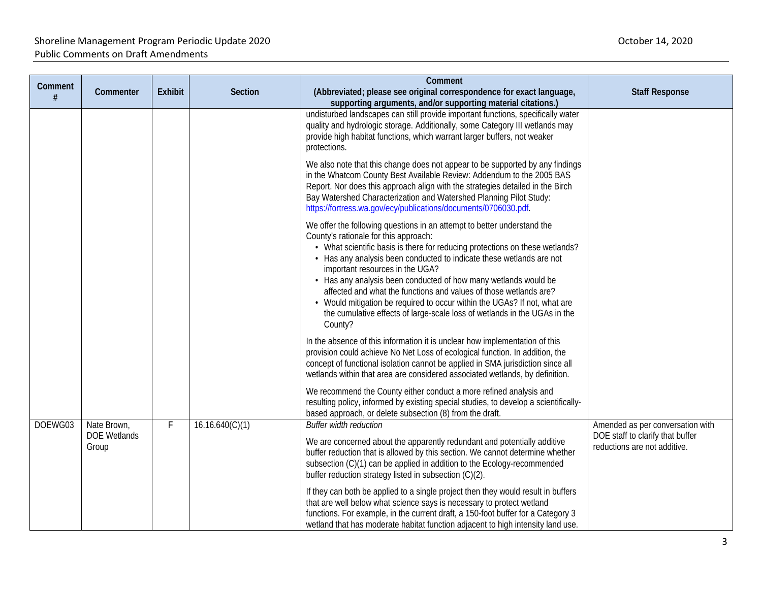| Comment # | Commenter | Exhibit | Section | Comment (Abbreviated; please see original correspondence for exact language, supporting arguments, and/or supporting material citations.) | Staff Response |
|---|---|---|---|---|---|
| | | | | undisturbed landscapes can still provide important functions, specifically water quality and hydrologic storage. Additionally, some Category III wetlands may provide high habitat functions, which warrant larger buffers, not weaker protections.<br><br>We also note that this change does not appear to be supported by any findings in the Whatcom County Best Available Review: Addendum to the 2005 BAS Report. Nor does this approach align with the strategies detailed in the Birch Bay Watershed Characterization and Watershed Planning Pilot Study: https://fortress.wa.gov/ecy/publications/documents/0706030.pdf.<br><br>We offer the following questions in an attempt to better understand the County's rationale for this approach:<br>• What scientific basis is there for reducing protections on these wetlands?<br>• Has any analysis been conducted to indicate these wetlands are not important resources in the UGA?<br>• Has any analysis been conducted of how many wetlands would be affected and what the functions and values of those wetlands are?<br>• Would mitigation be required to occur within the UGAs? If not, what are the cumulative effects of large-scale loss of wetlands in the UGAs in the County?<br><br>In the absence of this information it is unclear how implementation of this provision could achieve No Net Loss of ecological function. In addition, the concept of functional isolation cannot be applied in SMA jurisdiction since all wetlands within that area are considered associated wetlands, by definition.<br><br>We recommend the County either conduct a more refined analysis and resulting policy, informed by existing special studies, to develop a scientifically-based approach, or delete subsection (8) from the draft. | |
| DOEWG03 | Nate Brown, DOE Wetlands Group | F | 16.16.640(C)(1) | *Buffer width reduction*<br><br>We are concerned about the apparently redundant and potentially additive buffer reduction that is allowed by this section. We cannot determine whether subsection (C)(1) can be applied in addition to the Ecology-recommended buffer reduction strategy listed in subsection (C)(2).<br><br>If they can both be applied to a single project then they would result in buffers that are well below what science says is necessary to protect wetland functions. For example, in the current draft, a 150-foot buffer for a Category 3 wetland that has moderate habitat function adjacent to high intensity land use. | Amended as per conversation with DOE staff to clarify that buffer reductions are not additive. |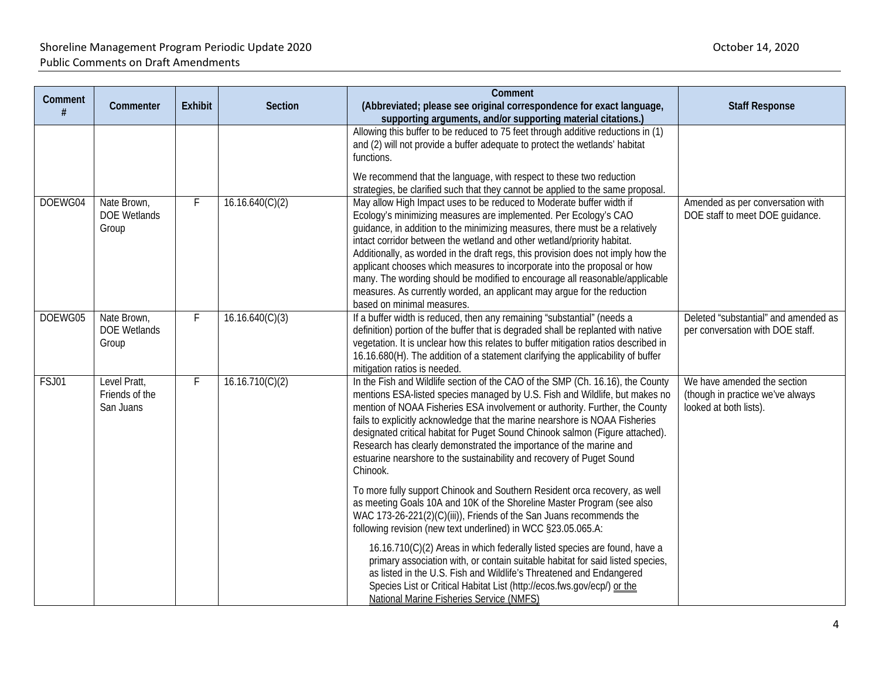| Comment # | Commenter | Exhibit | Section | Comment (Abbreviated; please see original correspondence for exact language, supporting arguments, and/or supporting material citations.) | Staff Response |
|---|---|---|---|---|---|
| | | | | Allowing this buffer to be reduced to 75 feet through additive reductions in (1) and (2) will not provide a buffer adequate to protect the wetlands' habitat functions.<br><br>We recommend that the language, with respect to these two reduction strategies, be clarified such that they cannot be applied to the same proposal. | |
| DOEWG04 | Nate Brown, DOE Wetlands Group | F | 16.16.640(C)(2) | May allow High Impact uses to be reduced to Moderate buffer width if Ecology's minimizing measures are implemented. Per Ecology's CAO guidance, in addition to the minimizing measures, there must be a relatively intact corridor between the wetland and other wetland/priority habitat. Additionally, as worded in the draft regs, this provision does not imply how the applicant chooses which measures to incorporate into the proposal or how many. The wording should be modified to encourage all reasonable/applicable measures. As currently worded, an applicant may argue for the reduction based on minimal measures. | Amended as per conversation with DOE staff to meet DOE guidance. |
| DOEWG05 | Nate Brown, DOE Wetlands Group | F | 16.16.640(C)(3) | If a buffer width is reduced, then any remaining "substantial" (needs a definition) portion of the buffer that is degraded shall be replanted with native vegetation. It is unclear how this relates to buffer mitigation ratios described in 16.16.680(H). The addition of a statement clarifying the applicability of buffer mitigation ratios is needed. | Deleted "substantial" and amended as per conversation with DOE staff. |
| FSJ01 | Level Pratt, Friends of the San Juans | F | 16.16.710(C)(2) | In the Fish and Wildlife section of the CAO of the SMP (Ch. 16.16), the County mentions ESA-listed species managed by U.S. Fish and Wildlife, but makes no mention of NOAA Fisheries ESA involvement or authority. Further, the County fails to explicitly acknowledge that the marine nearshore is NOAA Fisheries designated critical habitat for Puget Sound Chinook salmon (Figure attached). Research has clearly demonstrated the importance of the marine and estuarine nearshore to the sustainability and recovery of Puget Sound Chinook.<br><br>To more fully support Chinook and Southern Resident orca recovery, as well as meeting Goals 10A and 10K of the Shoreline Master Program (see also WAC 173-26-221(2)(C)(iii)), Friends of the San Juans recommends the following revision (new text underlined) in WCC §23.05.065.A:<br><br>16.16.710(C)(2) Areas in which federally listed species are found, have a primary association with, or contain suitable habitat for said listed species, as listed in the U.S. Fish and Wildlife's Threatened and Endangered Species List or Critical Habitat List (http://ecos.fws.gov/ecp/) <u>or the National Marine Fisheries Service (NMFS)</u> | We have amended the section (though in practice we've always looked at both lists). |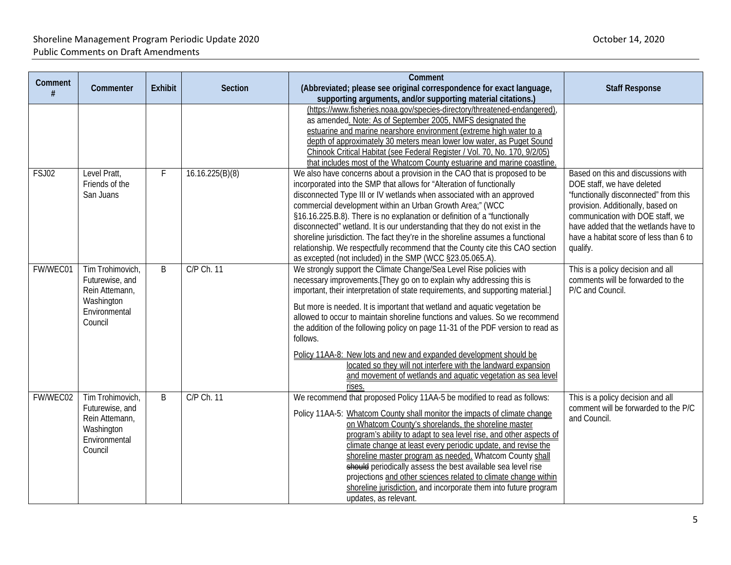| Comment # | Commenter | Exhibit | Section | Comment (Abbreviated; please see original correspondence for exact language, supporting arguments, and/or supporting material citations.) | Staff Response |
|---|---|---|---|---|---|
| | | | | (https://www.fisheries.noaa.gov/species-directory/threatened-endangered), as amended. Note: As of September 2005, NMFS designated the estuarine and marine nearshore environment (extreme high water to a depth of approximately 30 meters mean lower low water, as Puget Sound Chinook Critical Habitat (see Federal Register / Vol. 70, No. 170, 9/2/05) that includes most of the Whatcom County estuarine and marine coastline. | |
| FSJ02 | Level Pratt, Friends of the San Juans | F | 16.16.225(B)(8) | We also have concerns about a provision in the CAO that is proposed to be incorporated into the SMP that allows for "Alteration of functionally disconnected Type III or IV wetlands when associated with an approved commercial development within an Urban Growth Area;" (WCC §16.16.225.B.8). There is no explanation or definition of a "functionally disconnected" wetland. It is our understanding that they do not exist in the shoreline jurisdiction. The fact they're in the shoreline assumes a functional relationship. We respectfully recommend that the County cite this CAO section as excepted (not included) in the SMP (WCC §23.05.065.A). | Based on this and discussions with DOE staff, we have deleted "functionally disconnected" from this provision. Additionally, based on communication with DOE staff, we have added that the wetlands have to have a habitat score of less than 6 to qualify. |
| FW/WEC01 | Tim Trohimovich, Futurewise, and Rein Attemann, Washington Environmental Council | B | C/P Ch. 11 | We strongly support the Climate Change/Sea Level Rise policies with necessary improvements.[They go on to explain why addressing this is important, their interpretation of state requirements, and supporting material.]<br><br>But more is needed. It is important that wetland and aquatic vegetation be allowed to occur to maintain shoreline functions and values. So we recommend the addition of the following policy on page 11-31 of the PDF version to read as follows.<br><br>Policy 11AA-8: New lots and new and expanded development should be located so they will not interfere with the landward expansion and movement of wetlands and aquatic vegetation as sea level rises. | This is a policy decision and all comments will be forwarded to the P/C and Council. |
| FW/WEC02 | Tim Trohimovich, Futurewise, and Rein Attemann, Washington Environmental Council | B | C/P Ch. 11 | We recommend that proposed Policy 11AA-5 be modified to read as follows:<br><br>Policy 11AA-5: Whatcom County shall monitor the impacts of climate change on Whatcom County's shorelands, the shoreline master program's ability to adapt to sea level rise, and other aspects of climate change at least every periodic update, and revise the shoreline master program as needed. Whatcom County shall ~~should~~ periodically assess the best available sea level rise projections and other sciences related to climate change within shoreline jurisdiction, and incorporate them into future program updates, as relevant. | This is a policy decision and all comment will be forwarded to the P/C and Council. |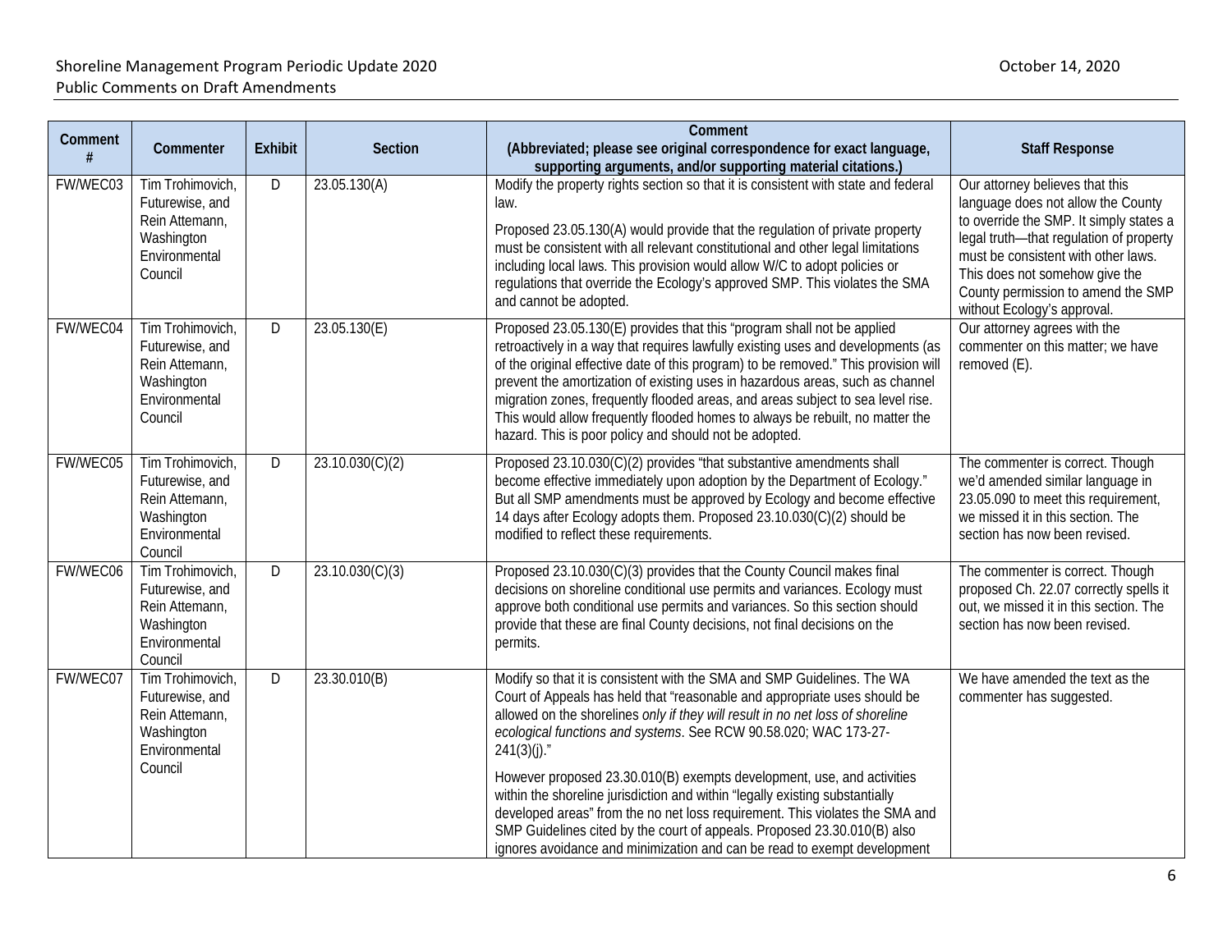| Comment # | Commenter | Exhibit | Section | Comment (Abbreviated; please see original correspondence for exact language, supporting arguments, and/or supporting material citations.) | Staff Response |
|---|---|---|---|---|---|
| FW/WEC03 | Tim Trohimovich, Futurewise, and Rein Attemann, Washington Environmental Council | D | 23.05.130(A) | Modify the property rights section so that it is consistent with state and federal law.<br><br>Proposed 23.05.130(A) would provide that the regulation of private property must be consistent with all relevant constitutional and other legal limitations including local laws. This provision would allow W/C to adopt policies or regulations that override the Ecology's approved SMP. This violates the SMA and cannot be adopted. | Our attorney believes that this language does not allow the County to override the SMP. It simply states a legal truth—that regulation of property must be consistent with other laws. This does not somehow give the County permission to amend the SMP without Ecology's approval. |
| FW/WEC04 | Tim Trohimovich, Futurewise, and Rein Attemann, Washington Environmental Council | D | 23.05.130(E) | Proposed 23.05.130(E) provides that this "program shall not be applied retroactively in a way that requires lawfully existing uses and developments (as of the original effective date of this program) to be removed." This provision will prevent the amortization of existing uses in hazardous areas, such as channel migration zones, frequently flooded areas, and areas subject to sea level rise. This would allow frequently flooded homes to always be rebuilt, no matter the hazard. This is poor policy and should not be adopted. | Our attorney agrees with the commenter on this matter; we have removed (E). |
| FW/WEC05 | Tim Trohimovich, Futurewise, and Rein Attemann, Washington Environmental Council | D | 23.10.030(C)(2) | Proposed 23.10.030(C)(2) provides "that substantive amendments shall become effective immediately upon adoption by the Department of Ecology." But all SMP amendments must be approved by Ecology and become effective 14 days after Ecology adopts them. Proposed 23.10.030(C)(2) should be modified to reflect these requirements. | The commenter is correct. Though we'd amended similar language in 23.05.090 to meet this requirement, we missed it in this section. The section has now been revised. |
| FW/WEC06 | Tim Trohimovich, Futurewise, and Rein Attemann, Washington Environmental Council | D | 23.10.030(C)(3) | Proposed 23.10.030(C)(3) provides that the County Council makes final decisions on shoreline conditional use permits and variances. Ecology must approve both conditional use permits and variances. So this section should provide that these are final County decisions, not final decisions on the permits. | The commenter is correct. Though proposed Ch. 22.07 correctly spells it out, we missed it in this section. The section has now been revised. |
| FW/WEC07 | Tim Trohimovich, Futurewise, and Rein Attemann, Washington Environmental Council | D | 23.30.010(B) | Modify so that it is consistent with the SMA and SMP Guidelines. The WA Court of Appeals has held that "reasonable and appropriate uses should be allowed on the shorelines *only if they will result in no net loss of shoreline ecological functions and systems*. See RCW 90.58.020; WAC 173-27-241(3)(j)."<br><br>However proposed 23.30.010(B) exempts development, use, and activities within the shoreline jurisdiction and within "legally existing substantially developed areas" from the no net loss requirement. This violates the SMA and SMP Guidelines cited by the court of appeals. Proposed 23.30.010(B) also ignores avoidance and minimization and can be read to exempt development | We have amended the text as the commenter has suggested. |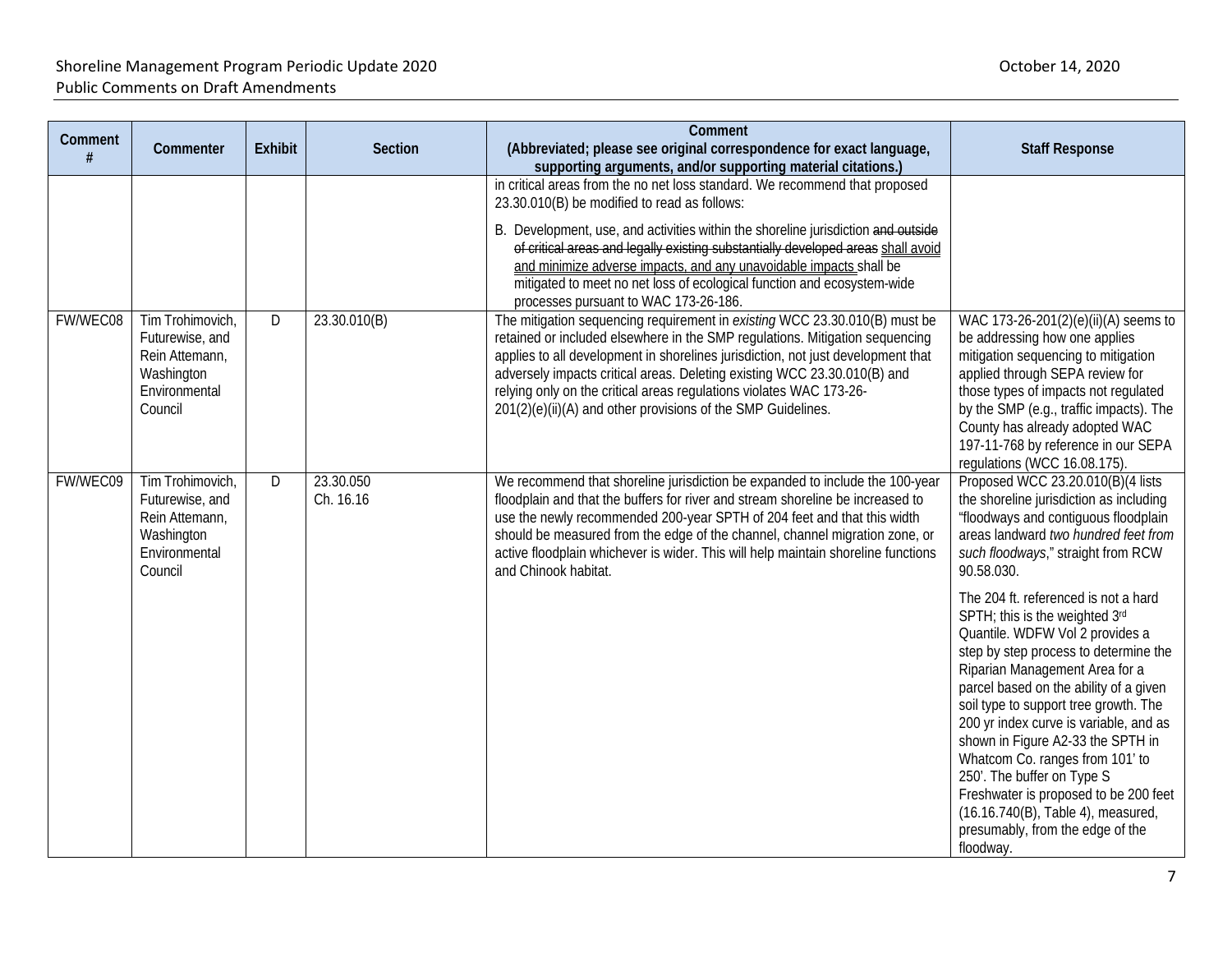| Comment # | Commenter | Exhibit | Section | Comment (Abbreviated; please see original correspondence for exact language, supporting arguments, and/or supporting material citations.) | Staff Response |
|---|---|---|---|---|---|
| | | | | in critical areas from the no net loss standard. We recommend that proposed 23.30.010(B) be modified to read as follows:<br><br>B. Development, use, and activities within the shoreline jurisdiction ~~and outside of critical areas and legally existing substantially developed areas~~ <u>shall avoid and minimize adverse impacts, and any unavoidable impacts</u> shall be mitigated to meet no net loss of ecological function and ecosystem-wide processes pursuant to WAC 173-26-186. | |
| FW/WEC08 | Tim Trohimovich, Futurewise, and Rein Attemann, Washington Environmental Council | D | 23.30.010(B) | The mitigation sequencing requirement in *existing* WCC 23.30.010(B) must be retained or included elsewhere in the SMP regulations. Mitigation sequencing applies to all development in shorelines jurisdiction, not just development that adversely impacts critical areas. Deleting existing WCC 23.30.010(B) and relying only on the critical areas regulations violates WAC 173-26-201(2)(e)(ii)(A) and other provisions of the SMP Guidelines. | WAC 173-26-201(2)(e)(ii)(A) seems to be addressing how one applies mitigation sequencing to mitigation applied through SEPA review for those types of impacts not regulated by the SMP (e.g., traffic impacts). The County has already adopted WAC 197-11-768 by reference in our SEPA regulations (WCC 16.08.175). |
| FW/WEC09 | Tim Trohimovich, Futurewise, and Rein Attemann, Washington Environmental Council | D | 23.30.050<br>Ch. 16.16 | We recommend that shoreline jurisdiction be expanded to include the 100-year floodplain and that the buffers for river and stream shoreline be increased to use the newly recommended 200-year SPTH of 204 feet and that this width should be measured from the edge of the channel, channel migration zone, or active floodplain whichever is wider. This will help maintain shoreline functions and Chinook habitat. | Proposed WCC 23.20.010(B)(4 lists the shoreline jurisdiction as including "floodways and contiguous floodplain areas landward *two hundred feet from such floodways*," straight from RCW 90.58.030.<br><br>The 204 ft. referenced is not a hard SPTH; this is the weighted 3rd Quantile. WDFW Vol 2 provides a step by step process to determine the Riparian Management Area for a parcel based on the ability of a given soil type to support tree growth. The 200 yr index curve is variable, and as shown in Figure A2-33 the SPTH in Whatcom Co. ranges from 101' to 250'. The buffer on Type S Freshwater is proposed to be 200 feet (16.16.740(B), Table 4), measured, presumably, from the edge of the floodway. |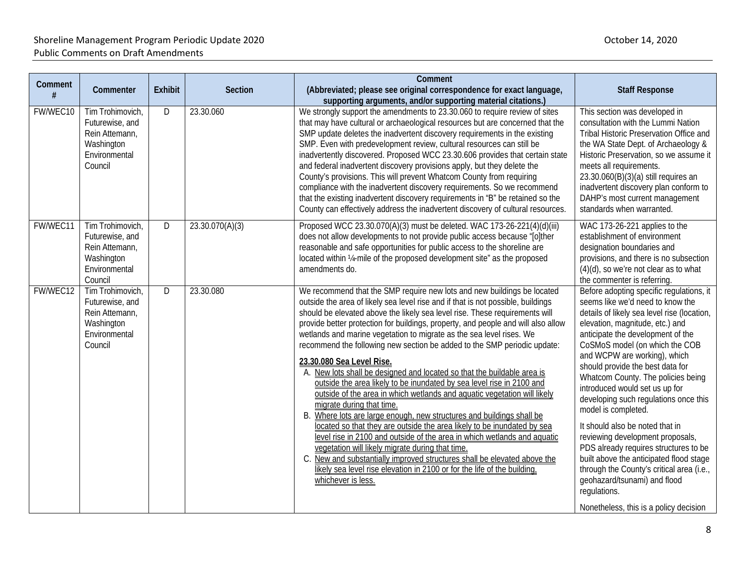| Comment # | Commenter | Exhibit | Section | Comment (Abbreviated; please see original correspondence for exact language, supporting arguments, and/or supporting material citations.) | Staff Response |
|---|---|---|---|---|---|
| FW/WEC10 | Tim Trohimovich, Futurewise, and Rein Attemann, Washington Environmental Council | D | 23.30.060 | We strongly support the amendments to 23.30.060 to require review of sites that may have cultural or archaeological resources but are concerned that the SMP update deletes the inadvertent discovery requirements in the existing SMP. Even with predevelopment review, cultural resources can still be inadvertently discovered. Proposed WCC 23.30.606 provides that certain state and federal inadvertent discovery provisions apply, but they delete the County's provisions. This will prevent Whatcom County from requiring compliance with the inadvertent discovery requirements. So we recommend that the existing inadvertent discovery requirements in "B" be retained so the County can effectively address the inadvertent discovery of cultural resources. | This section was developed in consultation with the Lummi Nation Tribal Historic Preservation Office and the WA State Dept. of Archaeology & Historic Preservation, so we assume it meets all requirements. 23.30.060(B)(3)(a) still requires an inadvertent discovery plan conform to DAHP's most current management standards when warranted. |
| FW/WEC11 | Tim Trohimovich, Futurewise, and Rein Attemann, Washington Environmental Council | D | 23.30.070(A)(3) | Proposed WCC 23.30.070(A)(3) must be deleted. WAC 173-26-221(4)(d)(iii) does not allow developments to not provide public access because "[o]ther reasonable and safe opportunities for public access to the shoreline are located within ¼-mile of the proposed development site" as the proposed amendments do. | WAC 173-26-221 applies to the establishment of environment designation boundaries and provisions, and there is no subsection (4)(d), so we're not clear as to what the commenter is referring. |
| FW/WEC12 | Tim Trohimovich, Futurewise, and Rein Attemann, Washington Environmental Council | D | 23.30.080 | We recommend that the SMP require new lots and new buildings be located outside the area of likely sea level rise and if that is not possible, buildings should be elevated above the likely sea level rise. These requirements will provide better protection for buildings, property, and people and will also allow wetlands and marine vegetation to migrate as the sea level rises. We recommend the following new section be added to the SMP periodic update:<br><br>**23.30.080 Sea Level Rise.**<br>A. New lots shall be designed and located so that the buildable area is outside the area likely to be inundated by sea level rise in 2100 and outside of the area in which wetlands and aquatic vegetation will likely migrate during that time.<br>B. Where lots are large enough, new structures and buildings shall be located so that they are outside the area likely to be inundated by sea level rise in 2100 and outside of the area in which wetlands and aquatic vegetation will likely migrate during that time.<br>C. New and substantially improved structures shall be elevated above the likely sea level rise elevation in 2100 or for the life of the building, whichever is less. | Before adopting specific regulations, it seems like we'd need to know the details of likely sea level rise (location, elevation, magnitude, etc.) and anticipate the development of the CoSMoS model (on which the COB and WCPW are working), which should provide the best data for Whatcom County. The policies being introduced would set us up for developing such regulations once this model is completed.<br><br>It should also be noted that in reviewing development proposals, PDS already requires structures to be built above the anticipated flood stage through the County's critical area (i.e., geohazard/tsunami) and flood regulations.<br><br>Nonetheless, this is a policy decision |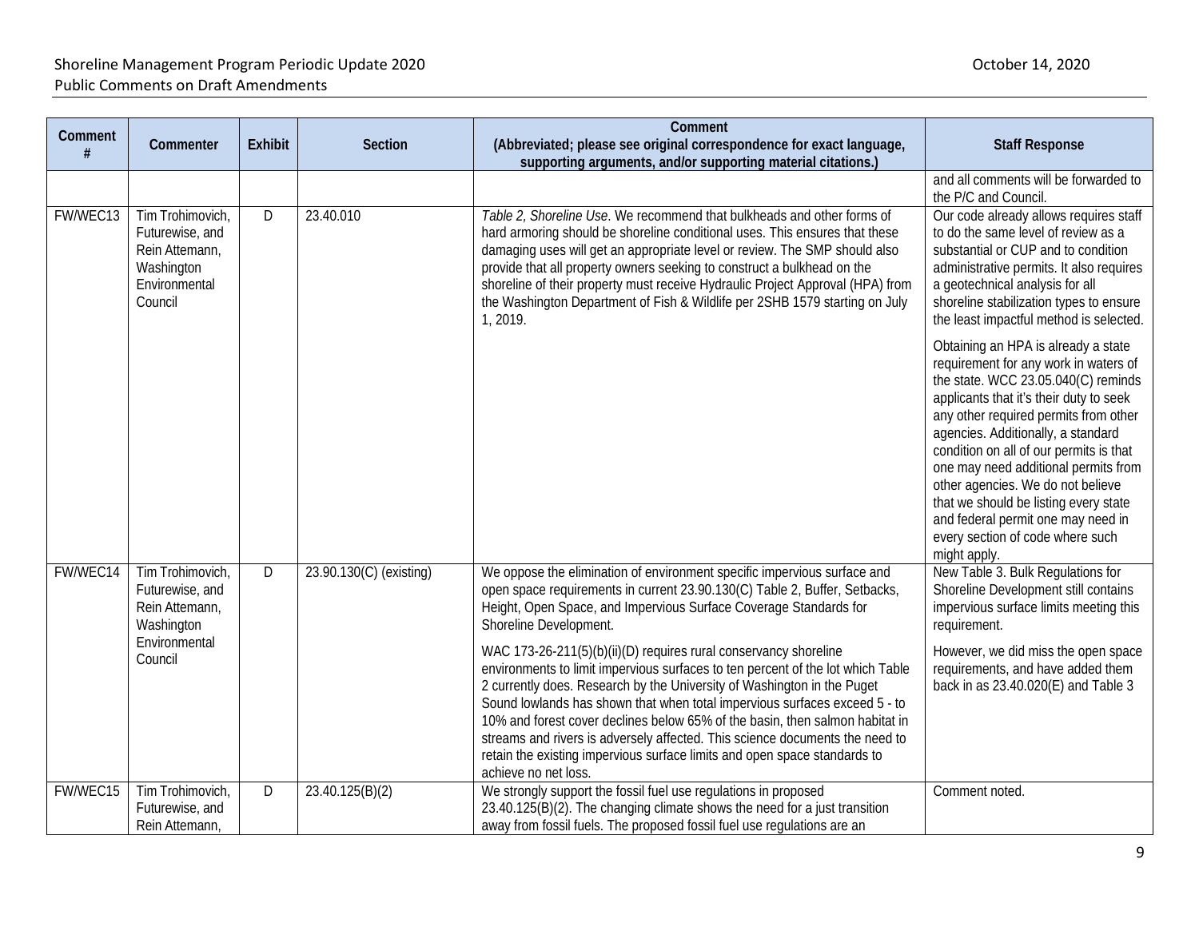| Comment # | Commenter | Exhibit | Section | Comment (Abbreviated; please see original correspondence for exact language, supporting arguments, and/or supporting material citations.) | Staff Response |
|---|---|---|---|---|---|
| | | | | | and all comments will be forwarded to the P/C and Council. |
| FW/WEC13 | Tim Trohimovich, Futurewise, and Rein Attemann, Washington Environmental Council | D | 23.40.010 | *Table 2, Shoreline Use*. We recommend that bulkheads and other forms of hard armoring should be shoreline conditional uses. This ensures that these damaging uses will get an appropriate level or review. The SMP should also provide that all property owners seeking to construct a bulkhead on the shoreline of their property must receive Hydraulic Project Approval (HPA) from the Washington Department of Fish & Wildlife per 2SHB 1579 starting on July 1, 2019. | Our code already allows requires staff to do the same level of review as a substantial or CUP and to condition administrative permits. It also requires a geotechnical analysis for all shoreline stabilization types to ensure the least impactful method is selected.<br><br>Obtaining an HPA is already a state requirement for any work in waters of the state. WCC 23.05.040(C) reminds applicants that it's their duty to seek any other required permits from other agencies. Additionally, a standard condition on all of our permits is that one may need additional permits from other agencies. We do not believe that we should be listing every state and federal permit one may need in every section of code where such might apply. |
| FW/WEC14 | Tim Trohimovich, Futurewise, and Rein Attemann, Washington Environmental Council | D | 23.90.130(C) (existing) | We oppose the elimination of environment specific impervious surface and open space requirements in current 23.90.130(C) Table 2, Buffer, Setbacks, Height, Open Space, and Impervious Surface Coverage Standards for Shoreline Development.<br><br>WAC 173-26-211(5)(b)(ii)(D) requires rural conservancy shoreline environments to limit impervious surfaces to ten percent of the lot which Table 2 currently does. Research by the University of Washington in the Puget Sound lowlands has shown that when total impervious surfaces exceed 5 - to 10% and forest cover declines below 65% of the basin, then salmon habitat in streams and rivers is adversely affected. This science documents the need to retain the existing impervious surface limits and open space standards to achieve no net loss. | New Table 3. Bulk Regulations for Shoreline Development still contains impervious surface limits meeting this requirement.<br><br>However, we did miss the open space requirements, and have added them back in as 23.40.020(E) and Table 3 |
| FW/WEC15 | Tim Trohimovich, Futurewise, and Rein Attemann, | D | 23.40.125(B)(2) | We strongly support the fossil fuel use regulations in proposed 23.40.125(B)(2). The changing climate shows the need for a just transition away from fossil fuels. The proposed fossil fuel use regulations are an | Comment noted. |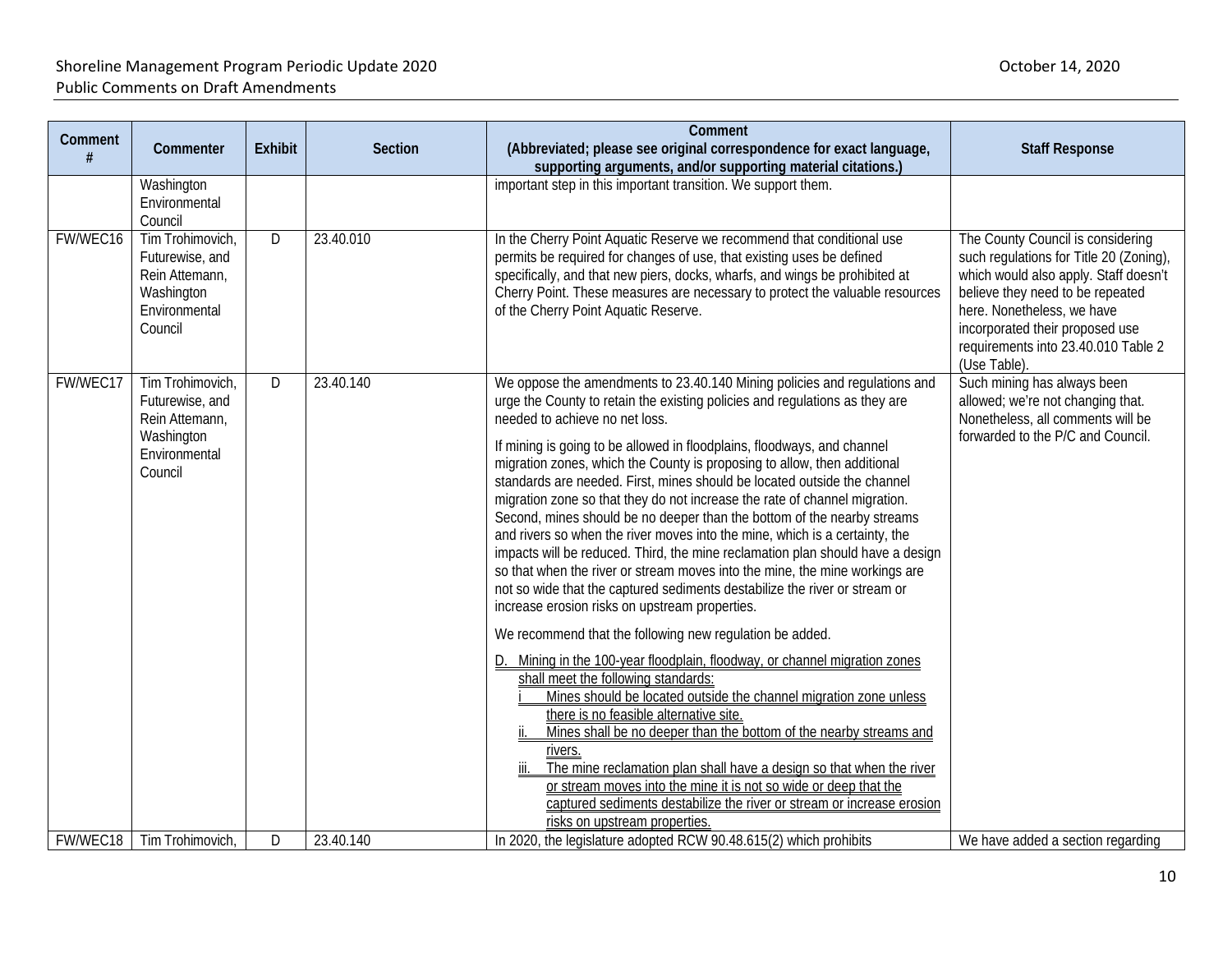| Comment # | Commenter | Exhibit | Section | Comment (Abbreviated; please see original correspondence for exact language, supporting arguments, and/or supporting material citations.) | Staff Response |
|---|---|---|---|---|---|
| | Washington Environmental Council | | | important step in this important transition. We support them. | |
| FW/WEC16 | Tim Trohimovich, Futurewise, and Rein Attemann, Washington Environmental Council | D | 23.40.010 | In the Cherry Point Aquatic Reserve we recommend that conditional use permits be required for changes of use, that existing uses be defined specifically, and that new piers, docks, wharfs, and wings be prohibited at Cherry Point. These measures are necessary to protect the valuable resources of the Cherry Point Aquatic Reserve. | The County Council is considering such regulations for Title 20 (Zoning), which would also apply. Staff doesn't believe they need to be repeated here. Nonetheless, we have incorporated their proposed use requirements into 23.40.010 Table 2 (Use Table). |
| FW/WEC17 | Tim Trohimovich, Futurewise, and Rein Attemann, Washington Environmental Council | D | 23.40.140 | We oppose the amendments to 23.40.140 Mining policies and regulations and urge the County to retain the existing policies and regulations as they are needed to achieve no net loss.<br><br>If mining is going to be allowed in floodplains, floodways, and channel migration zones, which the County is proposing to allow, then additional standards are needed. First, mines should be located outside the channel migration zone so that they do not increase the rate of channel migration. Second, mines should be no deeper than the bottom of the nearby streams and rivers so when the river moves into the mine, which is a certainty, the impacts will be reduced. Third, the mine reclamation plan should have a design so that when the river or stream moves into the mine, the mine workings are not so wide that the captured sediments destabilize the river or stream or increase erosion risks on upstream properties.<br><br>We recommend that the following new regulation be added.<br><br><u>D. Mining in the 100-year floodplain, floodway, or channel migration zones shall meet the following standards:</u><br><u>i Mines should be located outside the channel migration zone unless there is no feasible alternative site.</u><br><u>ii. Mines shall be no deeper than the bottom of the nearby streams and rivers.</u><br><u>iii. The mine reclamation plan shall have a design so that when the river or stream moves into the mine it is not so wide or deep that the captured sediments destabilize the river or stream or increase erosion risks on upstream properties.</u> | Such mining has always been allowed; we're not changing that. Nonetheless, all comments will be forwarded to the P/C and Council. |
| FW/WEC18 | Tim Trohimovich, | D | 23.40.140 | In 2020, the legislature adopted RCW 90.48.615(2) which prohibits | We have added a section regarding |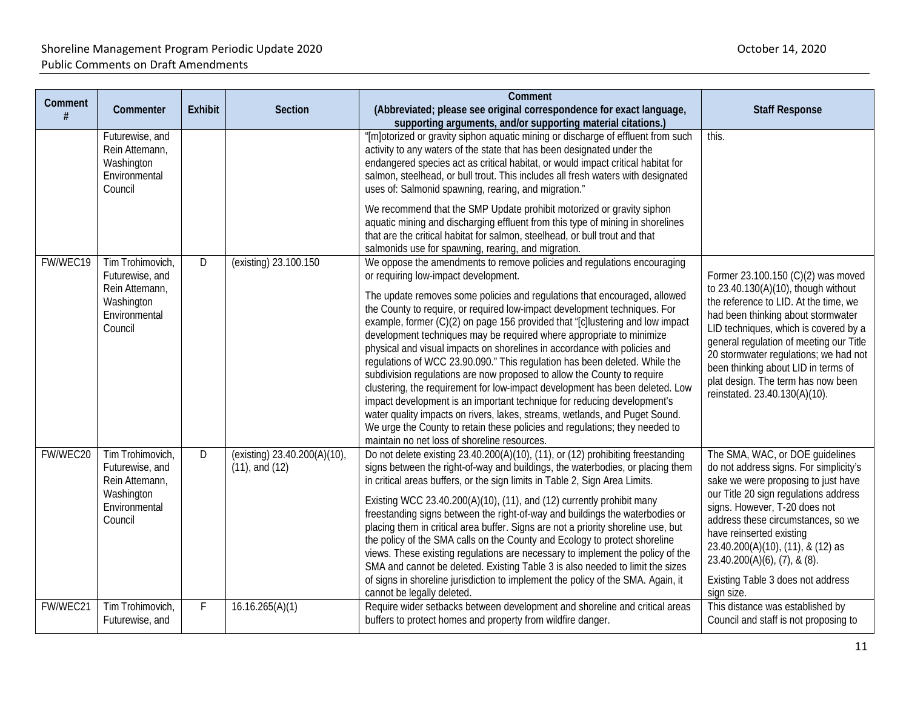| Comment # | Commenter | Exhibit | Section | Comment (Abbreviated; please see original correspondence for exact language, supporting arguments, and/or supporting material citations.) | Staff Response |
|---|---|---|---|---|---|
| | Futurewise, and Rein Attemann, Washington Environmental Council | | | "[m]otorized or gravity siphon aquatic mining or discharge of effluent from such activity to any waters of the state that has been designated under the endangered species act as critical habitat, or would impact critical habitat for salmon, steelhead, or bull trout. This includes all fresh waters with designated uses of: Salmonid spawning, rearing, and migration."<br><br>We recommend that the SMP Update prohibit motorized or gravity siphon aquatic mining and discharging effluent from this type of mining in shorelines that are the critical habitat for salmon, steelhead, or bull trout and that salmonids use for spawning, rearing, and migration. | this. |
| FW/WEC19 | Tim Trohimovich, Futurewise, and Rein Attemann, Washington Environmental Council | D | (existing) 23.100.150 | We oppose the amendments to remove policies and regulations encouraging or requiring low-impact development.<br><br>The update removes some policies and regulations that encouraged, allowed the County to require, or required low-impact development techniques. For example, former (C)(2) on page 156 provided that "[c]lustering and low impact development techniques may be required where appropriate to minimize physical and visual impacts on shorelines in accordance with policies and regulations of WCC 23.90.090." This regulation has been deleted. While the subdivision regulations are now proposed to allow the County to require clustering, the requirement for low-impact development has been deleted. Low impact development is an important technique for reducing development's water quality impacts on rivers, lakes, streams, wetlands, and Puget Sound. We urge the County to retain these policies and regulations; they needed to maintain no net loss of shoreline resources. | Former 23.100.150 (C)(2) was moved to 23.40.130(A)(10), though without the reference to LID. At the time, we had been thinking about stormwater LID techniques, which is covered by a general regulation of meeting our Title 20 stormwater regulations; we had not been thinking about LID in terms of plat design. The term has now been reinstated. 23.40.130(A)(10). |
| FW/WEC20 | Tim Trohimovich, Futurewise, and Rein Attemann, Washington Environmental Council | D | (existing) 23.40.200(A)(10), (11), and (12) | Do not delete existing 23.40.200(A)(10), (11), or (12) prohibiting freestanding signs between the right-of-way and buildings, the waterbodies, or placing them in critical areas buffers, or the sign limits in Table 2, Sign Area Limits.<br><br>Existing WCC 23.40.200(A)(10), (11), and (12) currently prohibit many freestanding signs between the right-of-way and buildings the waterbodies or placing them in critical area buffer. Signs are not a priority shoreline use, but the policy of the SMA calls on the County and Ecology to protect shoreline views. These existing regulations are necessary to implement the policy of the SMA and cannot be deleted. Existing Table 3 is also needed to limit the sizes of signs in shoreline jurisdiction to implement the policy of the SMA. Again, it cannot be legally deleted. | The SMA, WAC, or DOE guidelines do not address signs. For simplicity's sake we were proposing to just have our Title 20 sign regulations address signs. However, T-20 does not address these circumstances, so we have reinserted existing 23.40.200(A)(10), (11), & (12) as 23.40.200(A)(6), (7), & (8).<br><br>Existing Table 3 does not address sign size. |
| FW/WEC21 | Tim Trohimovich, Futurewise, and | F | 16.16.265(A)(1) | Require wider setbacks between development and shoreline and critical areas buffers to protect homes and property from wildfire danger. | This distance was established by Council and staff is not proposing to |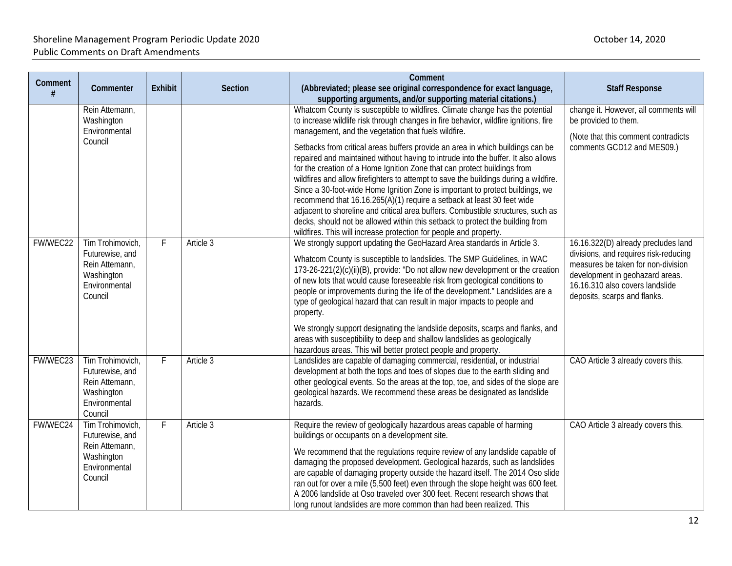| Comment # | Commenter | Exhibit | Section | Comment (Abbreviated; please see original correspondence for exact language, supporting arguments, and/or supporting material citations.) | Staff Response |
|---|---|---|---|---|---|
| | Rein Attemann, Washington Environmental Council | | | Whatcom County is susceptible to wildfires. Climate change has the potential to increase wildlife risk through changes in fire behavior, wildfire ignitions, fire management, and the vegetation that fuels wildfire.<br><br>Setbacks from critical areas buffers provide an area in which buildings can be repaired and maintained without having to intrude into the buffer. It also allows for the creation of a Home Ignition Zone that can protect buildings from wildfires and allow firefighters to attempt to save the buildings during a wildfire. Since a 30-foot-wide Home Ignition Zone is important to protect buildings, we recommend that 16.16.265(A)(1) require a setback at least 30 feet wide adjacent to shoreline and critical area buffers. Combustible structures, such as decks, should not be allowed within this setback to protect the building from wildfires. This will increase protection for people and property. | change it. However, all comments will be provided to them.<br><br>(Note that this comment contradicts comments GCD12 and MES09.) |
| FW/WEC22 | Tim Trohimovich, Futurewise, and Rein Attemann, Washington Environmental Council | F | Article 3 | We strongly support updating the GeoHazard Area standards in Article 3.<br><br>Whatcom County is susceptible to landslides. The SMP Guidelines, in WAC 173-26-221(2)(c)(ii)(B), provide: "Do not allow new development or the creation of new lots that would cause foreseeable risk from geological conditions to people or improvements during the life of the development." Landslides are a type of geological hazard that can result in major impacts to people and property.<br><br>We strongly support designating the landslide deposits, scarps and flanks, and areas with susceptibility to deep and shallow landslides as geologically hazardous areas. This will better protect people and property. | 16.16.322(D) already precludes land divisions, and requires risk-reducing measures be taken for non-division development in geohazard areas. 16.16.310 also covers landslide deposits, scarps and flanks. |
| FW/WEC23 | Tim Trohimovich, Futurewise, and Rein Attemann, Washington Environmental Council | F | Article 3 | Landslides are capable of damaging commercial, residential, or industrial development at both the tops and toes of slopes due to the earth sliding and other geological events. So the areas at the top, toe, and sides of the slope are geological hazards. We recommend these areas be designated as landslide hazards. | CAO Article 3 already covers this. |
| FW/WEC24 | Tim Trohimovich, Futurewise, and Rein Attemann, Washington Environmental Council | F | Article 3 | Require the review of geologically hazardous areas capable of harming buildings or occupants on a development site.<br><br>We recommend that the regulations require review of any landslide capable of damaging the proposed development. Geological hazards, such as landslides are capable of damaging property outside the hazard itself. The 2014 Oso slide ran out for over a mile (5,500 feet) even through the slope height was 600 feet. A 2006 landslide at Oso traveled over 300 feet. Recent research shows that long runout landslides are more common than had been realized. This | CAO Article 3 already covers this. |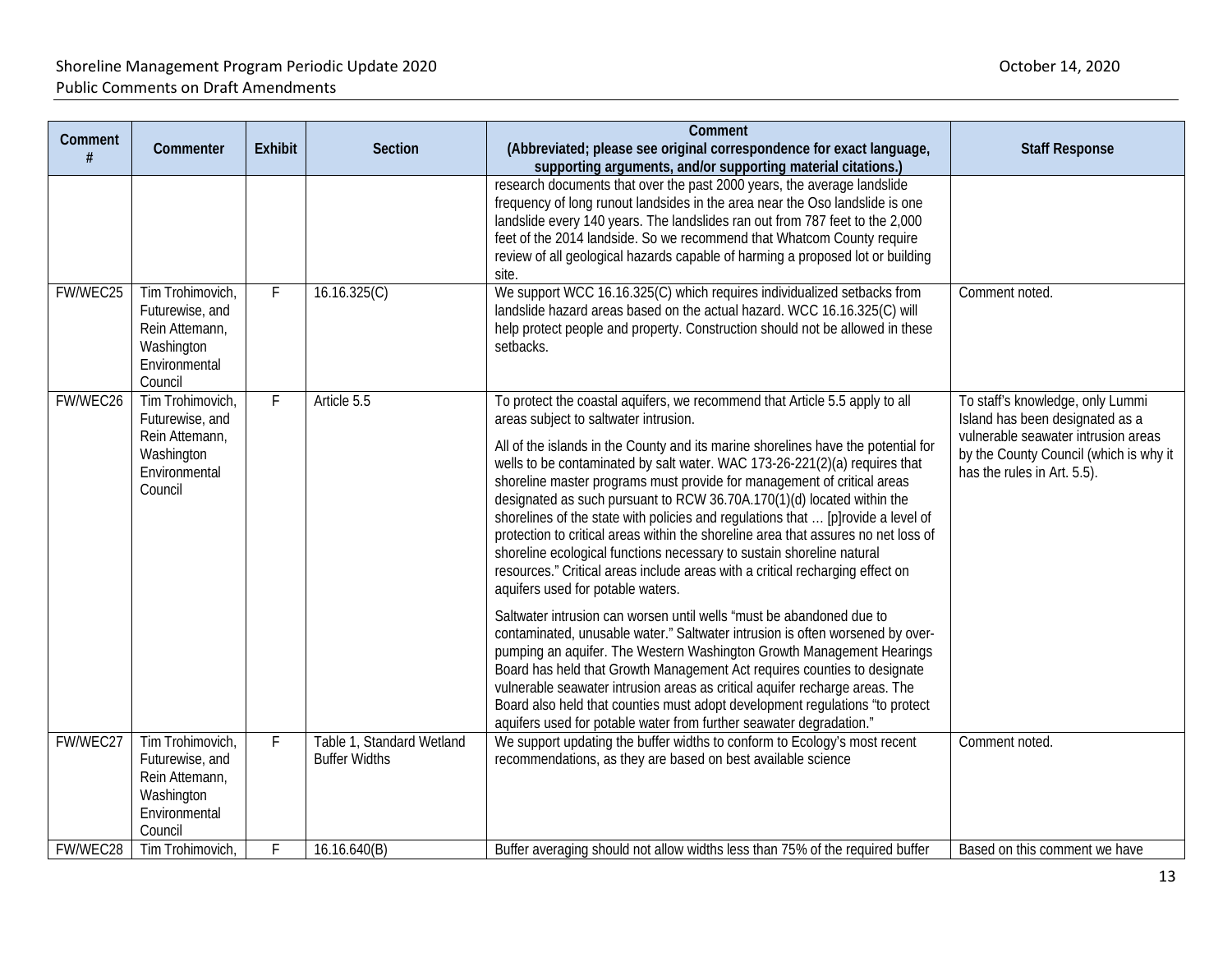| Comment # | Commenter | Exhibit | Section | Comment (Abbreviated; please see original correspondence for exact language, supporting arguments, and/or supporting material citations.) | Staff Response |
|---|---|---|---|---|---|
| | | | | research documents that over the past 2000 years, the average landslide frequency of long runout landsides in the area near the Oso landslide is one landslide every 140 years. The landslides ran out from 787 feet to the 2,000 feet of the 2014 landslide. So we recommend that Whatcom County require review of all geological hazards capable of harming a proposed lot or building site. | |
| FW/WEC25 | Tim Trohimovich, Futurewise, and Rein Attemann, Washington Environmental Council | F | 16.16.325(C) | We support WCC 16.16.325(C) which requires individualized setbacks from landslide hazard areas based on the actual hazard. WCC 16.16.325(C) will help protect people and property. Construction should not be allowed in these setbacks. | Comment noted. |
| FW/WEC26 | Tim Trohimovich, Futurewise, and Rein Attemann, Washington Environmental Council | F | Article 5.5 | To protect the coastal aquifers, we recommend that Article 5.5 apply to all areas subject to saltwater intrusion.<br><br>All of the islands in the County and its marine shorelines have the potential for wells to be contaminated by salt water. WAC 173-26-221(2)(a) requires that shoreline master programs must provide for management of critical areas designated as such pursuant to RCW 36.70A.170(1)(d) located within the shorelines of the state with policies and regulations that … [p]rovide a level of protection to critical areas within the shoreline area that assures no net loss of shoreline ecological functions necessary to sustain shoreline natural resources." Critical areas include areas with a critical recharging effect on aquifers used for potable waters.<br><br>Saltwater intrusion can worsen until wells "must be abandoned due to contaminated, unusable water." Saltwater intrusion is often worsened by over-pumping an aquifer. The Western Washington Growth Management Hearings Board has held that Growth Management Act requires counties to designate vulnerable seawater intrusion areas as critical aquifer recharge areas. The Board also held that counties must adopt development regulations "to protect aquifers used for potable water from further seawater degradation." | To staff's knowledge, only Lummi Island has been designated as a vulnerable seawater intrusion areas by the County Council (which is why it has the rules in Art. 5.5). |
| FW/WEC27 | Tim Trohimovich, Futurewise, and Rein Attemann, Washington Environmental Council | F | Table 1, Standard Wetland Buffer Widths | We support updating the buffer widths to conform to Ecology's most recent recommendations, as they are based on best available science | Comment noted. |
| FW/WEC28 | Tim Trohimovich, | F | 16.16.640(B) | Buffer averaging should not allow widths less than 75% of the required buffer | Based on this comment we have |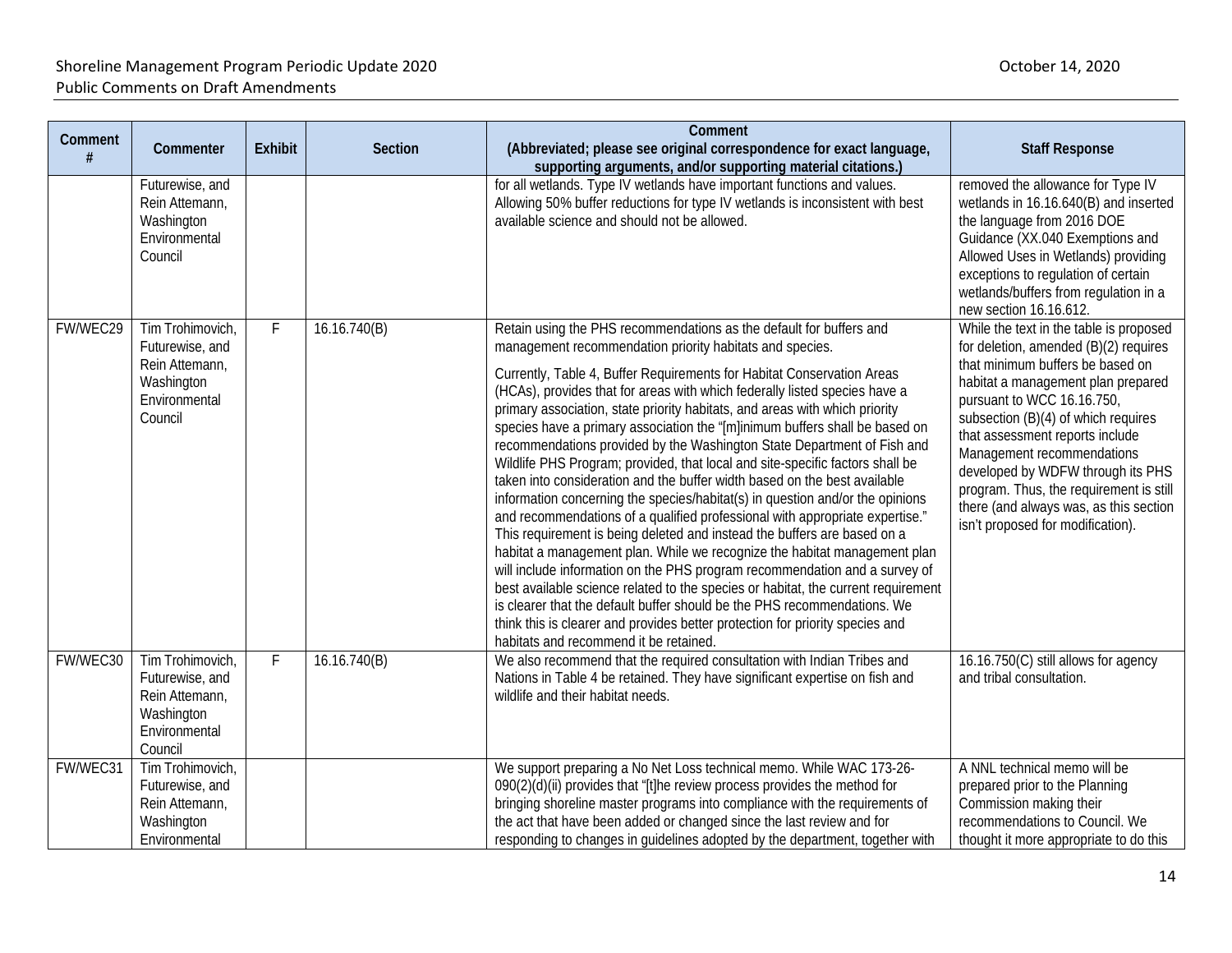| Comment # | Commenter | Exhibit | Section | Comment (Abbreviated; please see original correspondence for exact language, supporting arguments, and/or supporting material citations.) | Staff Response |
|---|---|---|---|---|---|
| | Futurewise, and Rein Attemann, Washington Environmental Council | | | for all wetlands. Type IV wetlands have important functions and values. Allowing 50% buffer reductions for type IV wetlands is inconsistent with best available science and should not be allowed. | removed the allowance for Type IV wetlands in 16.16.640(B) and inserted the language from 2016 DOE Guidance (XX.040 Exemptions and Allowed Uses in Wetlands) providing exceptions to regulation of certain wetlands/buffers from regulation in a new section 16.16.612. |
| FW/WEC29 | Tim Trohimovich, Futurewise, and Rein Attemann, Washington Environmental Council | F | 16.16.740(B) | Retain using the PHS recommendations as the default for buffers and management recommendation priority habitats and species.<br><br>Currently, Table 4, Buffer Requirements for Habitat Conservation Areas (HCAs), provides that for areas with which federally listed species have a primary association, state priority habitats, and areas with which priority species have a primary association the "[m]inimum buffers shall be based on recommendations provided by the Washington State Department of Fish and Wildlife PHS Program; provided, that local and site-specific factors shall be taken into consideration and the buffer width based on the best available information concerning the species/habitat(s) in question and/or the opinions and recommendations of a qualified professional with appropriate expertise." This requirement is being deleted and instead the buffers are based on a habitat management plan. While we recognize the habitat management plan will include information on the PHS program recommendation and a survey of best available science related to the species or habitat, the current requirement is clearer that the default buffer should be the PHS recommendations. We think this is clearer and provides better protection for priority species and habitats and recommend it be retained. | While the text in the table is proposed for deletion, amended (B)(2) requires that minimum buffers be based on habitat a management plan prepared pursuant to WCC 16.16.750, subsection (B)(4) of which requires that assessment reports include Management recommendations developed by WDFW through its PHS program. Thus, the requirement is still there (and always was, as this section isn't proposed for modification). |
| FW/WEC30 | Tim Trohimovich, Futurewise, and Rein Attemann, Washington Environmental Council | F | 16.16.740(B) | We also recommend that the required consultation with Indian Tribes and Nations in Table 4 be retained. They have significant expertise on fish and wildlife and their habitat needs. | 16.16.750(C) still allows for agency and tribal consultation. |
| FW/WEC31 | Tim Trohimovich, Futurewise, and Rein Attemann, Washington Environmental | | | We support preparing a No Net Loss technical memo. While WAC 173-26-090(2)(d)(ii) provides that "[t]he review process provides the method for bringing shoreline master programs into compliance with the requirements of the act that have been added or changed since the last review and for responding to changes in guidelines adopted by the department, together with | A NNL technical memo will be prepared prior to the Planning Commission making their recommendations to Council. We thought it more appropriate to do this |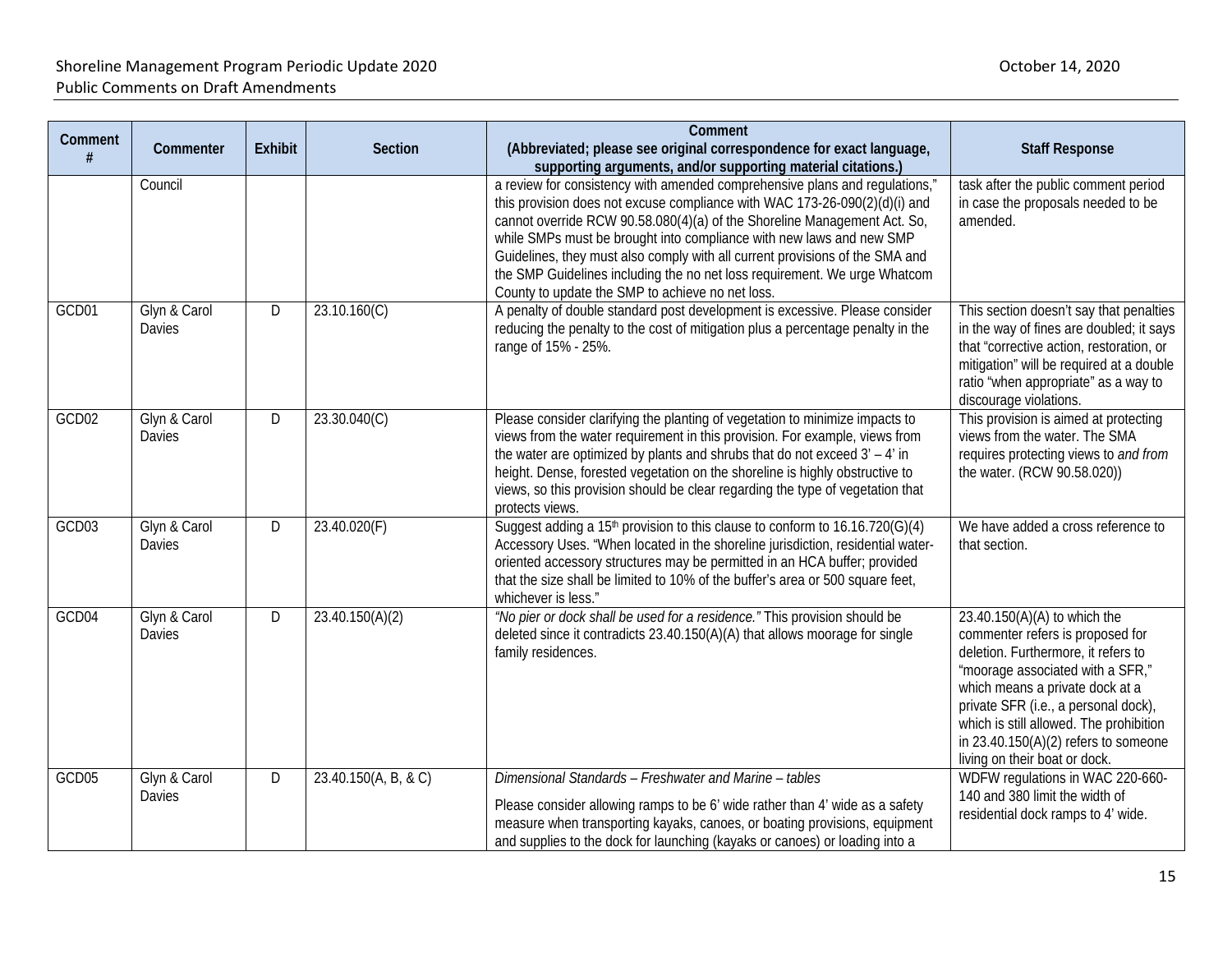| Comment # | Commenter | Exhibit | Section | Comment (Abbreviated; please see original correspondence for exact language, supporting arguments, and/or supporting material citations.) | Staff Response |
|---|---|---|---|---|---|
| | Council | | | a review for consistency with amended comprehensive plans and regulations," this provision does not excuse compliance with WAC 173-26-090(2)(d)(i) and cannot override RCW 90.58.080(4)(a) of the Shoreline Management Act. So, while SMPs must be brought into compliance with new laws and new SMP Guidelines, they must also comply with all current provisions of the SMA and the SMP Guidelines including the no net loss requirement. We urge Whatcom County to update the SMP to achieve no net loss. | task after the public comment period in case the proposals needed to be amended. |
| GCD01 | Glyn & Carol Davies | D | 23.10.160(C) | A penalty of double standard post development is excessive. Please consider reducing the penalty to the cost of mitigation plus a percentage penalty in the range of 15% - 25%. | This section doesn't say that penalties in the way of fines are doubled; it says that "corrective action, restoration, or mitigation" will be required at a double ratio "when appropriate" as a way to discourage violations. |
| GCD02 | Glyn & Carol Davies | D | 23.30.040(C) | Please consider clarifying the planting of vegetation to minimize impacts to views from the water requirement in this provision. For example, views from the water are optimized by plants and shrubs that do not exceed 3' – 4' in height. Dense, forested vegetation on the shoreline is highly obstructive to views, so this provision should be clear regarding the type of vegetation that protects views. | This provision is aimed at protecting views from the water. The SMA requires protecting views to *and from* the water. (RCW 90.58.020)) |
| GCD03 | Glyn & Carol Davies | D | 23.40.020(F) | Suggest adding a 15th provision to this clause to conform to 16.16.720(G)(4) Accessory Uses. "When located in the shoreline jurisdiction, residential water-oriented accessory structures may be permitted in an HCA buffer; provided that the size shall be limited to 10% of the buffer's area or 500 square feet, whichever is less." | We have added a cross reference to that section. |
| GCD04 | Glyn & Carol Davies | D | 23.40.150(A)(2) | *"No pier or dock shall be used for a residence."* This provision should be deleted since it contradicts 23.40.150(A)(A) that allows moorage for single family residences. | 23.40.150(A)(A) to which the commenter refers is proposed for deletion. Furthermore, it refers to "moorage associated with a SFR," which means a private dock at a private SFR (i.e., a personal dock), which is still allowed. The prohibition in 23.40.150(A)(2) refers to someone living on their boat or dock. |
| GCD05 | Glyn & Carol Davies | D | 23.40.150(A, B, & C) | *Dimensional Standards – Freshwater and Marine – tables*<br><br>Please consider allowing ramps to be 6' wide rather than 4' wide as a safety measure when transporting kayaks, canoes, or boating provisions, equipment and supplies to the dock for launching (kayaks or canoes) or loading into a | WDFW regulations in WAC 220-660-140 and 380 limit the width of residential dock ramps to 4' wide. |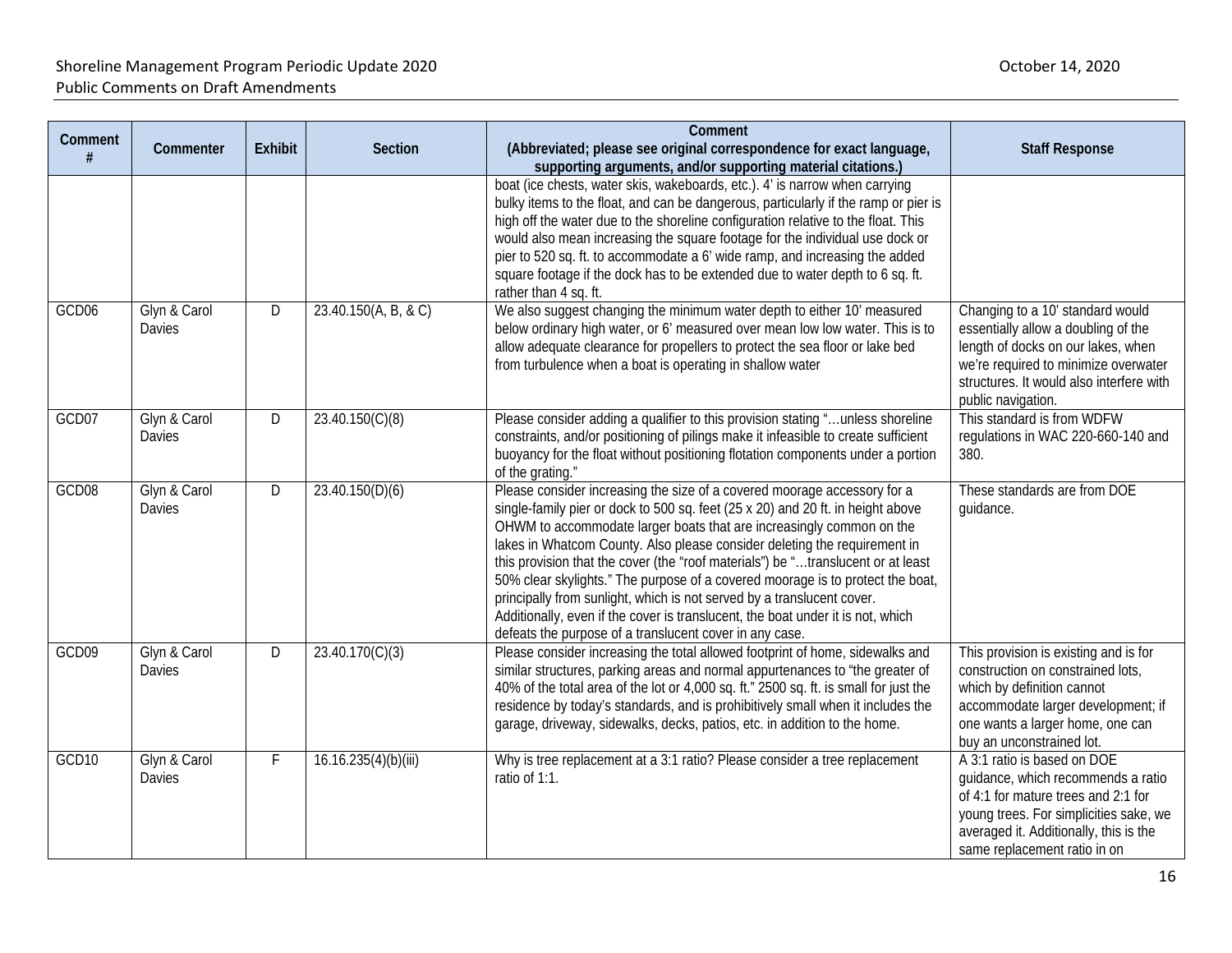| Comment # | Commenter | Exhibit | Section | Comment (Abbreviated; please see original correspondence for exact language, supporting arguments, and/or supporting material citations.) | Staff Response |
|---|---|---|---|---|---|
| | | | | boat (ice chests, water skis, wakeboards, etc.). 4' is narrow when carrying bulky items to the float, and can be dangerous, particularly if the ramp or pier is high off the water due to the shoreline configuration relative to the float. This would also mean increasing the square footage for the individual use dock or pier to 520 sq. ft. to accommodate a 6' wide ramp, and increasing the added square footage if the dock has to be extended due to water depth to 6 sq. ft. rather than 4 sq. ft. | |
| GCD06 | Glyn & Carol Davies | D | 23.40.150(A, B, & C) | We also suggest changing the minimum water depth to either 10' measured below ordinary high water, or 6' measured over mean low low water. This is to allow adequate clearance for propellers to protect the sea floor or lake bed from turbulence when a boat is operating in shallow water | Changing to a 10' standard would essentially allow a doubling of the length of docks on our lakes, when we're required to minimize overwater structures. It would also interfere with public navigation. |
| GCD07 | Glyn & Carol Davies | D | 23.40.150(C)(8) | Please consider adding a qualifier to this provision stating "…unless shoreline constraints, and/or positioning of pilings make it infeasible to create sufficient buoyancy for the float without positioning flotation components under a portion of the grating." | This standard is from WDFW regulations in WAC 220-660-140 and 380. |
| GCD08 | Glyn & Carol Davies | D | 23.40.150(D)(6) | Please consider increasing the size of a covered moorage accessory for a single-family pier or dock to 500 sq. feet (25 x 20) and 20 ft. in height above OHWM to accommodate larger boats that are increasingly common on the lakes in Whatcom County. Also please consider deleting the requirement in this provision that the cover (the "roof materials") be "…translucent or at least 50% clear skylights." The purpose of a covered moorage is to protect the boat, principally from sunlight, which is not served by a translucent cover. Additionally, even if the cover is translucent, the boat under it is not, which defeats the purpose of a translucent cover in any case. | These standards are from DOE guidance. |
| GCD09 | Glyn & Carol Davies | D | 23.40.170(C)(3) | Please consider increasing the total allowed footprint of home, sidewalks and similar structures, parking areas and normal appurtenances to "the greater of 40% of the total area of the lot or 4,000 sq. ft." 2500 sq. ft. is small for just the residence by today's standards, and is prohibitively small when it includes the garage, driveway, sidewalks, decks, patios, etc. in addition to the home. | This provision is existing and is for construction on constrained lots, which by definition cannot accommodate larger development; if one wants a larger home, one can buy an unconstrained lot. |
| GCD10 | Glyn & Carol Davies | F | 16.16.235(4)(b)(iii) | Why is tree replacement at a 3:1 ratio? Please consider a tree replacement ratio of 1:1. | A 3:1 ratio is based on DOE guidance, which recommends a ratio of 4:1 for mature trees and 2:1 for young trees. For simplicities sake, we averaged it. Additionally, this is the same replacement ratio in on |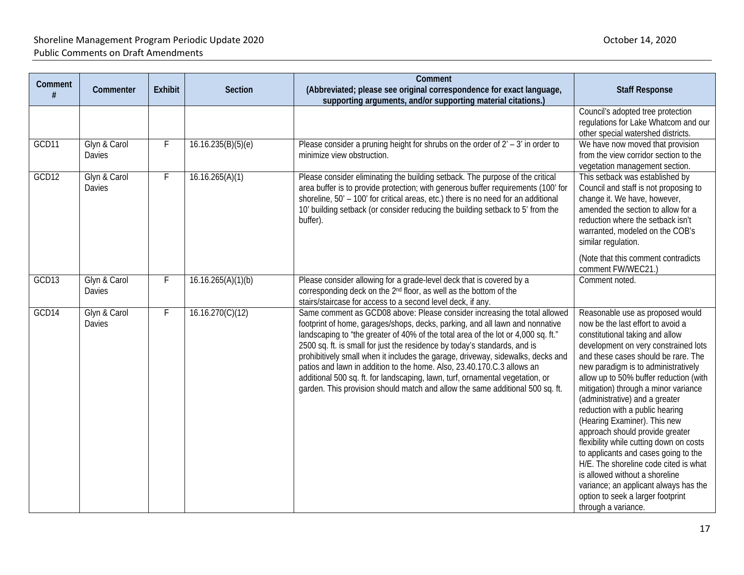| Comment # | Commenter | Exhibit | Section | Comment (Abbreviated; please see original correspondence for exact language, supporting arguments, and/or supporting material citations.) | Staff Response |
|---|---|---|---|---|---|
| | | | | | Council's adopted tree protection regulations for Lake Whatcom and our other special watershed districts. |
| GCD11 | Glyn & Carol Davies | F | 16.16.235(B)(5)(e) | Please consider a pruning height for shrubs on the order of 2' – 3' in order to minimize view obstruction. | We have now moved that provision from the view corridor section to the vegetation management section. |
| GCD12 | Glyn & Carol Davies | F | 16.16.265(A)(1) | Please consider eliminating the building setback. The purpose of the critical area buffer is to provide protection; with generous buffer requirements (100' for shoreline, 50' – 100' for critical areas, etc.) there is no need for an additional 10' building setback (or consider reducing the building setback to 5' from the buffer). | This setback was established by Council and staff is not proposing to change it. We have, however, amended the section to allow for a reduction where the setback isn't warranted, modeled on the COB's similar regulation.<br><br>(Note that this comment contradicts comment FW/WEC21.) |
| GCD13 | Glyn & Carol Davies | F | 16.16.265(A)(1)(b) | Please consider allowing for a grade-level deck that is covered by a corresponding deck on the 2nd floor, as well as the bottom of the stairs/staircase for access to a second level deck, if any. | Comment noted. |
| GCD14 | Glyn & Carol Davies | F | 16.16.270(C)(12) | Same comment as GCD08 above: Please consider increasing the total allowed footprint of home, garages/shops, decks, parking, and all lawn and nonnative landscaping to "the greater of 40% of the total area of the lot or 4,000 sq. ft." 2500 sq. ft. is small for just the residence by today's standards, and is prohibitively small when it includes the garage, driveway, sidewalks, decks and patios and lawn in addition to the home. Also, 23.40.170.C.3 allows an additional 500 sq. ft. for landscaping, lawn, turf, ornamental vegetation, or garden. This provision should match and allow the same additional 500 sq. ft. | Reasonable use as proposed would now be the last effort to avoid a constitutional taking and allow development on very constrained lots and these cases should be rare. The new paradigm is to administratively allow up to 50% buffer reduction (with mitigation) through a minor variance (administrative) and a greater reduction with a public hearing (Hearing Examiner). This new approach should provide greater flexibility while cutting down on costs to applicants and cases going to the H/E. The shoreline code cited is what is allowed without a shoreline variance; an applicant always has the option to seek a larger footprint through a variance. |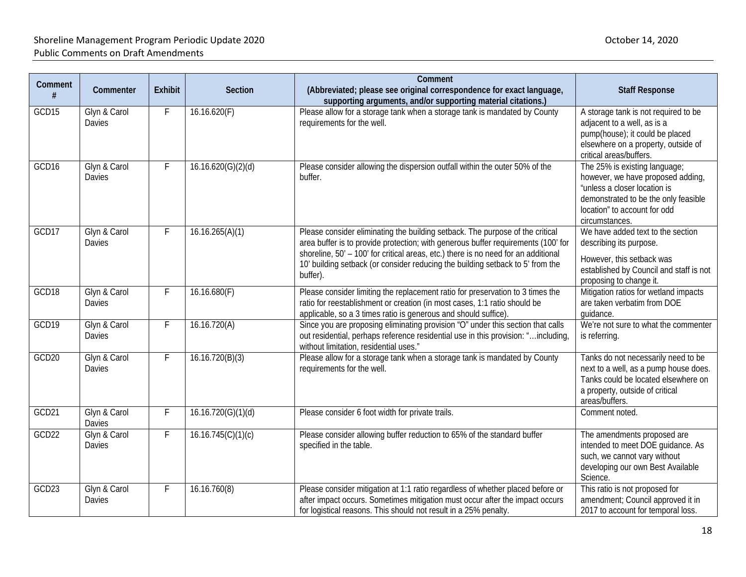| Comment # | Commenter | Exhibit | Section | Comment (Abbreviated; please see original correspondence for exact language, supporting arguments, and/or supporting material citations.) | Staff Response |
|---|---|---|---|---|---|
| GCD15 | Glyn & Carol Davies | F | 16.16.620(F) | Please allow for a storage tank when a storage tank is mandated by County requirements for the well. | A storage tank is not required to be adjacent to a well, as is a pump(house); it could be placed elsewhere on a property, outside of critical areas/buffers. |
| GCD16 | Glyn & Carol Davies | F | 16.16.620(G)(2)(d) | Please consider allowing the dispersion outfall within the outer 50% of the buffer. | The 25% is existing language; however, we have proposed adding, "unless a closer location is demonstrated to be the only feasible location" to account for odd circumstances. |
| GCD17 | Glyn & Carol Davies | F | 16.16.265(A)(1) | Please consider eliminating the building setback. The purpose of the critical area buffer is to provide protection; with generous buffer requirements (100' for shoreline, 50' – 100' for critical areas, etc.) there is no need for an additional 10' building setback (or consider reducing the building setback to 5' from the buffer). | We have added text to the section describing its purpose.<br><br>However, this setback was established by Council and staff is not proposing to change it. |
| GCD18 | Glyn & Carol Davies | F | 16.16.680(F) | Please consider limiting the replacement ratio for preservation to 3 times the ratio for reestablishment or creation (in most cases, 1:1 ratio should be applicable, so a 3 times ratio is generous and should suffice). | Mitigation ratios for wetland impacts are taken verbatim from DOE guidance. |
| GCD19 | Glyn & Carol Davies | F | 16.16.720(A) | Since you are proposing eliminating provision "O" under this section that calls out residential, perhaps reference residential use in this provision: "…including, without limitation, residential uses." | We're not sure to what the commenter is referring. |
| GCD20 | Glyn & Carol Davies | F | 16.16.720(B)(3) | Please allow for a storage tank when a storage tank is mandated by County requirements for the well. | Tanks do not necessarily need to be next to a well, as a pump house does. Tanks could be located elsewhere on a property, outside of critical areas/buffers. |
| GCD21 | Glyn & Carol Davies | F | 16.16.720(G)(1)(d) | Please consider 6 foot width for private trails. | Comment noted. |
| GCD22 | Glyn & Carol Davies | F | 16.16.745(C)(1)(c) | Please consider allowing buffer reduction to 65% of the standard buffer specified in the table. | The amendments proposed are intended to meet DOE guidance. As such, we cannot vary without developing our own Best Available Science. |
| GCD23 | Glyn & Carol Davies | F | 16.16.760(8) | Please consider mitigation at 1:1 ratio regardless of whether placed before or after impact occurs. Sometimes mitigation must occur after the impact occurs for logistical reasons. This should not result in a 25% penalty. | This ratio is not proposed for amendment; Council approved it in 2017 to account for temporal loss. |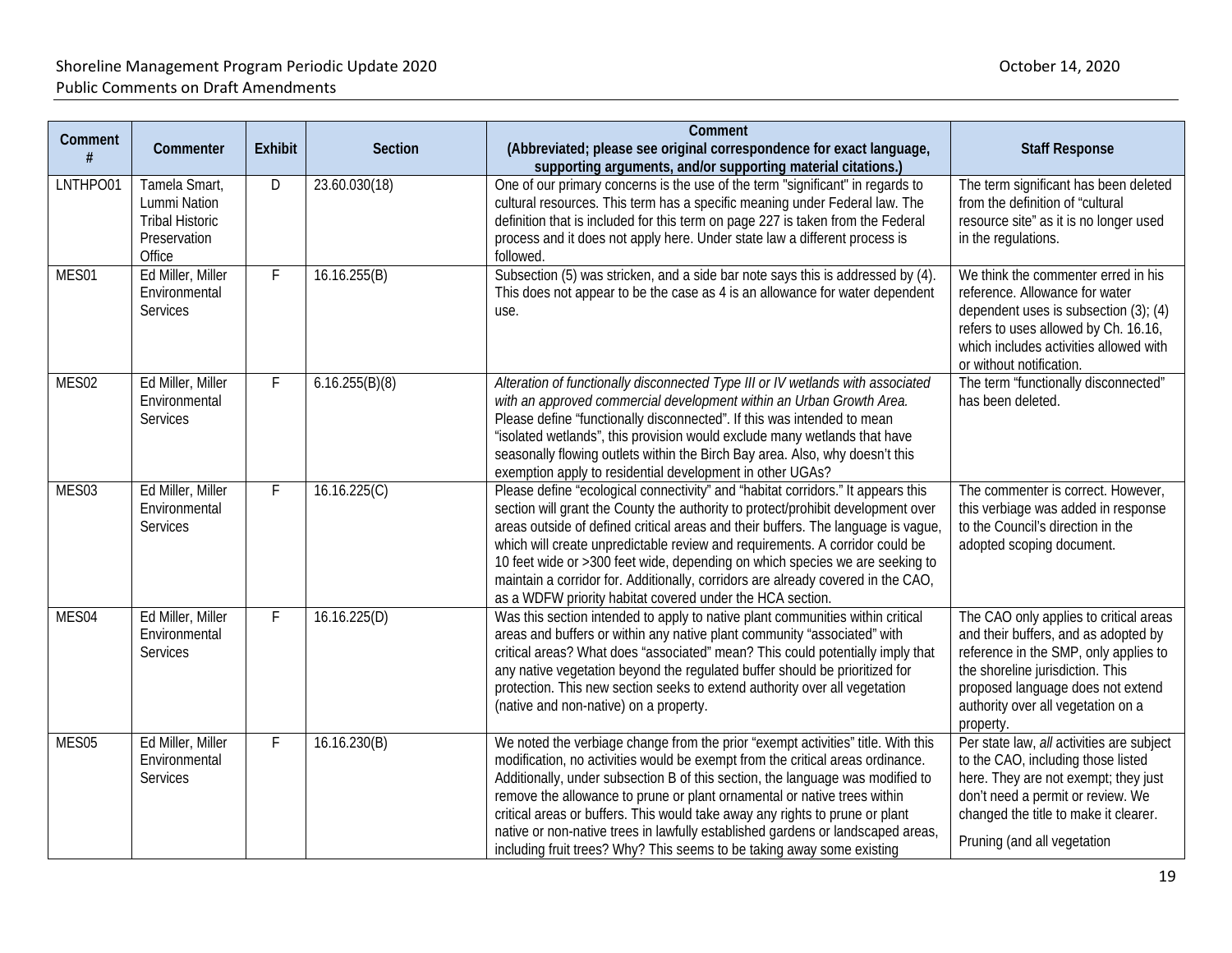| Comment # | Commenter | Exhibit | Section | Comment (Abbreviated; please see original correspondence for exact language, supporting arguments, and/or supporting material citations.) | Staff Response |
|---|---|---|---|---|---|
| LNTHPO01 | Tamela Smart, Lummi Nation Tribal Historic Preservation Office | D | 23.60.030(18) | One of our primary concerns is the use of the term "significant" in regards to cultural resources. This term has a specific meaning under Federal law. The definition that is included for this term on page 227 is taken from the Federal process and it does not apply here. Under state law a different process is followed. | The term significant has been deleted from the definition of "cultural resource site" as it is no longer used in the regulations. |
| MES01 | Ed Miller, Miller Environmental Services | F | 16.16.255(B) | Subsection (5) was stricken, and a side bar note says this is addressed by (4). This does not appear to be the case as 4 is an allowance for water dependent use. | We think the commenter erred in his reference. Allowance for water dependent uses is subsection (3); (4) refers to uses allowed by Ch. 16.16, which includes activities allowed with or without notification. |
| MES02 | Ed Miller, Miller Environmental Services | F | 6.16.255(B)(8) | *Alteration of functionally disconnected Type III or IV wetlands with associated with an approved commercial development within an Urban Growth Area.* Please define "functionally disconnected". If this was intended to mean "isolated wetlands", this provision would exclude many wetlands that have seasonally flowing outlets within the Birch Bay area. Also, why doesn't this exemption apply to residential development in other UGAs? | The term "functionally disconnected" has been deleted. |
| MES03 | Ed Miller, Miller Environmental Services | F | 16.16.225(C) | Please define "ecological connectivity" and "habitat corridors." It appears this section will grant the County the authority to protect/prohibit development over areas outside of defined critical areas and their buffers. The language is vague, which will create unpredictable review and requirements. A corridor could be 10 feet wide or >300 feet wide, depending on which species we are seeking to maintain a corridor for. Additionally, corridors are already covered in the CAO, as a WDFW priority habitat covered under the HCA section. | The commenter is correct. However, this verbiage was added in response to the Council's direction in the adopted scoping document. |
| MES04 | Ed Miller, Miller Environmental Services | F | 16.16.225(D) | Was this section intended to apply to native plant communities within critical areas and buffers or within any native plant community "associated" with critical areas? What does "associated" mean? This could potentially imply that any native vegetation beyond the regulated buffer should be prioritized for protection. This new section seeks to extend authority over all vegetation (native and non-native) on a property. | The CAO only applies to critical areas and their buffers, and as adopted by reference in the SMP, only applies to the shoreline jurisdiction. This proposed language does not extend authority over all vegetation on a property. |
| MES05 | Ed Miller, Miller Environmental Services | F | 16.16.230(B) | We noted the verbiage change from the prior "exempt activities" title. With this modification, no activities would be exempt from the critical areas ordinance. Additionally, under subsection B of this section, the language was modified to remove the allowance to prune or plant ornamental or native trees within critical areas or buffers. This would take away any rights to prune or plant native or non-native trees in lawfully established gardens or landscaped areas, including fruit trees? Why? This seems to be taking away some existing | Per state law, *all* activities are subject to the CAO, including those listed here. They are not exempt; they just don't need a permit or review. We changed the title to make it clearer.<br><br>Pruning (and all vegetation |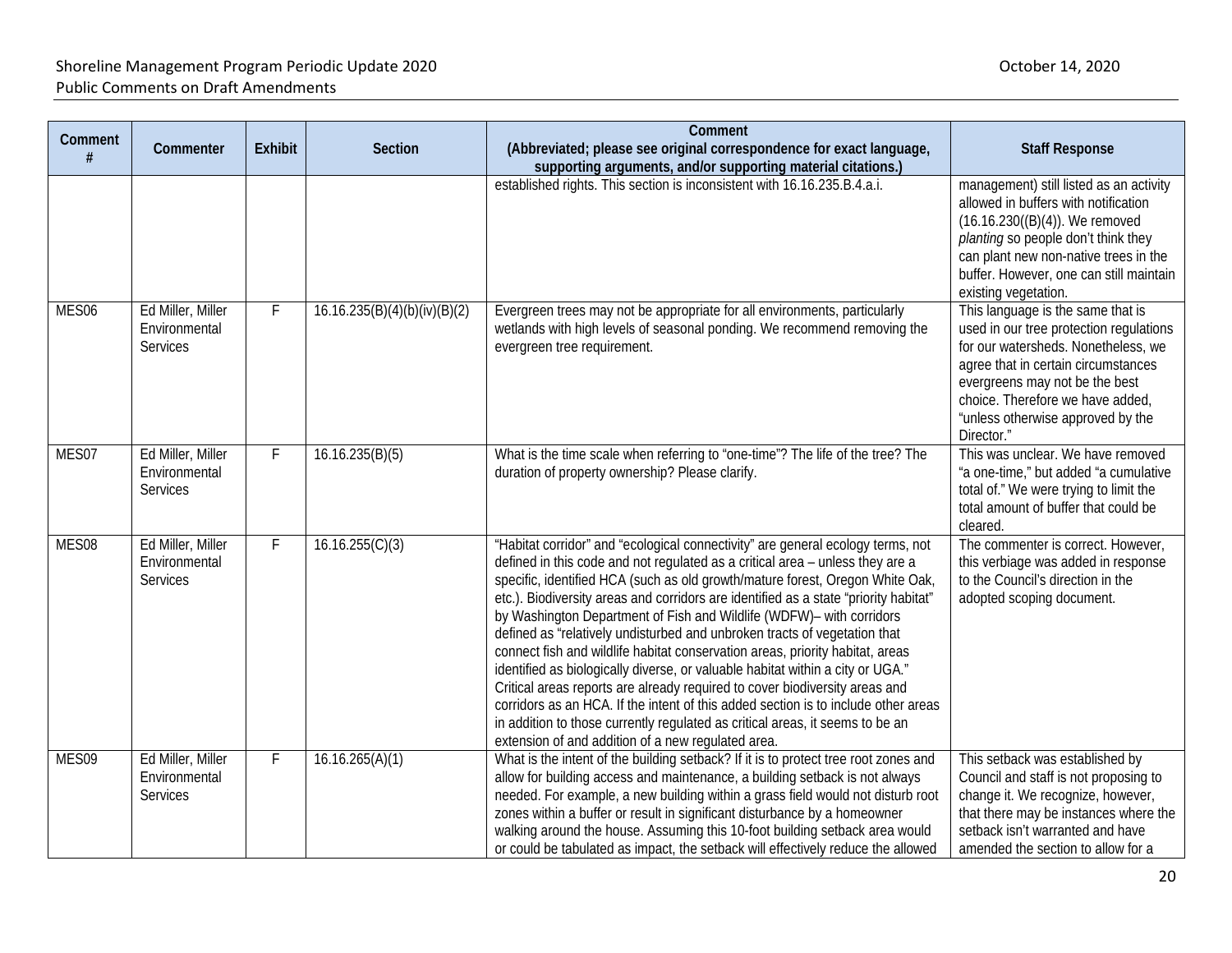| Comment # | Commenter | Exhibit | Section | Comment (Abbreviated; please see original correspondence for exact language, supporting arguments, and/or supporting material citations.) | Staff Response |
|---|---|---|---|---|---|
| | | | | established rights. This section is inconsistent with 16.16.235.B.4.a.i. | management) still listed as an activity allowed in buffers with notification (16.16.230((B)(4)). We removed *planting* so people don't think they can plant new non-native trees in the buffer. However, one can still maintain existing vegetation. |
| MES06 | Ed Miller, Miller Environmental Services | F | 16.16.235(B)(4)(b)(iv)(B)(2) | Evergreen trees may not be appropriate for all environments, particularly wetlands with high levels of seasonal ponding. We recommend removing the evergreen tree requirement. | This language is the same that is used in our tree protection regulations for our watersheds. Nonetheless, we agree that in certain circumstances evergreens may not be the best choice. Therefore we have added, "unless otherwise approved by the Director." |
| MES07 | Ed Miller, Miller Environmental Services | F | 16.16.235(B)(5) | What is the time scale when referring to "one-time"? The life of the tree? The duration of property ownership? Please clarify. | This was unclear. We have removed "a one-time," but added "a cumulative total of." We were trying to limit the total amount of buffer that could be cleared. |
| MES08 | Ed Miller, Miller Environmental Services | F | 16.16.255(C)(3) | "Habitat corridor" and "ecological connectivity" are general ecology terms, not defined in this code and not regulated as a critical area – unless they are a specific, identified HCA (such as old growth/mature forest, Oregon White Oak, etc.). Biodiversity areas and corridors are identified as a state "priority habitat" by Washington Department of Fish and Wildlife (WDFW)– with corridors defined as "relatively undisturbed and unbroken tracts of vegetation that connect fish and wildlife habitat conservation areas, priority habitat, areas identified as biologically diverse, or valuable habitat within a city or UGA." Critical areas reports are already required to cover biodiversity areas and corridors as an HCA. If the intent of this added section is to include other areas in addition to those currently regulated as critical areas, it seems to be an extension of and addition of a new regulated area. | The commenter is correct. However, this verbiage was added in response to the Council's direction in the adopted scoping document. |
| MES09 | Ed Miller, Miller Environmental Services | F | 16.16.265(A)(1) | What is the intent of the building setback? If it is to protect tree root zones and allow for building access and maintenance, a building setback is not always needed. For example, a new building within a grass field would not disturb root zones within a buffer or result in significant disturbance by a homeowner walking around the house. Assuming this 10-foot building setback area would or could be tabulated as impact, the setback will effectively reduce the allowed | This setback was established by Council and staff is not proposing to change it. We recognize, however, that there may be instances where the setback isn't warranted and have amended the section to allow for a |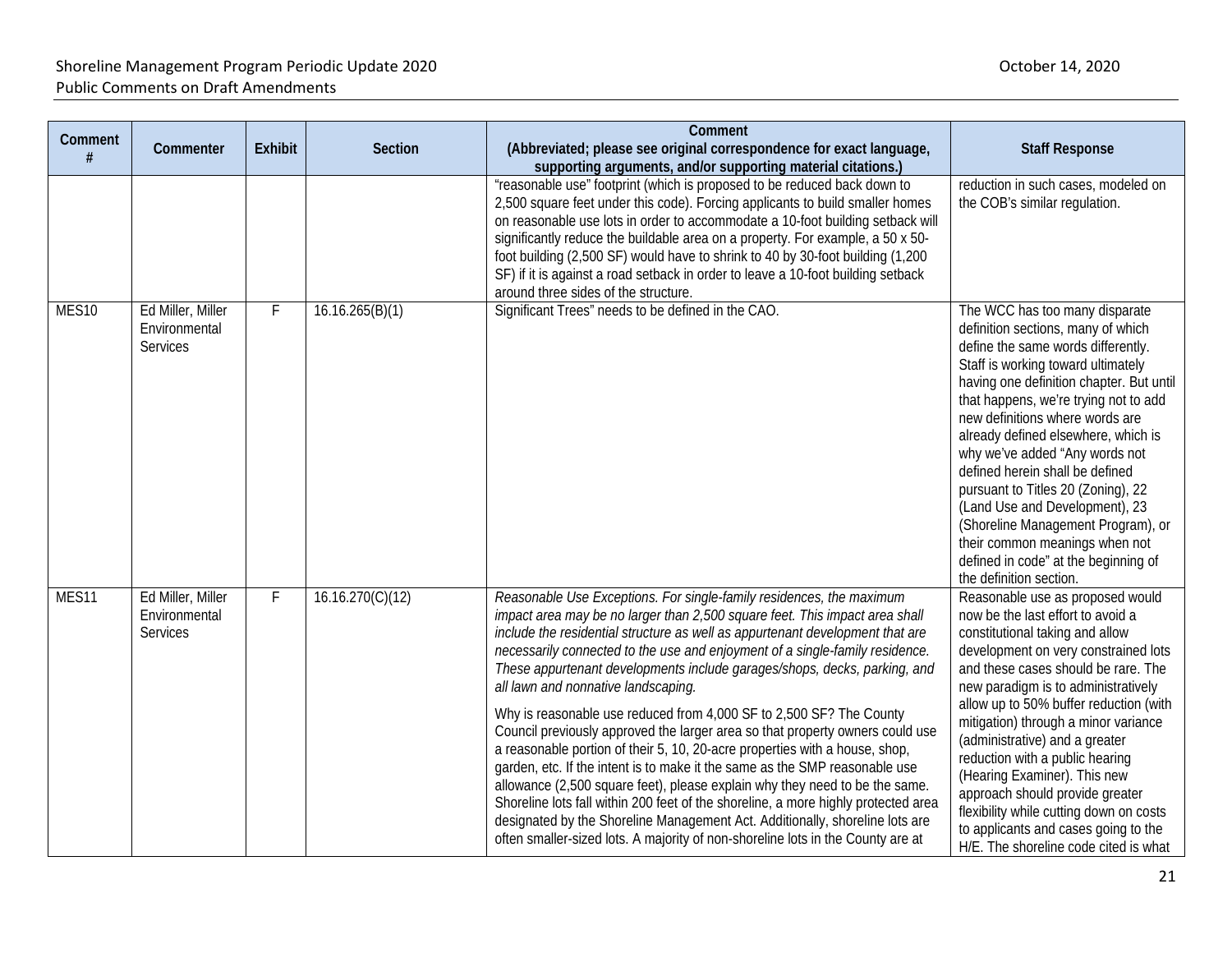| Comment # | Commenter | Exhibit | Section | Comment (Abbreviated; please see original correspondence for exact language, supporting arguments, and/or supporting material citations.) | Staff Response |
|---|---|---|---|---|---|
| | | | | "reasonable use" footprint (which is proposed to be reduced back down to 2,500 square feet under this code). Forcing applicants to build smaller homes on reasonable use lots in order to accommodate a 10-foot building setback will significantly reduce the buildable area on a property. For example, a 50 x 50-foot building (2,500 SF) would have to shrink to 40 by 30-foot building (1,200 SF) if it is against a road setback in order to leave a 10-foot building setback around three sides of the structure. | reduction in such cases, modeled on the COB's similar regulation. |
| MES10 | Ed Miller, Miller Environmental Services | F | 16.16.265(B)(1) | Significant Trees" needs to be defined in the CAO. | The WCC has too many disparate definition sections, many of which define the same words differently. Staff is working toward ultimately having one definition chapter. But until that happens, we're trying not to add new definitions where words are already defined elsewhere, which is why we've added "Any words not defined herein shall be defined pursuant to Titles 20 (Zoning), 22 (Land Use and Development), 23 (Shoreline Management Program), or their common meanings when not defined in code" at the beginning of the definition section. |
| MES11 | Ed Miller, Miller Environmental Services | F | 16.16.270(C)(12) | *Reasonable Use Exceptions. For single-family residences, the maximum impact area may be no larger than 2,500 square feet. This impact area shall include the residential structure as well as appurtenant development that are necessarily connected to the use and enjoyment of a single-family residence. These appurtenant developments include garages/shops, decks, parking, and all lawn and nonnative landscaping.*<br><br>Why is reasonable use reduced from 4,000 SF to 2,500 SF? The County Council previously approved the larger area so that property owners could use a reasonable portion of their 5, 10, 20-acre properties with a house, shop, garden, etc. If the intent is to make it the same as the SMP reasonable use allowance (2,500 square feet), please explain why they need to be the same. Shoreline lots fall within 200 feet of the shoreline, a more highly protected area designated by the Shoreline Management Act. Additionally, shoreline lots are often smaller-sized lots. A majority of non-shoreline lots in the County are at | Reasonable use as proposed would now be the last effort to avoid a constitutional taking and allow development on very constrained lots and these cases should be rare. The new paradigm is to administratively allow up to 50% buffer reduction (with mitigation) through a minor variance (administrative) and a greater reduction with a public hearing (Hearing Examiner). This new approach should provide greater flexibility while cutting down on costs to applicants and cases going to the H/E. The shoreline code cited is what |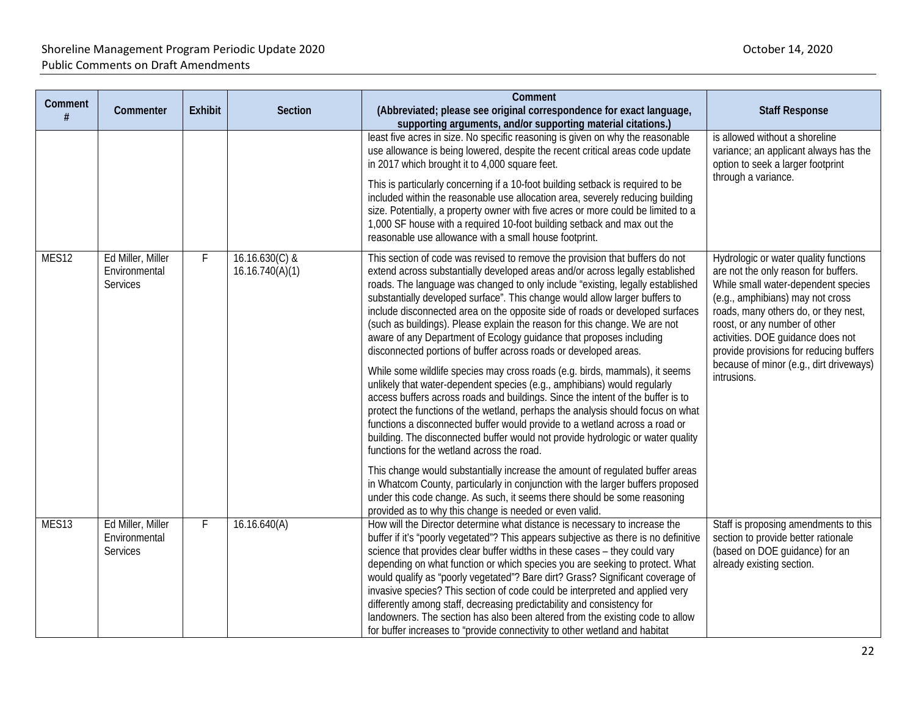| Comment # | Commenter | Exhibit | Section | Comment (Abbreviated; please see original correspondence for exact language, supporting arguments, and/or supporting material citations.) | Staff Response |
|---|---|---|---|---|---|
| | | | | least five acres in size. No specific reasoning is given on why the reasonable use allowance is being lowered, despite the recent critical areas code update in 2017 which brought it to 4,000 square feet.<br><br>This is particularly concerning if a 10-foot building setback is required to be included within the reasonable use allocation area, severely reducing building size. Potentially, a property owner with five acres or more could be limited to a 1,000 SF house with a required 10-foot building setback and max out the reasonable use allowance with a small house footprint. | is allowed without a shoreline variance; an applicant always has the option to seek a larger footprint through a variance. |
| MES12 | Ed Miller, Miller Environmental Services | F | 16.16.630(C) & 16.16.740(A)(1) | This section of code was revised to remove the provision that buffers do not extend across substantially developed areas and/or across legally established roads. The language was changed to only include "existing, legally established substantially developed surface". This change would allow larger buffers to include disconnected area on the opposite side of roads or developed surfaces (such as buildings). Please explain the reason for this change. We are not aware of any Department of Ecology guidance that proposes including disconnected portions of buffer across roads or developed areas.<br><br>While some wildlife species may cross roads (e.g. birds, mammals), it seems unlikely that water-dependent species (e.g., amphibians) would regularly access buffers across roads and buildings. Since the intent of the buffer is to protect the functions of the wetland, perhaps the analysis should focus on what functions a disconnected buffer would provide to a wetland across a road or building. The disconnected buffer would not provide hydrologic or water quality functions for the wetland across the road.<br><br>This change would substantially increase the amount of regulated buffer areas in Whatcom County, particularly in conjunction with the larger buffers proposed under this code change. As such, it seems there should be some reasoning provided as to why this change is needed or even valid. | Hydrologic or water quality functions are not the only reason for buffers. While small water-dependent species (e.g., amphibians) may not cross roads, many others do, or they nest, roost, or any number of other activities. DOE guidance does not provide provisions for reducing buffers because of minor (e.g., dirt driveways) intrusions. |
| MES13 | Ed Miller, Miller Environmental Services | F | 16.16.640(A) | How will the Director determine what distance is necessary to increase the buffer if it's "poorly vegetated"? This appears subjective as there is no definitive science that provides clear buffer widths in these cases – they could vary depending on what function or which species you are seeking to protect. What would qualify as "poorly vegetated"? Bare dirt? Grass? Significant coverage of invasive species? This section of code could be interpreted and applied very differently among staff, decreasing predictability and consistency for landowners. The section has also been altered from the existing code to allow for buffer increases to "provide connectivity to other wetland and habitat | Staff is proposing amendments to this section to provide better rationale (based on DOE guidance) for an already existing section. |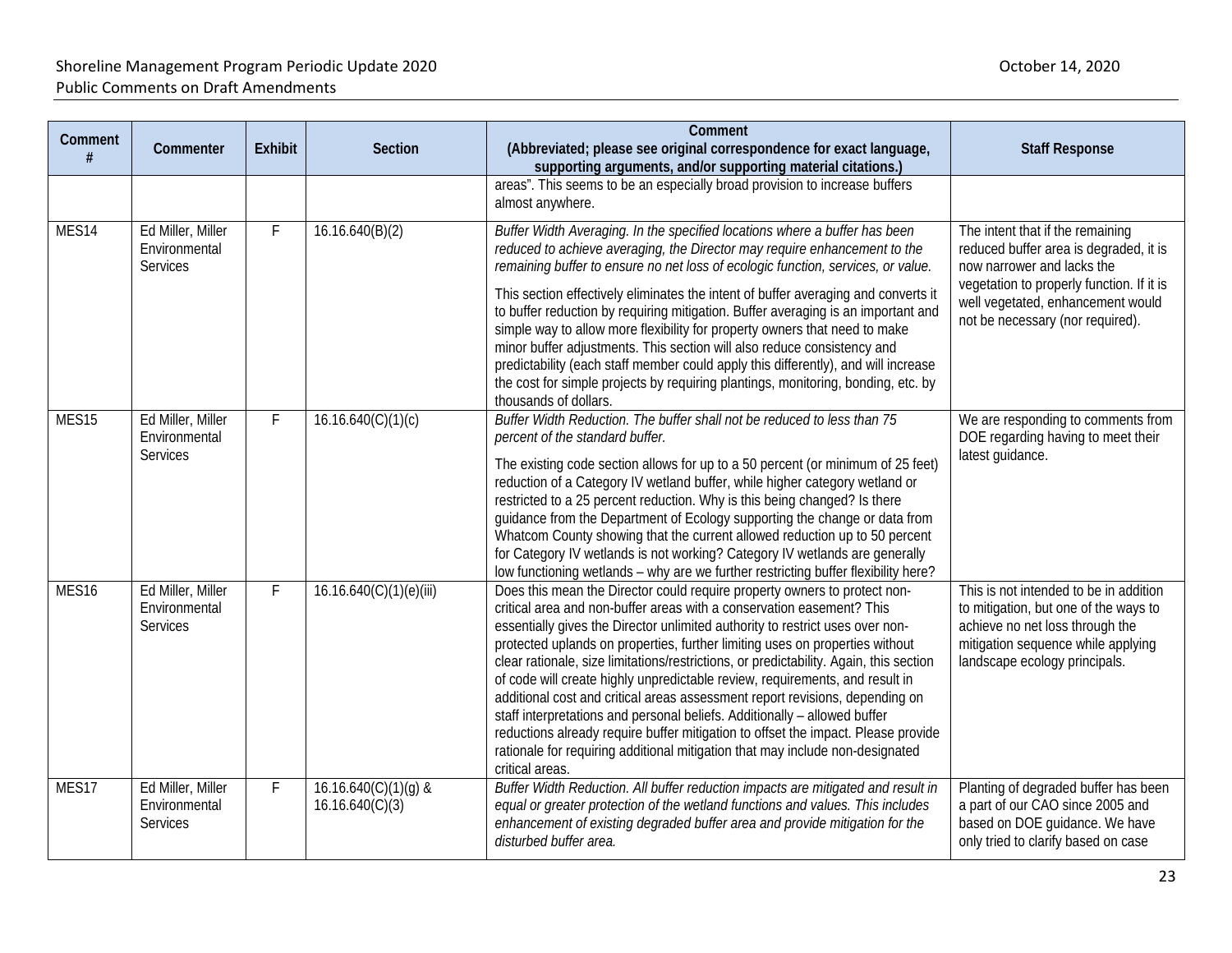| Comment # | Commenter | Exhibit | Section | Comment (Abbreviated; please see original correspondence for exact language, supporting arguments, and/or supporting material citations.) | Staff Response |
|---|---|---|---|---|---|
| | | | | areas". This seems to be an especially broad provision to increase buffers almost anywhere. | |
| MES14 | Ed Miller, Miller Environmental Services | F | 16.16.640(B)(2) | *Buffer Width Averaging. In the specified locations where a buffer has been reduced to achieve averaging, the Director may require enhancement to the remaining buffer to ensure no net loss of ecologic function, services, or value.* <br><br> This section effectively eliminates the intent of buffer averaging and converts it to buffer reduction by requiring mitigation. Buffer averaging is an important and simple way to allow more flexibility for property owners that need to make minor buffer adjustments. This section will also reduce consistency and predictability (each staff member could apply this differently), and will increase the cost for simple projects by requiring plantings, monitoring, bonding, etc. by thousands of dollars. | The intent that if the remaining reduced buffer area is degraded, it is now narrower and lacks the vegetation to properly function. If it is well vegetated, enhancement would not be necessary (nor required). |
| MES15 | Ed Miller, Miller Environmental Services | F | 16.16.640(C)(1)(c) | *Buffer Width Reduction. The buffer shall not be reduced to less than 75 percent of the standard buffer.* <br><br> The existing code section allows for up to a 50 percent (or minimum of 25 feet) reduction of a Category IV wetland buffer, while higher category wetland or restricted to a 25 percent reduction. Why is this being changed? Is there guidance from the Department of Ecology supporting the change or data from Whatcom County showing that the current allowed reduction up to 50 percent for Category IV wetlands is not working? Category IV wetlands are generally low functioning wetlands – why are we further restricting buffer flexibility here? | We are responding to comments from DOE regarding having to meet their latest guidance. |
| MES16 | Ed Miller, Miller Environmental Services | F | 16.16.640(C)(1)(e)(iii) | Does this mean the Director could require property owners to protect non-critical area and non-buffer areas with a conservation easement? This essentially gives the Director unlimited authority to restrict uses over non-protected uplands on properties, further limiting uses on properties without clear rationale, size limitations/restrictions, or predictability. Again, this section of code will create highly unpredictable review, requirements, and result in additional cost and critical areas assessment report revisions, depending on staff interpretations and personal beliefs. Additionally – allowed buffer reductions already require buffer mitigation to offset the impact. Please provide rationale for requiring additional mitigation that may include non-designated critical areas. | This is not intended to be in addition to mitigation, but one of the ways to achieve no net loss through the mitigation sequence while applying landscape ecology principals. |
| MES17 | Ed Miller, Miller Environmental Services | F | 16.16.640(C)(1)(g) & 16.16.640(C)(3) | *Buffer Width Reduction. All buffer reduction impacts are mitigated and result in equal or greater protection of the wetland functions and values. This includes enhancement of existing degraded buffer area and provide mitigation for the disturbed buffer area.* | Planting of degraded buffer has been a part of our CAO since 2005 and based on DOE guidance. We have only tried to clarify based on case |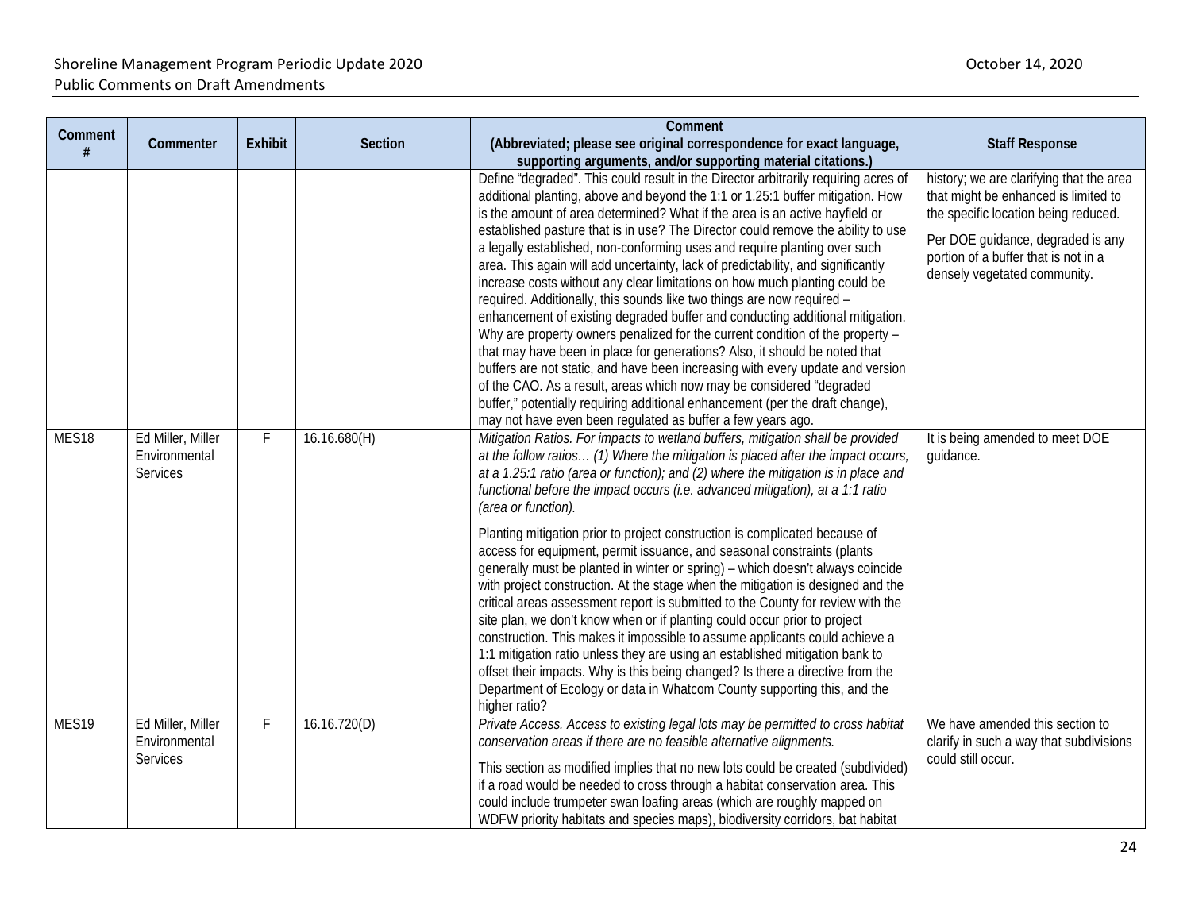| Comment # | Commenter | Exhibit | Section | Comment (Abbreviated; please see original correspondence for exact language, supporting arguments, and/or supporting material citations.) | Staff Response |
|---|---|---|---|---|---|
| | | | | Define "degraded". This could result in the Director arbitrarily requiring acres of additional planting, above and beyond the 1:1 or 1.25:1 buffer mitigation. How is the amount of area determined? What if the area is an active hayfield or established pasture that is in use? The Director could remove the ability to use a legally established, non-conforming uses and require planting over such area. This again will add uncertainty, lack of predictability, and significantly increase costs without any clear limitations on how much planting could be required. Additionally, this sounds like two things are now required – enhancement of existing degraded buffer and conducting additional mitigation. Why are property owners penalized for the current condition of the property – that may have been in place for generations? Also, it should be noted that buffers are not static, and have been increasing with every update and version of the CAO. As a result, areas which now may be considered "degraded buffer," potentially requiring additional enhancement (per the draft change), may not have even been regulated as buffer a few years ago. | history; we are clarifying that the area that might be enhanced is limited to the specific location being reduced.<br><br>Per DOE guidance, degraded is any portion of a buffer that is not in a densely vegetated community. |
| MES18 | Ed Miller, Miller Environmental Services | F | 16.16.680(H) | *Mitigation Ratios. For impacts to wetland buffers, mitigation shall be provided at the follow ratios… (1) Where the mitigation is placed after the impact occurs, at a 1.25:1 ratio (area or function); and (2) where the mitigation is in place and functional before the impact occurs (i.e. advanced mitigation), at a 1:1 ratio (area or function).*<br><br>Planting mitigation prior to project construction is complicated because of access for equipment, permit issuance, and seasonal constraints (plants generally must be planted in winter or spring) – which doesn't always coincide with project construction. At the stage when the mitigation is designed and the critical areas assessment report is submitted to the County for review with the site plan, we don't know when or if planting could occur prior to project construction. This makes it impossible to assume applicants could achieve a 1:1 mitigation ratio unless they are using an established mitigation bank to offset their impacts. Why is this being changed? Is there a directive from the Department of Ecology or data in Whatcom County supporting this, and the higher ratio? | It is being amended to meet DOE guidance. |
| MES19 | Ed Miller, Miller Environmental Services | F | 16.16.720(D) | *Private Access. Access to existing legal lots may be permitted to cross habitat conservation areas if there are no feasible alternative alignments.*<br><br>This section as modified implies that no new lots could be created (subdivided) if a road would be needed to cross through a habitat conservation area. This could include trumpeter swan loafing areas (which are roughly mapped on WDFW priority habitats and species maps), biodiversity corridors, bat habitat | We have amended this section to clarify in such a way that subdivisions could still occur. |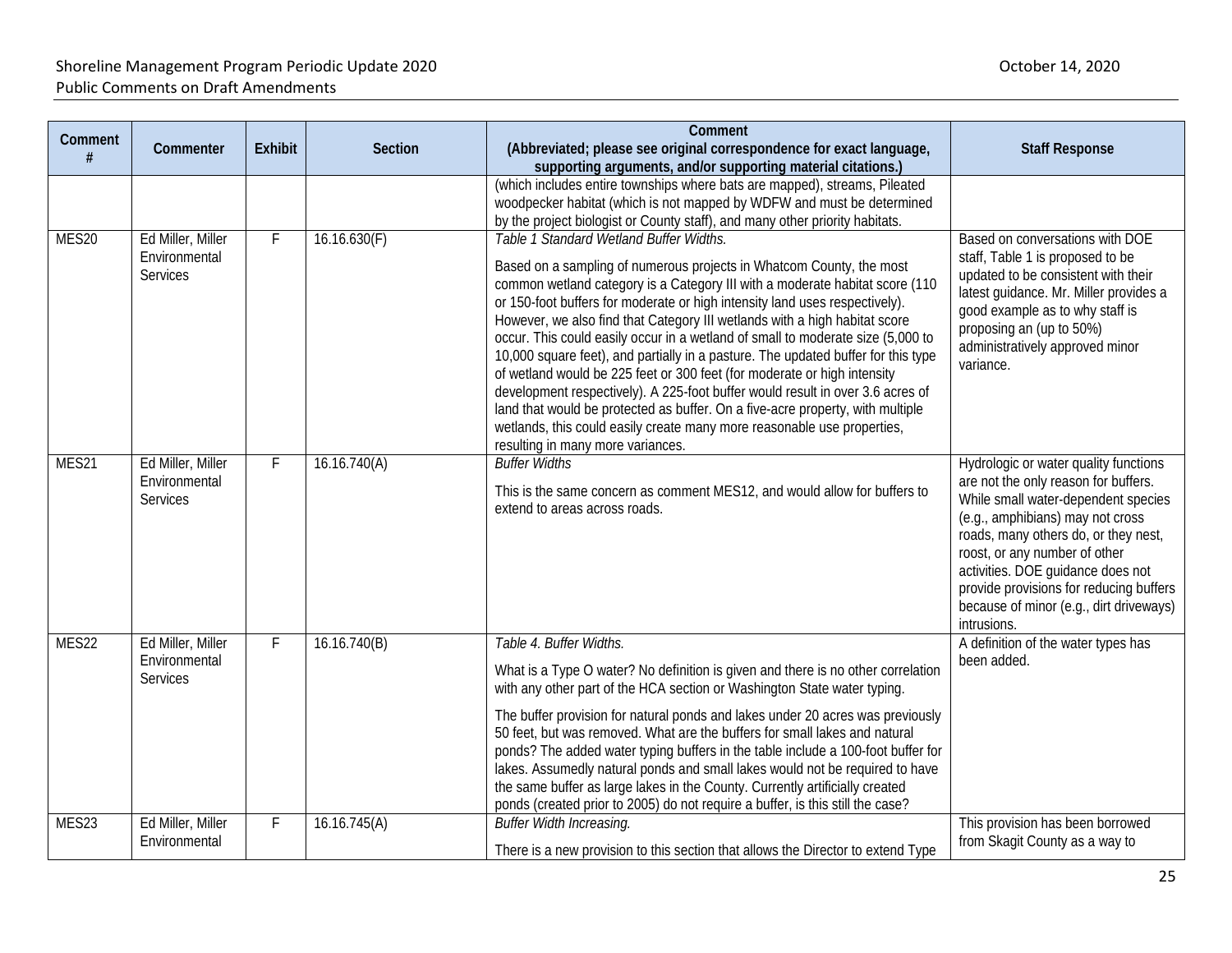| Comment # | Commenter | Exhibit | Section | Comment (Abbreviated; please see original correspondence for exact language, supporting arguments, and/or supporting material citations.) | Staff Response |
|---|---|---|---|---|---|
| | | | | (which includes entire townships where bats are mapped), streams, Pileated woodpecker habitat (which is not mapped by WDFW and must be determined by the project biologist or County staff), and many other priority habitats. | |
| MES20 | Ed Miller, Miller Environmental Services | F | 16.16.630(F) | *Table 1 Standard Wetland Buffer Widths.*<br><br>Based on a sampling of numerous projects in Whatcom County, the most common wetland category is a Category III with a moderate habitat score (110 or 150-foot buffers for moderate or high intensity land uses respectively). However, we also find that Category III wetlands with a high habitat score occur. This could easily occur in a wetland of small to moderate size (5,000 to 10,000 square feet), and partially in a pasture. The updated buffer for this type of wetland would be 225 feet or 300 feet (for moderate or high intensity development respectively). A 225-foot buffer would result in over 3.6 acres of land that would be protected as buffer. On a five-acre property, with multiple wetlands, this could easily create many more reasonable use properties, resulting in many more variances. | Based on conversations with DOE staff, Table 1 is proposed to be updated to be consistent with their latest guidance. Mr. Miller provides a good example as to why staff is proposing an (up to 50%) administratively approved minor variance. |
| MES21 | Ed Miller, Miller Environmental Services | F | 16.16.740(A) | *Buffer Widths*<br><br>This is the same concern as comment MES12, and would allow for buffers to extend to areas across roads. | Hydrologic or water quality functions are not the only reason for buffers. While small water-dependent species (e.g., amphibians) may not cross roads, many others do, or they nest, roost, or any number of other activities. DOE guidance does not provide provisions for reducing buffers because of minor (e.g., dirt driveways) intrusions. |
| MES22 | Ed Miller, Miller Environmental Services | F | 16.16.740(B) | *Table 4. Buffer Widths.*<br><br>What is a Type O water? No definition is given and there is no other correlation with any other part of the HCA section or Washington State water typing.<br><br>The buffer provision for natural ponds and lakes under 20 acres was previously 50 feet, but was removed. What are the buffers for small lakes and natural ponds? The added water typing buffers in the table include a 100-foot buffer for lakes. Assumedly natural ponds and small lakes would not be required to have the same buffer as large lakes in the County. Currently artificially created ponds (created prior to 2005) do not require a buffer, is this still the case? | A definition of the water types has been added. |
| MES23 | Ed Miller, Miller Environmental | F | 16.16.745(A) | *Buffer Width Increasing.*<br><br>There is a new provision to this section that allows the Director to extend Type | This provision has been borrowed from Skagit County as a way to |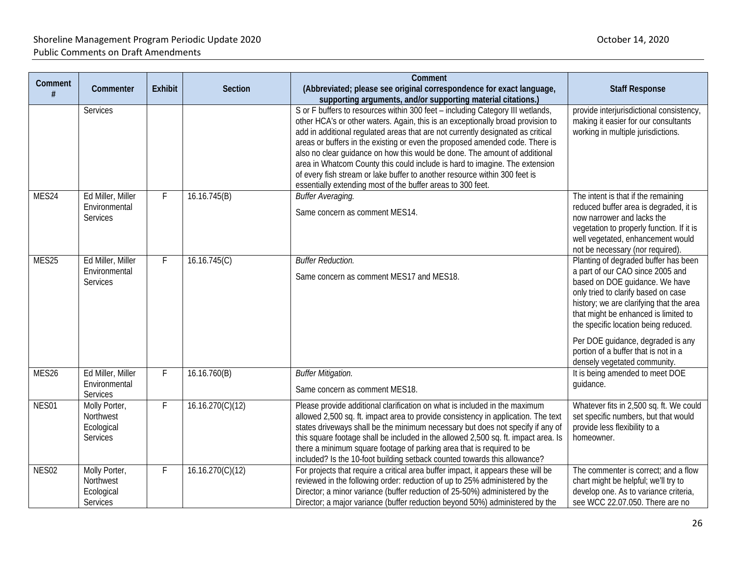| Comment # | Commenter | Exhibit | Section | Comment (Abbreviated; please see original correspondence for exact language, supporting arguments, and/or supporting material citations.) | Staff Response |
|---|---|---|---|---|---|
| | Services | | | S or F buffers to resources within 300 feet – including Category III wetlands, other HCA's or other waters. Again, this is an exceptionally broad provision to add in additional regulated areas that are not currently designated as critical areas or buffers in the existing or even the proposed amended code. There is also no clear guidance on how this would be done. The amount of additional area in Whatcom County this could include is hard to imagine. The extension of every fish stream or lake buffer to another resource within 300 feet is essentially extending most of the buffer areas to 300 feet. | provide interjurisdictional consistency, making it easier for our consultants working in multiple jurisdictions. |
| MES24 | Ed Miller, Miller Environmental Services | F | 16.16.745(B) | *Buffer Averaging.*<br><br>Same concern as comment MES14. | The intent is that if the remaining reduced buffer area is degraded, it is now narrower and lacks the vegetation to properly function. If it is well vegetated, enhancement would not be necessary (nor required). |
| MES25 | Ed Miller, Miller Environmental Services | F | 16.16.745(C) | *Buffer Reduction.*<br><br>Same concern as comment MES17 and MES18. | Planting of degraded buffer has been a part of our CAO since 2005 and based on DOE guidance. We have only tried to clarify based on case history; we are clarifying that the area that might be enhanced is limited to the specific location being reduced.<br><br>Per DOE guidance, degraded is any portion of a buffer that is not in a densely vegetated community. |
| MES26 | Ed Miller, Miller Environmental Services | F | 16.16.760(B) | *Buffer Mitigation.*<br><br>Same concern as comment MES18. | It is being amended to meet DOE guidance. |
| NES01 | Molly Porter, Northwest Ecological Services | F | 16.16.270(C)(12) | Please provide additional clarification on what is included in the maximum allowed 2,500 sq. ft. impact area to provide consistency in application. The text states driveways shall be the minimum necessary but does not specify if any of this square footage shall be included in the allowed 2,500 sq. ft. impact area. Is there a minimum square footage of parking area that is required to be included? Is the 10-foot building setback counted towards this allowance? | Whatever fits in 2,500 sq. ft. We could set specific numbers, but that would provide less flexibility to a homeowner. |
| NES02 | Molly Porter, Northwest Ecological Services | F | 16.16.270(C)(12) | For projects that require a critical area buffer impact, it appears these will be reviewed in the following order: reduction of up to 25% administered by the Director; a minor variance (buffer reduction of 25-50%) administered by the Director; a major variance (buffer reduction beyond 50%) administered by the | The commenter is correct; and a flow chart might be helpful; we'll try to develop one. As to variance criteria, see WCC 22.07.050. There are no |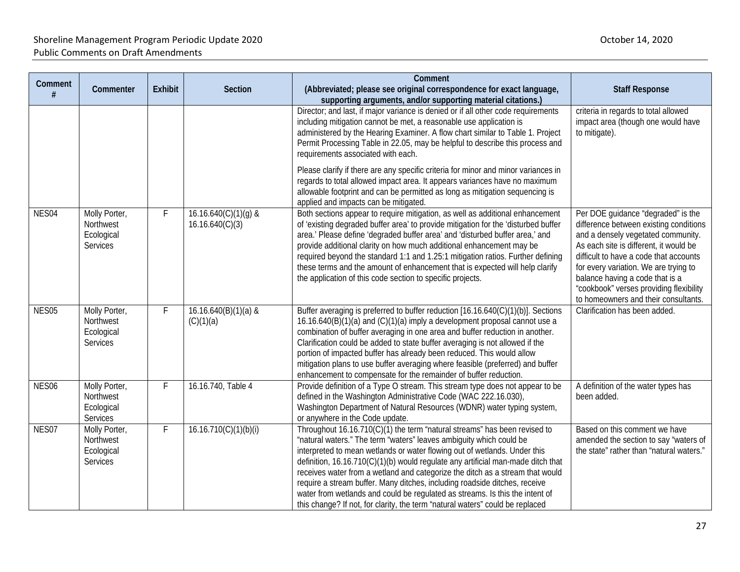| Comment # | Commenter | Exhibit | Section | Comment (Abbreviated; please see original correspondence for exact language, supporting arguments, and/or supporting material citations.) | Staff Response |
|---|---|---|---|---|---|
| | | | | Director; and last, if major variance is denied or if all other code requirements including mitigation cannot be met, a reasonable use application is administered by the Hearing Examiner. A flow chart similar to Table 1. Project Permit Processing Table in 22.05, may be helpful to describe this process and requirements associated with each. Please clarify if there are any specific criteria for minor and minor variances in regards to total allowed impact area. It appears variances have no maximum allowable footprint and can be permitted as long as mitigation sequencing is applied and impacts can be mitigated. | criteria in regards to total allowed impact area (though one would have to mitigate). |
| NES04 | Molly Porter, Northwest Ecological Services | F | 16.16.640(C)(1)(g) & 16.16.640(C)(3) | Both sections appear to require mitigation, as well as additional enhancement of 'existing degraded buffer area' to provide mitigation for the 'disturbed buffer area.' Please define 'degraded buffer area' and 'disturbed buffer area,' and provide additional clarity on how much additional enhancement may be required beyond the standard 1:1 and 1.25:1 mitigation ratios. Further defining these terms and the amount of enhancement that is expected will help clarify the application of this code section to specific projects. | Per DOE guidance "degraded" is the difference between existing conditions and a densely vegetated community. As each site is different, it would be difficult to have a code that accounts for every variation. We are trying to balance having a code that is a "cookbook" verses providing flexibility to homeowners and their consultants. |
| NES05 | Molly Porter, Northwest Ecological Services | F | 16.16.640(B)(1)(a) & (C)(1)(a) | Buffer averaging is preferred to buffer reduction [16.16.640(C)(1)(b)]. Sections 16.16.640(B)(1)(a) and (C)(1)(a) imply a development proposal cannot use a combination of buffer averaging in one area and buffer reduction in another. Clarification could be added to state buffer averaging is not allowed if the portion of impacted buffer has already been reduced. This would allow mitigation plans to use buffer averaging where feasible (preferred) and buffer enhancement to compensate for the remainder of buffer reduction. | Clarification has been added. |
| NES06 | Molly Porter, Northwest Ecological Services | F | 16.16.740, Table 4 | Provide definition of a Type O stream. This stream type does not appear to be defined in the Washington Administrative Code (WAC 222.16.030), Washington Department of Natural Resources (WDNR) water typing system, or anywhere in the Code update. | A definition of the water types has been added. |
| NES07 | Molly Porter, Northwest Ecological Services | F | 16.16.710(C)(1)(b)(i) | Throughout 16.16.710(C)(1) the term "natural streams" has been revised to "natural waters." The term "waters" leaves ambiguity which could be interpreted to mean wetlands or water flowing out of wetlands. Under this definition, 16.16.710(C)(1)(b) would regulate any artificial man-made ditch that receives water from a wetland and categorize the ditch as a stream that would require a stream buffer. Many ditches, including roadside ditches, receive water from wetlands and could be regulated as streams. Is this the intent of this change? If not, for clarity, the term "natural waters" could be replaced | Based on this comment we have amended the section to say "waters of the state" rather than "natural waters." |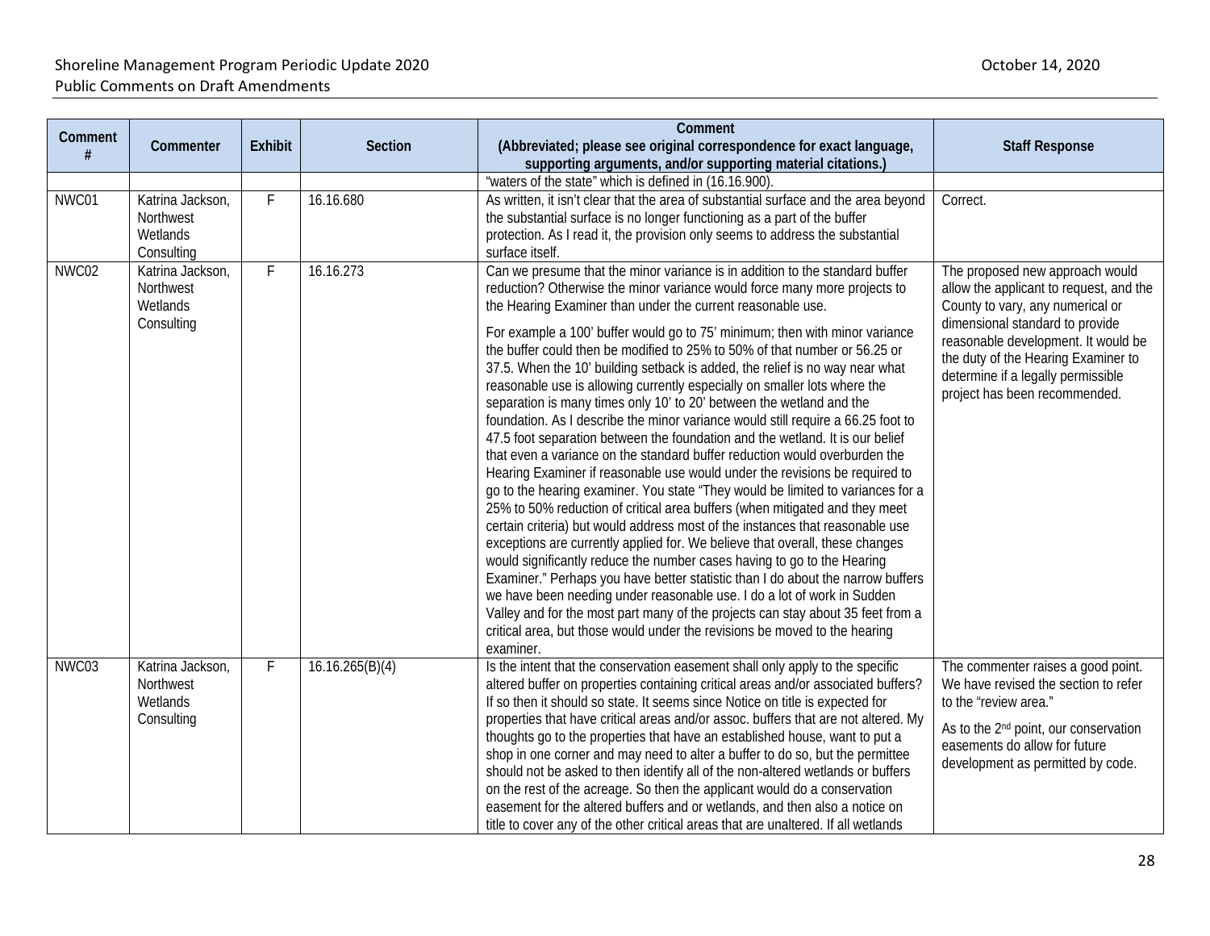| Comment # | Commenter | Exhibit | Section | Comment (Abbreviated; please see original correspondence for exact language, supporting arguments, and/or supporting material citations.) | Staff Response |
|---|---|---|---|---|---|
| | | | | "waters of the state" which is defined in (16.16.900). | |
| NWC01 | Katrina Jackson, Northwest Wetlands Consulting | F | 16.16.680 | As written, it isn't clear that the area of substantial surface and the area beyond the substantial surface is no longer functioning as a part of the buffer protection. As I read it, the provision only seems to address the substantial surface itself. | Correct. |
| NWC02 | Katrina Jackson, Northwest Wetlands Consulting | F | 16.16.273 | Can we presume that the minor variance is in addition to the standard buffer reduction? Otherwise the minor variance would force many more projects to the Hearing Examiner than under the current reasonable use.<br><br>For example a 100' buffer would go to 75' minimum; then with minor variance the buffer could then be modified to 25% to 50% of that number or 56.25 or 37.5. When the 10' building setback is added, the relief is no way near what reasonable use is allowing currently especially on smaller lots where the separation is many times only 10' to 20' between the wetland and the foundation. As I describe the minor variance would still require a 66.25 foot to 47.5 foot separation between the foundation and the wetland. It is our belief that even a variance on the standard buffer reduction would overburden the Hearing Examiner if reasonable use would under the revisions be required to go to the hearing examiner. You state "They would be limited to variances for a 25% to 50% reduction of critical area buffers (when mitigated and they meet certain criteria) but would address most of the instances that reasonable use exceptions are currently applied for. We believe that overall, these changes would significantly reduce the number cases having to go to the Hearing Examiner." Perhaps you have better statistic than I do about the narrow buffers we have been needing under reasonable use. I do a lot of work in Sudden Valley and for the most part many of the projects can stay about 35 feet from a critical area, but those would under the revisions be moved to the hearing examiner. | The proposed new approach would allow the applicant to request, and the County to vary, any numerical or dimensional standard to provide reasonable development. It would be the duty of the Hearing Examiner to determine if a legally permissible project has been recommended. |
| NWC03 | Katrina Jackson, Northwest Wetlands Consulting | F | 16.16.265(B)(4) | Is the intent that the conservation easement shall only apply to the specific altered buffer on properties containing critical areas and/or associated buffers? If so then it should so state. It seems since Notice on title is expected for properties that have critical areas and/or assoc. buffers that are not altered. My thoughts go to the properties that have an established house, want to put a shop in one corner and may need to alter a buffer to do so, but the permittee should not be asked to then identify all of the non-altered wetlands or buffers on the rest of the acreage. So then the applicant would do a conservation easement for the altered buffers and or wetlands, and then also a notice on title to cover any of the other critical areas that are unaltered. If all wetlands | The commenter raises a good point. We have revised the section to refer to the "review area."<br><br>As to the 2nd point, our conservation easements do allow for future development as permitted by code. |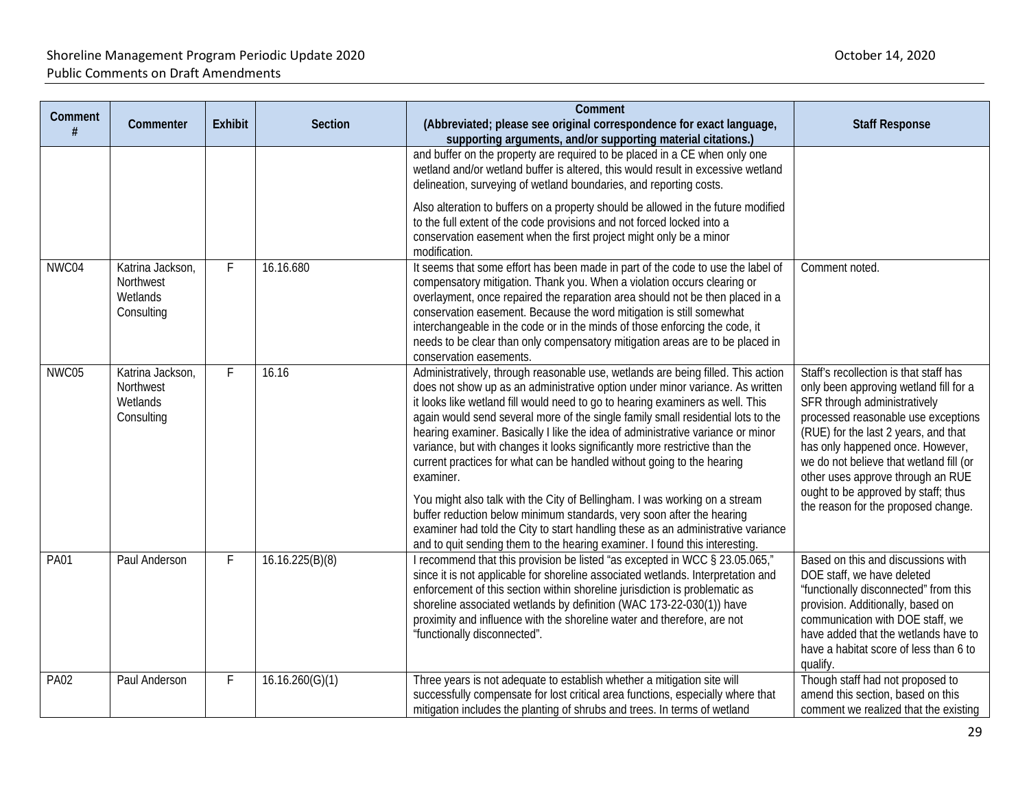| Comment # | Commenter | Exhibit | Section | Comment (Abbreviated; please see original correspondence for exact language, supporting arguments, and/or supporting material citations.) | Staff Response |
|---|---|---|---|---|---|
| | | | | and buffer on the property are required to be placed in a CE when only one wetland and/or wetland buffer is altered, this would result in excessive wetland delineation, surveying of wetland boundaries, and reporting costs.<br><br>Also alteration to buffers on a property should be allowed in the future modified to the full extent of the code provisions and not forced locked into a conservation easement when the first project might only be a minor modification. | |
| NWC04 | Katrina Jackson, Northwest Wetlands Consulting | F | 16.16.680 | It seems that some effort has been made in part of the code to use the label of compensatory mitigation. Thank you. When a violation occurs clearing or overlayment, once repaired the reparation area should not be then placed in a conservation easement. Because the word mitigation is still somewhat interchangeable in the code or in the minds of those enforcing the code, it needs to be clear than only compensatory mitigation areas are to be placed in conservation easements. | Comment noted. |
| NWC05 | Katrina Jackson, Northwest Wetlands Consulting | F | 16.16 | Administratively, through reasonable use, wetlands are being filled. This action does not show up as an administrative option under minor variance. As written it looks like wetland fill would need to go to hearing examiners as well. This again would send several more of the single family small residential lots to the hearing examiner. Basically I like the idea of administrative variance or minor variance, but with changes it looks significantly more restrictive than the current practices for what can be handled without going to the hearing examiner.<br><br>You might also talk with the City of Bellingham. I was working on a stream buffer reduction below minimum standards, very soon after the hearing examiner had told the City to start handling these as an administrative variance and to quit sending them to the hearing examiner. I found this interesting. | Staff's recollection is that staff has only been approving wetland fill for a SFR through administratively processed reasonable use exceptions (RUE) for the last 2 years, and that has only happened once. However, we do not believe that wetland fill (or other uses approve through an RUE ought to be approved by staff; thus the reason for the proposed change. |
| PA01 | Paul Anderson | F | 16.16.225(B)(8) | I recommend that this provision be listed "as excepted in WCC § 23.05.065," since it is not applicable for shoreline associated wetlands. Interpretation and enforcement of this section within shoreline jurisdiction is problematic as shoreline associated wetlands by definition (WAC 173-22-030(1)) have proximity and influence with the shoreline water and therefore, are not "functionally disconnected". | Based on this and discussions with DOE staff, we have deleted "functionally disconnected" from this provision. Additionally, based on communication with DOE staff, we have added that the wetlands have to have a habitat score of less than 6 to qualify. |
| PA02 | Paul Anderson | F | 16.16.260(G)(1) | Three years is not adequate to establish whether a mitigation site will successfully compensate for lost critical area functions, especially where that mitigation includes the planting of shrubs and trees. In terms of wetland | Though staff had not proposed to amend this section, based on this comment we realized that the existing |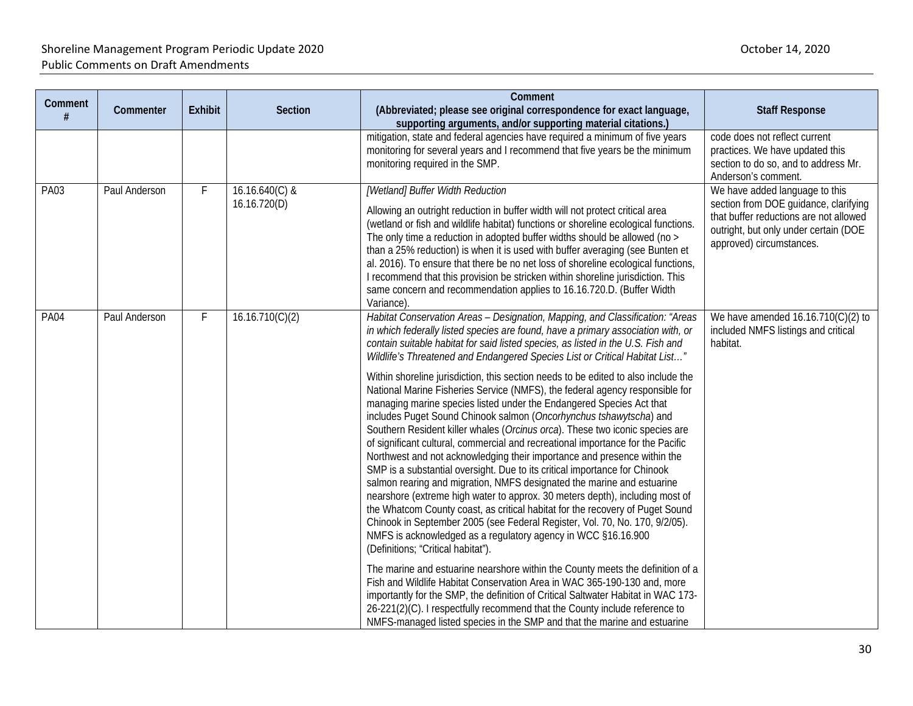| Comment # | Commenter | Exhibit | Section | Comment (Abbreviated; please see original correspondence for exact language, supporting arguments, and/or supporting material citations.) | Staff Response |
|---|---|---|---|---|---|
| | | | | mitigation, state and federal agencies have required a minimum of five years monitoring for several years and I recommend that five years be the minimum monitoring required in the SMP. | code does not reflect current practices. We have updated this section to do so, and to address Mr. Anderson's comment. |
| PA03 | Paul Anderson | F | 16.16.640(C) & 16.16.720(D) | *[Wetland] Buffer Width Reduction*<br><br>Allowing an outright reduction in buffer width will not protect critical area (wetland or fish and wildlife habitat) functions or shoreline ecological functions. The only time a reduction in adopted buffer widths should be allowed (no > than a 25% reduction) is when it is used with buffer averaging (see Bunten et al. 2016). To ensure that there be no net loss of shoreline ecological functions, I recommend that this provision be stricken within shoreline jurisdiction. This same concern and recommendation applies to 16.16.720.D. (Buffer Width Variance). | We have added language to this section from DOE guidance, clarifying that buffer reductions are not allowed outright, but only under certain (DOE approved) circumstances. |
| PA04 | Paul Anderson | F | 16.16.710(C)(2) | *Habitat Conservation Areas – Designation, Mapping, and Classification: "Areas in which federally listed species are found, have a primary association with, or contain suitable habitat for said listed species, as listed in the U.S. Fish and Wildlife's Threatened and Endangered Species List or Critical Habitat List…"*<br><br>Within shoreline jurisdiction, this section needs to be edited to also include the National Marine Fisheries Service (NMFS), the federal agency responsible for managing marine species listed under the Endangered Species Act that includes Puget Sound Chinook salmon (*Oncorhynchus tshawytscha*) and Southern Resident killer whales (*Orcinus orca*). These two iconic species are of significant cultural, commercial and recreational importance for the Pacific Northwest and not acknowledging their importance and presence within the SMP is a substantial oversight. Due to its critical importance for Chinook salmon rearing and migration, NMFS designated the marine and estuarine nearshore (extreme high water to approx. 30 meters depth), including most of the Whatcom County coast, as critical habitat for the recovery of Puget Sound Chinook in September 2005 (see Federal Register, Vol. 70, No. 170, 9/2/05). NMFS is acknowledged as a regulatory agency in WCC §16.16.900 (Definitions; "Critical habitat").<br><br>The marine and estuarine nearshore within the County meets the definition of a Fish and Wildlife Habitat Conservation Area in WAC 365-190-130 and, more importantly for the SMP, the definition of Critical Saltwater Habitat in WAC 173-26-221(2)(C). I respectfully recommend that the County include reference to NMFS-managed listed species in the SMP and that the marine and estuarine | We have amended 16.16.710(C)(2) to included NMFS listings and critical habitat. |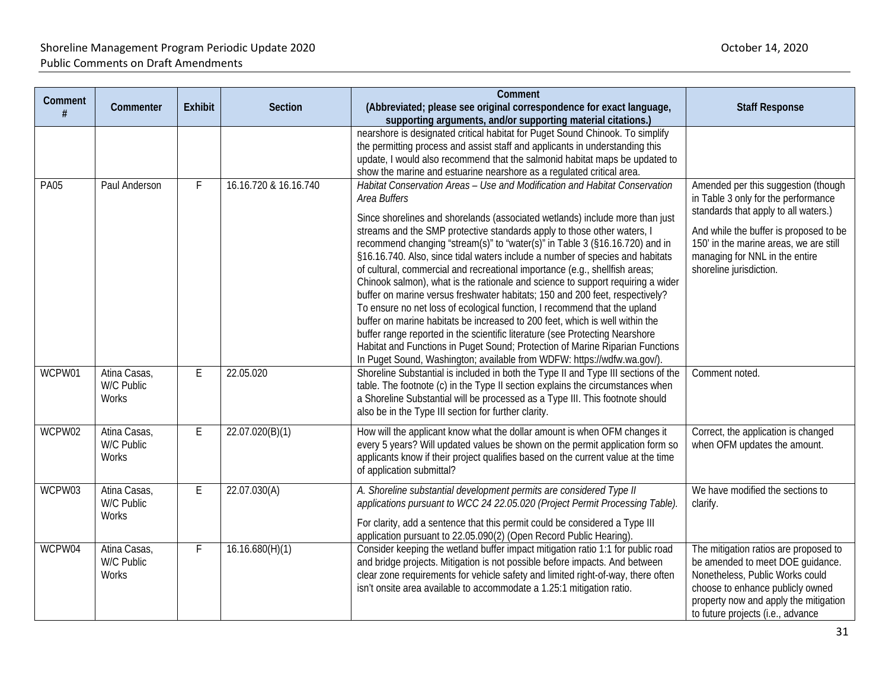| Comment # | Commenter | Exhibit | Section | Comment (Abbreviated; please see original correspondence for exact language, supporting arguments, and/or supporting material citations.) | Staff Response |
|---|---|---|---|---|---|
| | | | | nearshore is designated critical habitat for Puget Sound Chinook. To simplify the permitting process and assist staff and applicants in understanding this update, I would also recommend that the salmonid habitat maps be updated to show the marine and estuarine nearshore as a regulated critical area. | |
| PA05 | Paul Anderson | F | 16.16.720 & 16.16.740 | *Habitat Conservation Areas – Use and Modification and Habitat Conservation Area Buffers*<br><br>Since shorelines and shorelands (associated wetlands) include more than just streams and the SMP protective standards apply to those other waters, I recommend changing "stream(s)" to "water(s)" in Table 3 (§16.16.720) and in §16.16.740. Also, since tidal waters include a number of species and habitats of cultural, commercial and recreational importance (e.g., shellfish areas; Chinook salmon), what is the rationale and science to support requiring a wider buffer on marine versus freshwater habitats; 150 and 200 feet, respectively? To ensure no net loss of ecological function, I recommend that the upland buffer on marine habitats be increased to 200 feet, which is well within the buffer range reported in the scientific literature (see Protecting Nearshore Habitat and Functions in Puget Sound; Protection of Marine Riparian Functions In Puget Sound, Washington; available from WDFW: https://wdfw.wa.gov/). | Amended per this suggestion (though in Table 3 only for the performance standards that apply to all waters.)<br><br>And while the buffer is proposed to be 150' in the marine areas, we are still managing for NNL in the entire shoreline jurisdiction. |
| WCPW01 | Atina Casas, W/C Public Works | E | 22.05.020 | Shoreline Substantial is included in both the Type II and Type III sections of the table. The footnote (c) in the Type II section explains the circumstances when a Shoreline Substantial will be processed as a Type III. This footnote should also be in the Type III section for further clarity. | Comment noted. |
| WCPW02 | Atina Casas, W/C Public Works | E | 22.07.020(B)(1) | How will the applicant know what the dollar amount is when OFM changes it every 5 years? Will updated values be shown on the permit application form so applicants know if their project qualifies based on the current value at the time of application submittal? | Correct, the application is changed when OFM updates the amount. |
| WCPW03 | Atina Casas, W/C Public Works | E | 22.07.030(A) | *A. Shoreline substantial development permits are considered Type II applications pursuant to WCC 24 22.05.020 (Project Permit Processing Table).*<br><br>For clarity, add a sentence that this permit could be considered a Type III application pursuant to 22.05.090(2) (Open Record Public Hearing). | We have modified the sections to clarify. |
| WCPW04 | Atina Casas, W/C Public Works | F | 16.16.680(H)(1) | Consider keeping the wetland buffer impact mitigation ratio 1:1 for public road and bridge projects. Mitigation is not possible before impacts. And between clear zone requirements for vehicle safety and limited right-of-way, there often isn't onsite area available to accommodate a 1.25:1 mitigation ratio. | The mitigation ratios are proposed to be amended to meet DOE guidance. Nonetheless, Public Works could choose to enhance publicly owned property now and apply the mitigation to future projects (i.e., advance |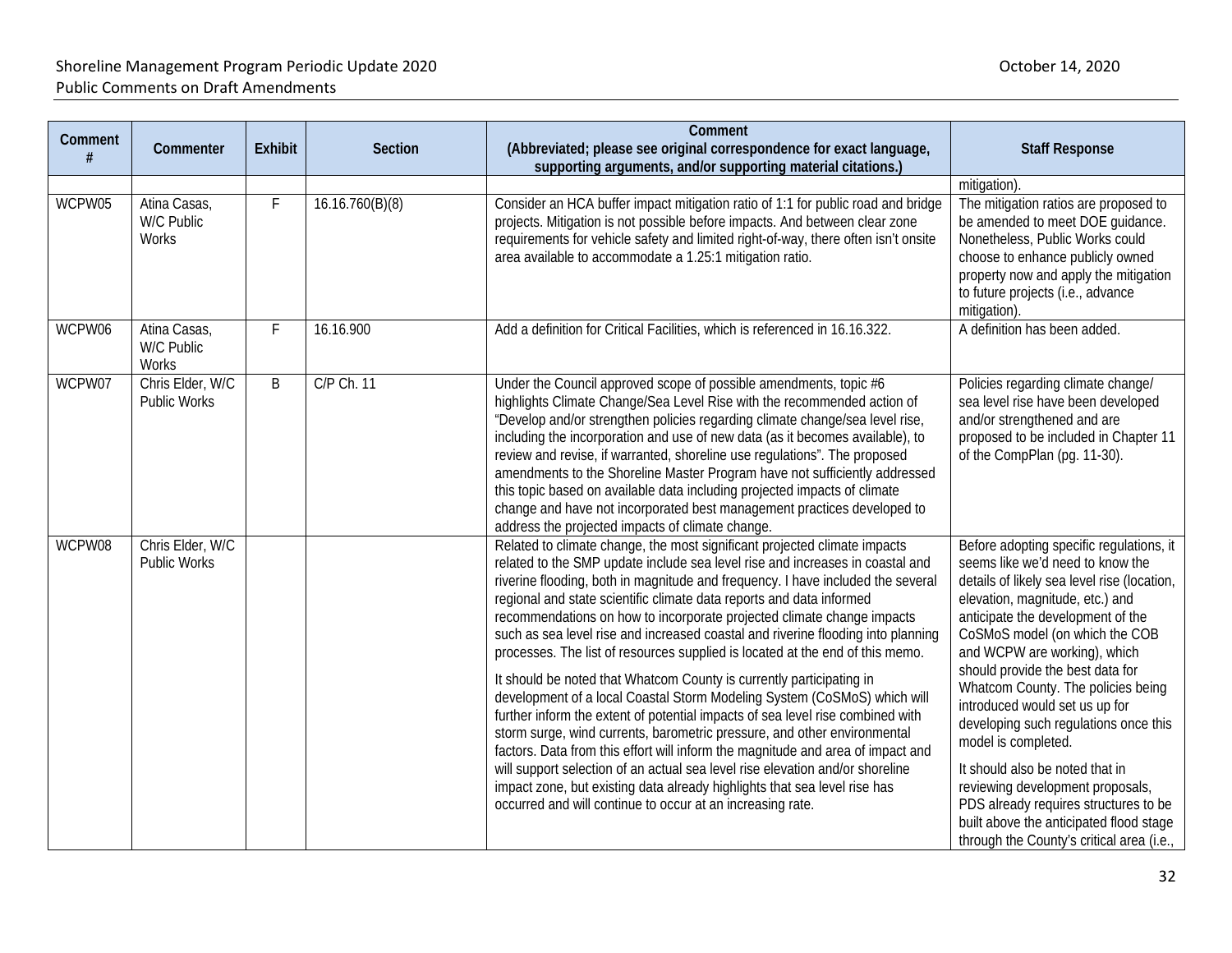| Comment # | Commenter | Exhibit | Section | Comment (Abbreviated; please see original correspondence for exact language, supporting arguments, and/or supporting material citations.) | Staff Response |
|---|---|---|---|---|---|
| | | | | | mitigation). |
| WCPW05 | Atina Casas, W/C Public Works | F | 16.16.760(B)(8) | Consider an HCA buffer impact mitigation ratio of 1:1 for public road and bridge projects. Mitigation is not possible before impacts. And between clear zone requirements for vehicle safety and limited right-of-way, there often isn't onsite area available to accommodate a 1.25:1 mitigation ratio. | The mitigation ratios are proposed to be amended to meet DOE guidance. Nonetheless, Public Works could choose to enhance publicly owned property now and apply the mitigation to future projects (i.e., advance mitigation). |
| WCPW06 | Atina Casas, W/C Public Works | F | 16.16.900 | Add a definition for Critical Facilities, which is referenced in 16.16.322. | A definition has been added. |
| WCPW07 | Chris Elder, W/C Public Works | B | C/P Ch. 11 | Under the Council approved scope of possible amendments, topic #6 highlights Climate Change/Sea Level Rise with the recommended action of "Develop and/or strengthen policies regarding climate change/sea level rise, including the incorporation and use of new data (as it becomes available), to review and revise, if warranted, shoreline use regulations". The proposed amendments to the Shoreline Master Program have not sufficiently addressed this topic based on available data including projected impacts of climate change and have not incorporated best management practices developed to address the projected impacts of climate change. | Policies regarding climate change/ sea level rise have been developed and/or strengthened and are proposed to be included in Chapter 11 of the CompPlan (pg. 11-30). |
| WCPW08 | Chris Elder, W/C Public Works | | | Related to climate change, the most significant projected climate impacts related to the SMP update include sea level rise and increases in coastal and riverine flooding, both in magnitude and frequency. I have included the several regional and state scientific climate data reports and data informed recommendations on how to incorporate projected climate change impacts such as sea level rise and increased coastal and riverine flooding into planning processes. The list of resources supplied is located at the end of this memo.<br><br>It should be noted that Whatcom County is currently participating in development of a local Coastal Storm Modeling System (CoSMoS) which will further inform the extent of potential impacts of sea level rise combined with storm surge, wind currents, barometric pressure, and other environmental factors. Data from this effort will inform the magnitude and area of impact and will support selection of an actual sea level rise elevation and/or shoreline impact zone, but existing data already highlights that sea level rise has occurred and will continue to occur at an increasing rate. | Before adopting specific regulations, it seems like we'd need to know the details of likely sea level rise (location, elevation, magnitude, etc.) and anticipate the development of the CoSMoS model (on which the COB and WCPW are working), which should provide the best data for Whatcom County. The policies being introduced would set us up for developing such regulations once this model is completed.<br><br>It should also be noted that in reviewing development proposals, PDS already requires structures to be built above the anticipated flood stage through the County's critical area (i.e., |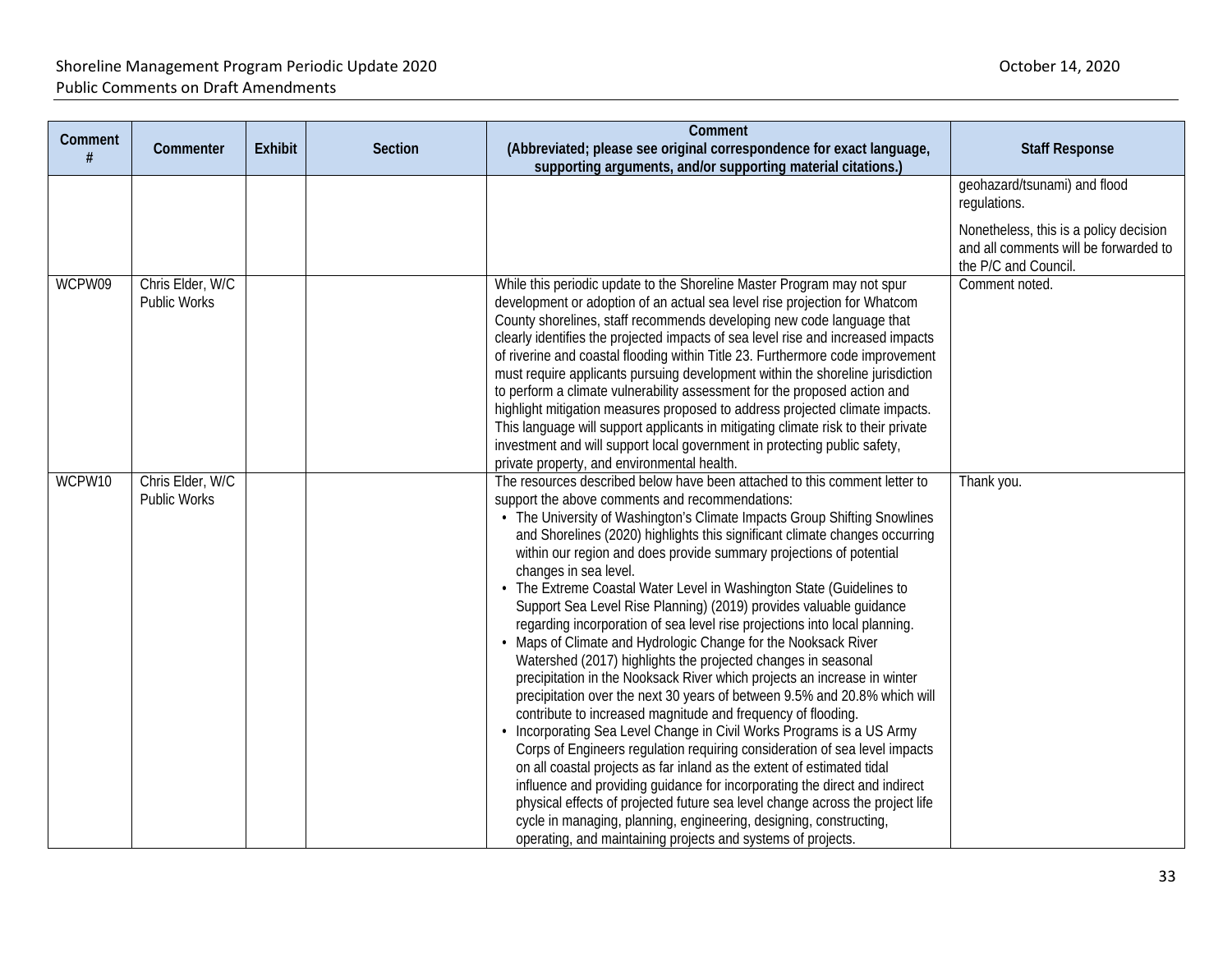| Comment # | Commenter | Exhibit | Section | Comment (Abbreviated; please see original correspondence for exact language, supporting arguments, and/or supporting material citations.) | Staff Response |
|---|---|---|---|---|---|
| | | | | | geohazard/tsunami) and flood regulations.<br><br>Nonetheless, this is a policy decision and all comments will be forwarded to the P/C and Council. |
| WCPW09 | Chris Elder, W/C Public Works | | | While this periodic update to the Shoreline Master Program may not spur development or adoption of an actual sea level rise projection for Whatcom County shorelines, staff recommends developing new code language that clearly identifies the projected impacts of sea level rise and increased impacts of riverine and coastal flooding within Title 23. Furthermore code improvement must require applicants pursuing development within the shoreline jurisdiction to perform a climate vulnerability assessment for the proposed action and highlight mitigation measures proposed to address projected climate impacts. This language will support applicants in mitigating climate risk to their private investment and will support local government in protecting public safety, private property, and environmental health. | Comment noted. |
| WCPW10 | Chris Elder, W/C Public Works | | | The resources described below have been attached to this comment letter to support the above comments and recommendations:<br>• The University of Washington's Climate Impacts Group Shifting Snowlines and Shorelines (2020) highlights this significant climate changes occurring within our region and does provide summary projections of potential changes in sea level.<br>• The Extreme Coastal Water Level in Washington State (Guidelines to Support Sea Level Rise Planning) (2019) provides valuable guidance regarding incorporation of sea level rise projections into local planning.<br>• Maps of Climate and Hydrologic Change for the Nooksack River Watershed (2017) highlights the projected changes in seasonal precipitation in the Nooksack River which projects an increase in winter precipitation over the next 30 years of between 9.5% and 20.8% which will contribute to increased magnitude and frequency of flooding.<br>• Incorporating Sea Level Change in Civil Works Programs is a US Army Corps of Engineers regulation requiring consideration of sea level impacts on all coastal projects as far inland as the extent of estimated tidal influence and providing guidance for incorporating the direct and indirect physical effects of projected future sea level change across the project life cycle in managing, planning, engineering, designing, constructing, operating, and maintaining projects and systems of projects. | Thank you. |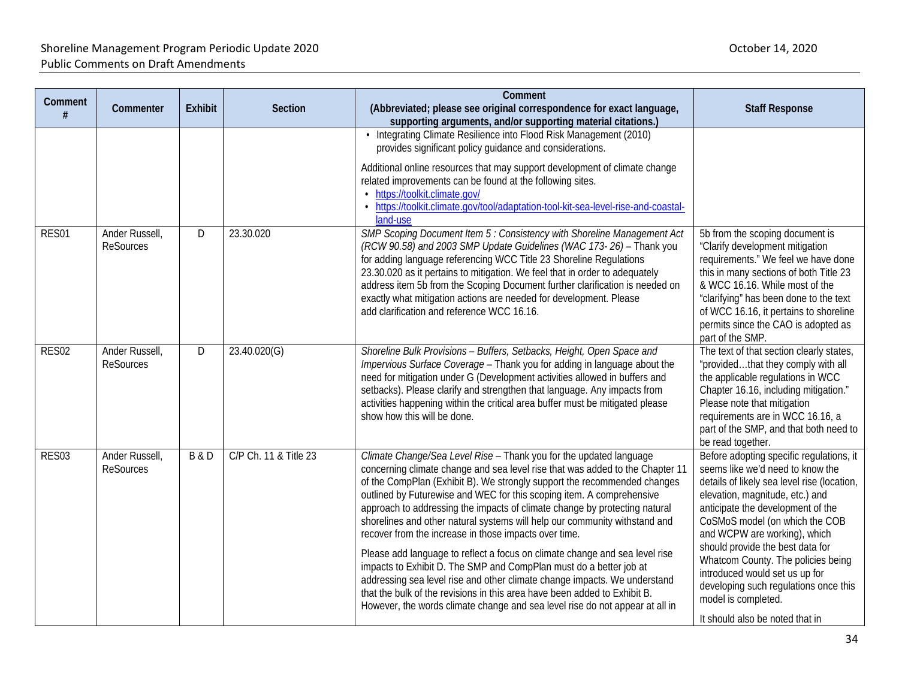| Comment # | Commenter | Exhibit | Section | Comment (Abbreviated; please see original correspondence for exact language, supporting arguments, and/or supporting material citations.) | Staff Response |
|---|---|---|---|---|---|
| | | | | • Integrating Climate Resilience into Flood Risk Management (2010) provides significant policy guidance and considerations.<br><br>Additional online resources that may support development of climate change related improvements can be found at the following sites.<br>• https://toolkit.climate.gov/<br>• https://toolkit.climate.gov/tool/adaptation-tool-kit-sea-level-rise-and-coastal-land-use | |
| RES01 | Ander Russell, ReSources | D | 23.30.020 | *SMP Scoping Document Item 5 : Consistency with Shoreline Management Act (RCW 90.58) and 2003 SMP Update Guidelines (WAC 173- 26)* – Thank you for adding language referencing WCC Title 23 Shoreline Regulations 23.30.020 as it pertains to mitigation. We feel that in order to adequately address item 5b from the Scoping Document further clarification is needed on exactly what mitigation actions are needed for development. Please add clarification and reference WCC 16.16. | 5b from the scoping document is "Clarify development mitigation requirements." We feel we have done this in many sections of both Title 23 & WCC 16.16. While most of the "clarifying" has been done to the text of WCC 16.16, it pertains to shoreline permits since the CAO is adopted as part of the SMP. |
| RES02 | Ander Russell, ReSources | D | 23.40.020(G) | *Shoreline Bulk Provisions – Buffers, Setbacks, Height, Open Space and Impervious Surface Coverage* – Thank you for adding in language about the need for mitigation under G (Development activities allowed in buffers and setbacks). Please clarify and strengthen that language. Any impacts from activities happening within the critical area buffer must be mitigated please show how this will be done. | The text of that section clearly states, "provided…that they comply with all the applicable regulations in WCC Chapter 16.16, including mitigation." Please note that mitigation requirements are in WCC 16.16, a part of the SMP, and that both need to be read together. |
| RES03 | Ander Russell, ReSources | B & D | C/P Ch. 11 & Title 23 | *Climate Change/Sea Level Rise* – Thank you for the updated language concerning climate change and sea level rise that was added to the Chapter 11 of the CompPlan (Exhibit B). We strongly support the recommended changes outlined by Futurewise and WEC for this scoping item. A comprehensive approach to addressing the impacts of climate change by protecting natural shorelines and other natural systems will help our community withstand and recover from the increase in those impacts over time.<br><br>Please add language to reflect a focus on climate change and sea level rise impacts to Exhibit D. The SMP and CompPlan must do a better job at addressing sea level rise and other climate change impacts. We understand that the bulk of the revisions in this area have been added to Exhibit B. However, the words climate change and sea level rise do not appear at all in | Before adopting specific regulations, it seems like we'd need to know the details of likely sea level rise (location, elevation, magnitude, etc.) and anticipate the development of the CoSMoS model (on which the COB and WCPW are working), which should provide the best data for Whatcom County. The policies being introduced would set us up for developing such regulations once this model is completed.<br><br>It should also be noted that in |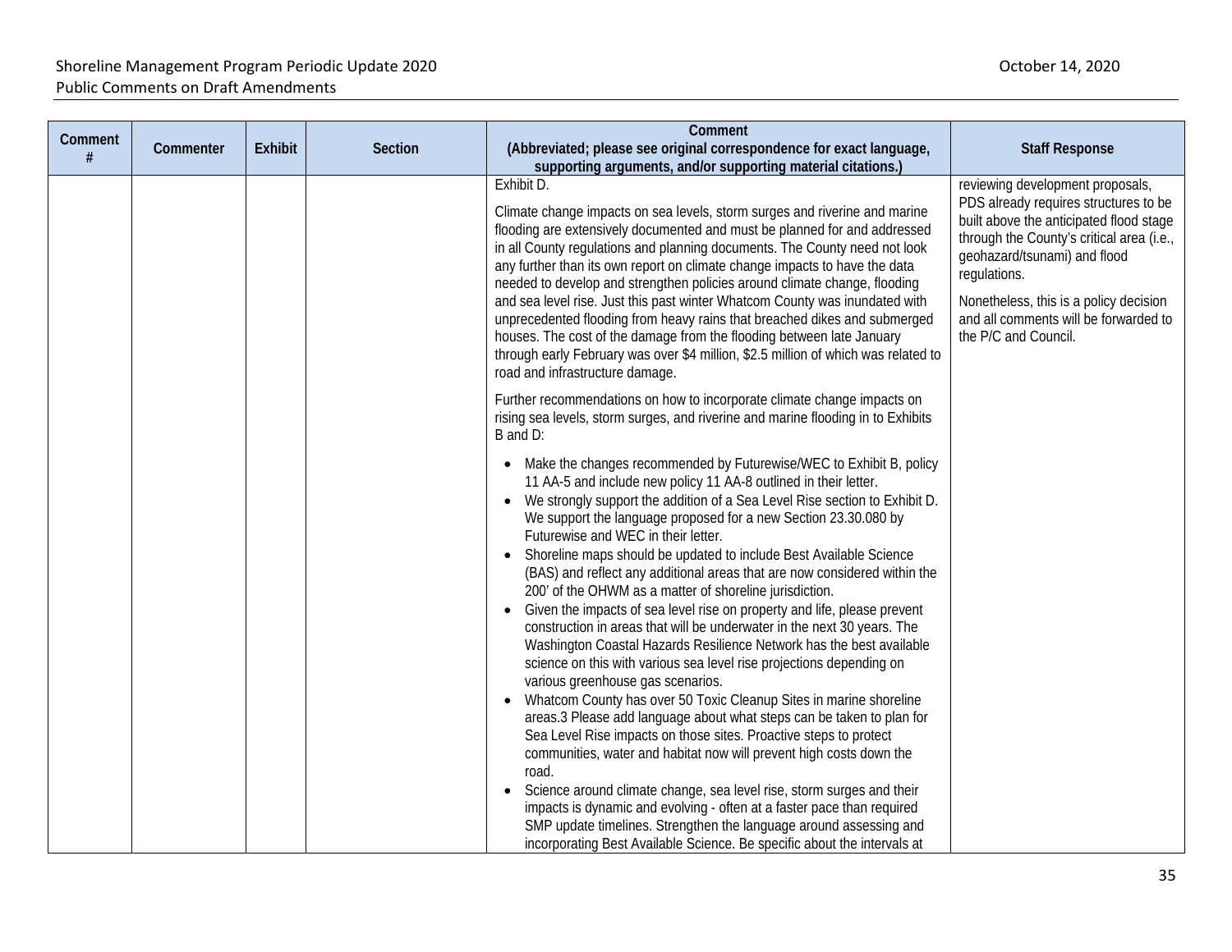| Comment # | Commenter | Exhibit | Section | Comment (Abbreviated; please see original correspondence for exact language, supporting arguments, and/or supporting material citations.) | Staff Response |
|---|---|---|---|---|---|
| | | | | Exhibit D.<br><br>Climate change impacts on sea levels, storm surges and riverine and marine flooding are extensively documented and must be planned for and addressed in all County regulations and planning documents. The County need not look any further than its own report on climate change impacts to have the data needed to develop and strengthen policies around climate change, flooding and sea level rise. Just this past winter Whatcom County was inundated with unprecedented flooding from heavy rains that breached dikes and submerged houses. The cost of the damage from the flooding between late January through early February was over $4 million, $2.5 million of which was related to road and infrastructure damage.<br><br>Further recommendations on how to incorporate climate change impacts on rising sea levels, storm surges, and riverine and marine flooding in to Exhibits B and D:<br><br>• Make the changes recommended by Futurewise/WEC to Exhibit B, policy 11 AA-5 and include new policy 11 AA-8 outlined in their letter.<br>• We strongly support the addition of a Sea Level Rise section to Exhibit D. We support the language proposed for a new Section 23.30.080 by Futurewise and WEC in their letter.<br>• Shoreline maps should be updated to include Best Available Science (BAS) and reflect any additional areas that are now considered within the 200' of the OHWM as a matter of shoreline jurisdiction.<br>• Given the impacts of sea level rise on property and life, please prevent construction in areas that will be underwater in the next 30 years. The Washington Coastal Hazards Resilience Network has the best available science on this with various sea level rise projections depending on various greenhouse gas scenarios.<br>• Whatcom County has over 50 Toxic Cleanup Sites in marine shoreline areas.3 Please add language about what steps can be taken to plan for Sea Level Rise impacts on those sites. Proactive steps to protect communities, water and habitat now will prevent high costs down the road.<br>• Science around climate change, sea level rise, storm surges and their impacts is dynamic and evolving - often at a faster pace than required SMP update timelines. Strengthen the language around assessing and incorporating Best Available Science. Be specific about the intervals at | reviewing development proposals, PDS already requires structures to be built above the anticipated flood stage through the County's critical area (i.e., geohazard/tsunami) and flood regulations.<br><br>Nonetheless, this is a policy decision and all comments will be forwarded to the P/C and Council. |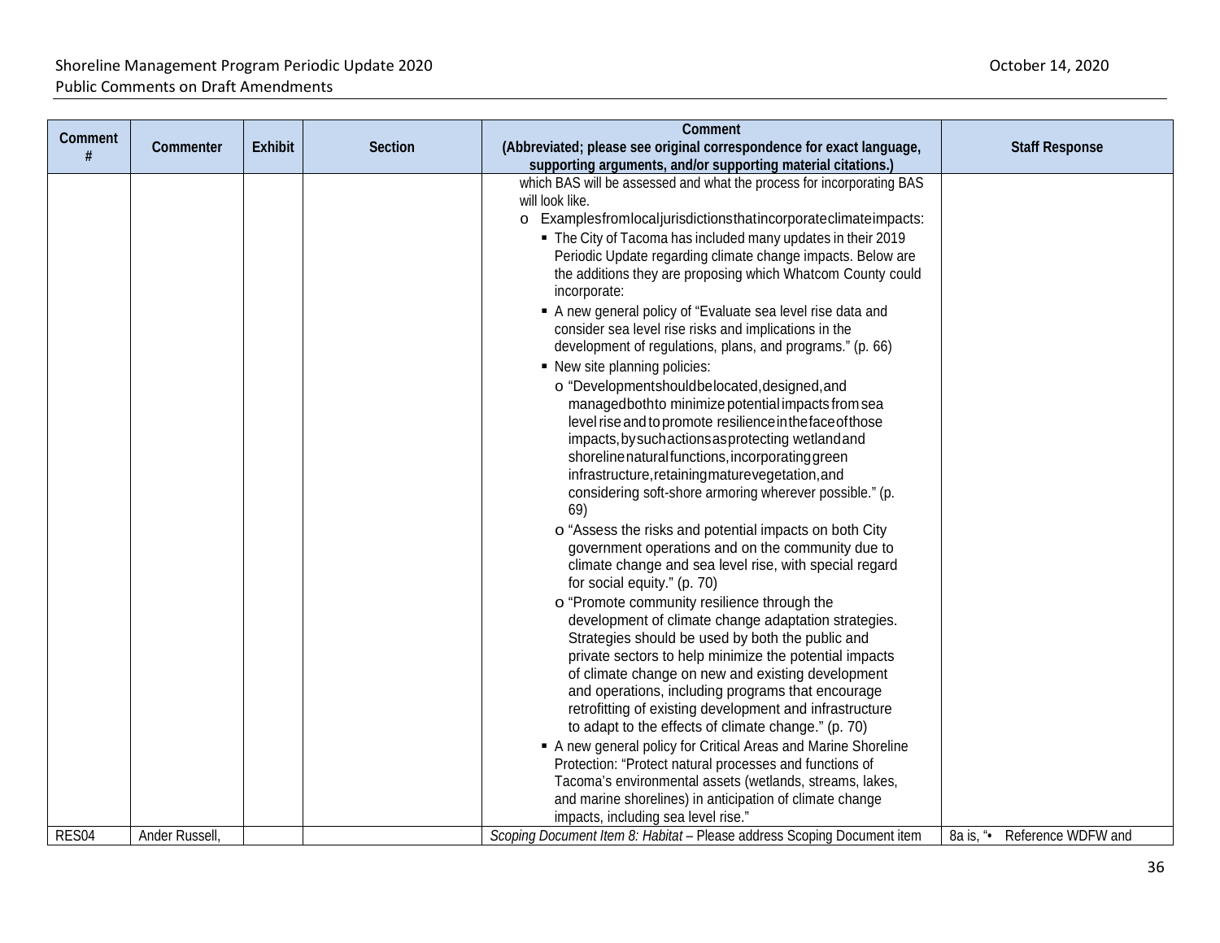| Comment # | Commenter | Exhibit | Section | Comment (Abbreviated; please see original correspondence for exact language, supporting arguments, and/or supporting material citations.) | Staff Response |
|---|---|---|---|---|---|
| | | | | which BAS will be assessed and what the process for incorporating BAS will look like.<br>o Examples from local jurisdictions that incorporate climate impacts:<br>▪ The City of Tacoma has included many updates in their 2019 Periodic Update regarding climate change impacts. Below are the additions they are proposing which Whatcom County could incorporate:<br>▪ A new general policy of "Evaluate sea level rise data and consider sea level rise risks and implications in the development of regulations, plans, and programs." (p. 66)<br>▪ New site planning policies:<br>o "Development should be located, designed, and managed both to minimize potential impacts from sea level rise and to promote resilience in the face of those impacts, by such actions as protecting wetland and shoreline natural functions, incorporating green infrastructure, retaining mature vegetation, and considering soft-shore armoring wherever possible." (p. 69)<br>o "Assess the risks and potential impacts on both City government operations and on the community due to climate change and sea level rise, with special regard for social equity." (p. 70)<br>o "Promote community resilience through the development of climate change adaptation strategies. Strategies should be used by both the public and private sectors to help minimize the potential impacts of climate change on new and existing development and operations, including programs that encourage retrofitting of existing development and infrastructure to adapt to the effects of climate change." (p. 70)<br>▪ A new general policy for Critical Areas and Marine Shoreline Protection: "Protect natural processes and functions of Tacoma's environmental assets (wetlands, streams, lakes, and marine shorelines) in anticipation of climate change impacts, including sea level rise." | |
| RES04 | Ander Russell, | | | *Scoping Document Item 8: Habitat* – Please address Scoping Document item | 8a is, "• Reference WDFW and |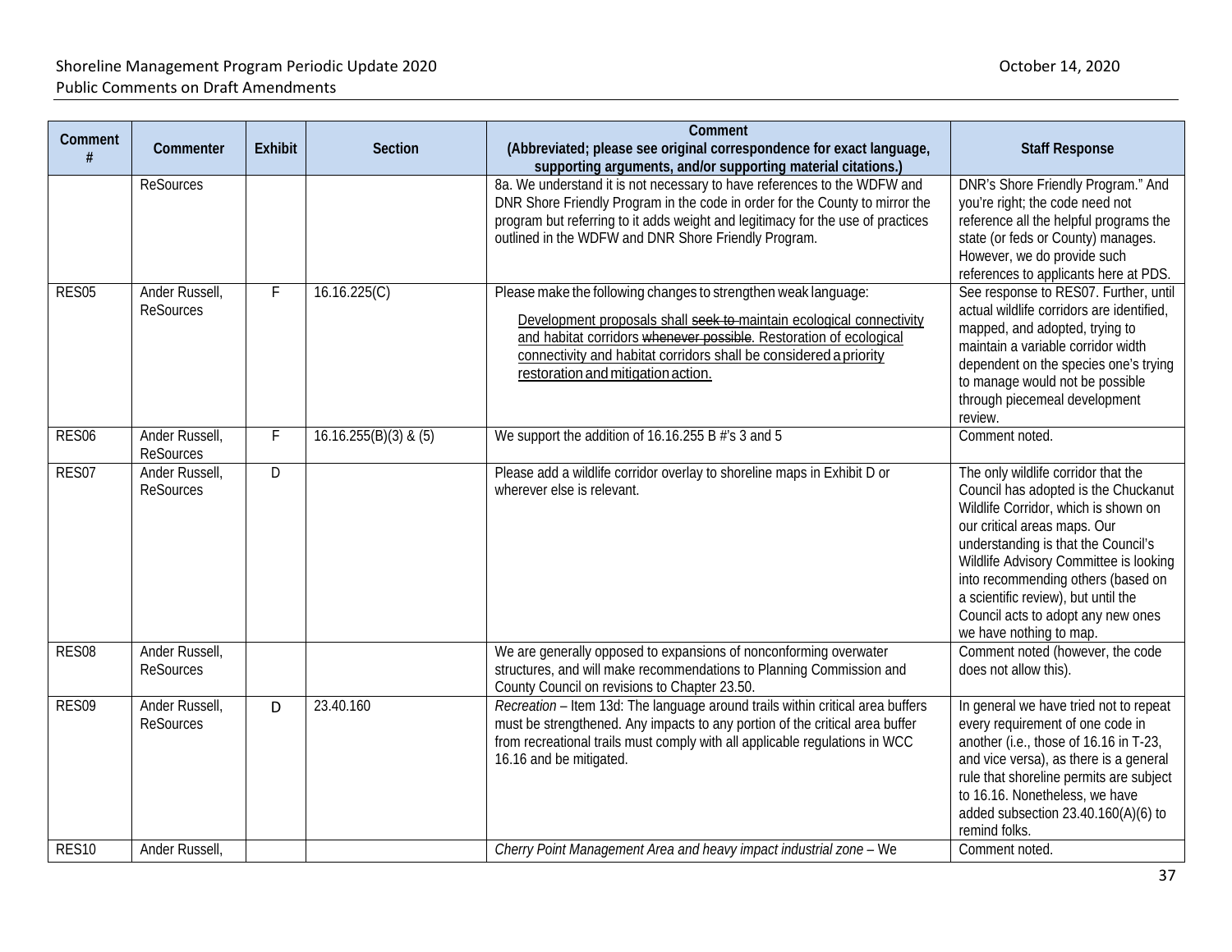| Comment # | Commenter | Exhibit | Section | Comment (Abbreviated; please see original correspondence for exact language, supporting arguments, and/or supporting material citations.) | Staff Response |
|---|---|---|---|---|---|
| | ReSources | | | 8a. We understand it is not necessary to have references to the WDFW and DNR Shore Friendly Program in the code in order for the County to mirror the program but referring to it adds weight and legitimacy for the use of practices outlined in the WDFW and DNR Shore Friendly Program. | DNR's Shore Friendly Program." And you're right; the code need not reference all the helpful programs the state (or feds or County) manages. However, we do provide such references to applicants here at PDS. |
| RES05 | Ander Russell, ReSources | F | 16.16.225(C) | Please make the following changes to strengthen weak language: <u>Development proposals shall ~~seek to~~ maintain ecological connectivity and habitat corridors ~~whenever possible~~. Restoration of ecological connectivity and habitat corridors shall be considered a priority restoration and mitigation action.</u> | See response to RES07. Further, until actual wildlife corridors are identified, mapped, and adopted, trying to maintain a variable corridor width dependent on the species one's trying to manage would not be possible through piecemeal development review. |
| RES06 | Ander Russell, ReSources | F | 16.16.255(B)(3) & (5) | We support the addition of 16.16.255 B #'s 3 and 5 | Comment noted. |
| RES07 | Ander Russell, ReSources | D | | Please add a wildlife corridor overlay to shoreline maps in Exhibit D or wherever else is relevant. | The only wildlife corridor that the Council has adopted is the Chuckanut Wildlife Corridor, which is shown on our critical areas maps. Our understanding is that the Council's Wildlife Advisory Committee is looking into recommending others (based on a scientific review), but until the Council acts to adopt any new ones we have nothing to map. |
| RES08 | Ander Russell, ReSources | | | We are generally opposed to expansions of nonconforming overwater structures, and will make recommendations to Planning Commission and County Council on revisions to Chapter 23.50. | Comment noted (however, the code does not allow this). |
| RES09 | Ander Russell, ReSources | D | 23.40.160 | *Recreation* – Item 13d: The language around trails within critical area buffers must be strengthened. Any impacts to any portion of the critical area buffer from recreational trails must comply with all applicable regulations in WCC 16.16 and be mitigated. | In general we have tried not to repeat every requirement of one code in another (i.e., those of 16.16 in T-23, and vice versa), as there is a general rule that shoreline permits are subject to 16.16. Nonetheless, we have added subsection 23.40.160(A)(6) to remind folks. |
| RES10 | Ander Russell, | | | *Cherry Point Management Area and heavy impact industrial zone* – We | Comment noted. |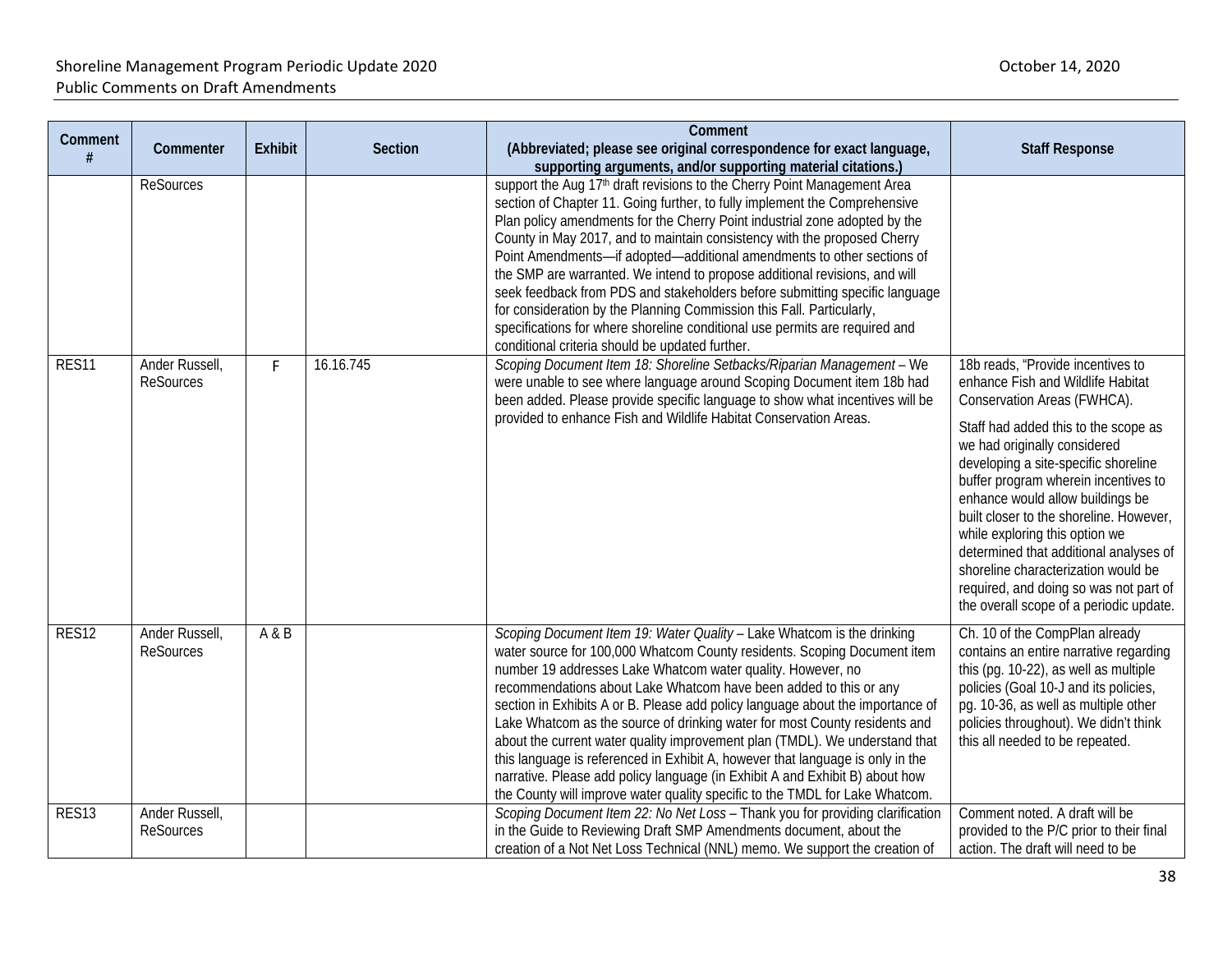| Comment # | Commenter | Exhibit | Section | Comment (Abbreviated; please see original correspondence for exact language, supporting arguments, and/or supporting material citations.) | Staff Response |
|---|---|---|---|---|---|
| | ReSources | | | support the Aug 17th draft revisions to the Cherry Point Management Area section of Chapter 11. Going further, to fully implement the Comprehensive Plan policy amendments for the Cherry Point industrial zone adopted by the County in May 2017, and to maintain consistency with the proposed Cherry Point Amendments—if adopted—additional amendments to other sections of the SMP are warranted. We intend to propose additional revisions, and will seek feedback from PDS and stakeholders before submitting specific language for consideration by the Planning Commission this Fall. Particularly, specifications for where shoreline conditional use permits are required and conditional criteria should be updated further. | |
| RES11 | Ander Russell, ReSources | F | 16.16.745 | *Scoping Document Item 18: Shoreline Setbacks/Riparian Management* – We were unable to see where language around Scoping Document item 18b had been added. Please provide specific language to show what incentives will be provided to enhance Fish and Wildlife Habitat Conservation Areas. | 18b reads, "Provide incentives to enhance Fish and Wildlife Habitat Conservation Areas (FWHCA).<br><br>Staff had added this to the scope as we had originally considered developing a site-specific shoreline buffer program wherein incentives to enhance would allow buildings be built closer to the shoreline. However, while exploring this option we determined that additional analyses of shoreline characterization would be required, and doing so was not part of the overall scope of a periodic update. |
| RES12 | Ander Russell, ReSources | A & B | | *Scoping Document Item 19: Water Quality* – Lake Whatcom is the drinking water source for 100,000 Whatcom County residents. Scoping Document item number 19 addresses Lake Whatcom water quality. However, no recommendations about Lake Whatcom have been added to this or any section in Exhibits A or B. Please add policy language about the importance of Lake Whatcom as the source of drinking water for most County residents and about the current water quality improvement plan (TMDL). We understand that this language is referenced in Exhibit A, however that language is only in the narrative. Please add policy language (in Exhibit A and Exhibit B) about how the County will improve water quality specific to the TMDL for Lake Whatcom. | Ch. 10 of the CompPlan already contains an entire narrative regarding this (pg. 10-22), as well as multiple policies (Goal 10-J and its policies, pg. 10-36, as well as multiple other policies throughout). We didn't think this all needed to be repeated. |
| RES13 | Ander Russell, ReSources | | | *Scoping Document Item 22: No Net Loss* – Thank you for providing clarification in the Guide to Reviewing Draft SMP Amendments document, about the creation of a Not Net Loss Technical (NNL) memo. We support the creation of | Comment noted. A draft will be provided to the P/C prior to their final action. The draft will need to be |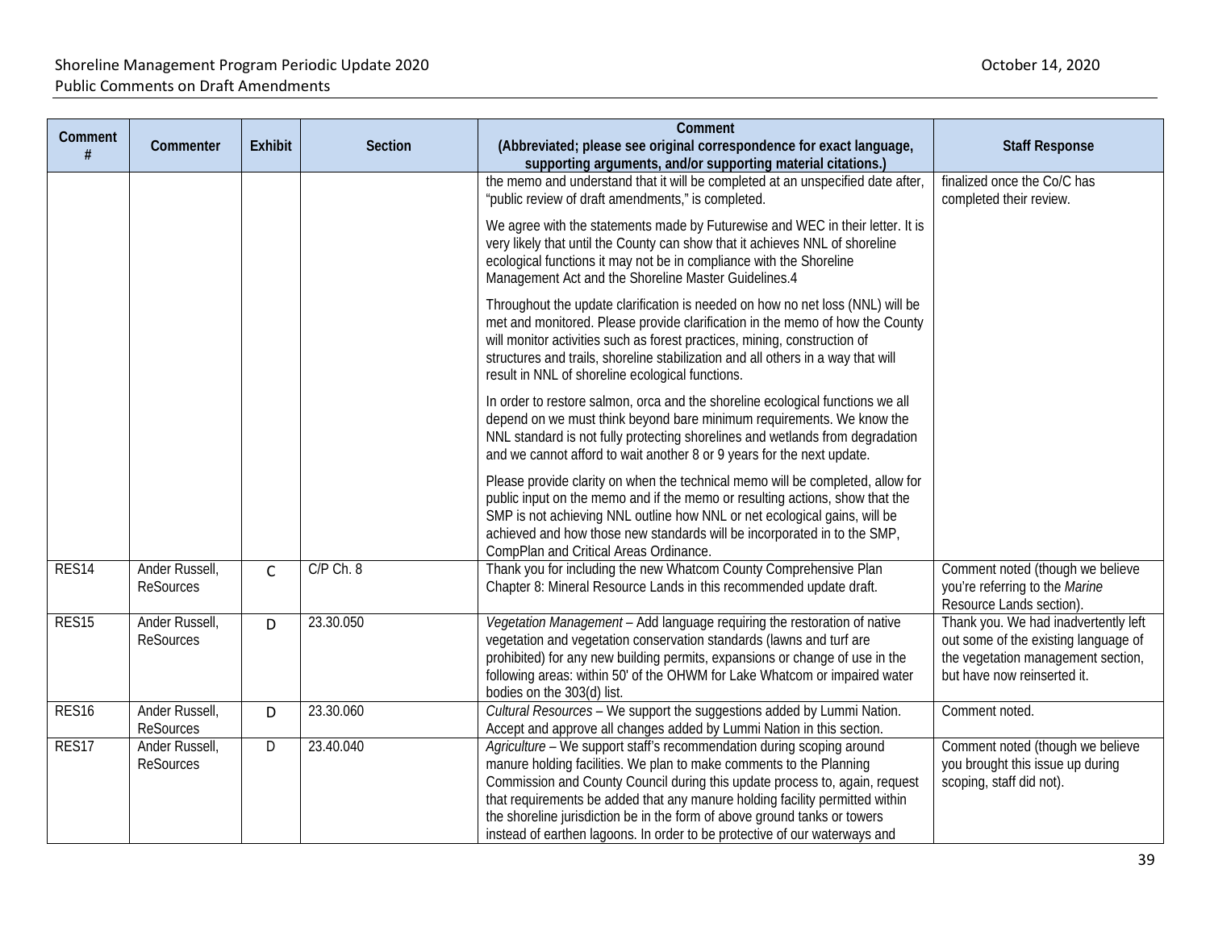| Comment # | Commenter | Exhibit | Section | Comment (Abbreviated; please see original correspondence for exact language, supporting arguments, and/or supporting material citations.) | Staff Response |
|---|---|---|---|---|---|
| | | | | the memo and understand that it will be completed at an unspecified date after, "public review of draft amendments," is completed.<br><br>We agree with the statements made by Futurewise and WEC in their letter. It is very likely that until the County can show that it achieves NNL of shoreline ecological functions it may not be in compliance with the Shoreline Management Act and the Shoreline Master Guidelines.4<br><br>Throughout the update clarification is needed on how no net loss (NNL) will be met and monitored. Please provide clarification in the memo of how the County will monitor activities such as forest practices, mining, construction of structures and trails, shoreline stabilization and all others in a way that will result in NNL of shoreline ecological functions.<br><br>In order to restore salmon, orca and the shoreline ecological functions we all depend on we must think beyond bare minimum requirements. We know the NNL standard is not fully protecting shorelines and wetlands from degradation and we cannot afford to wait another 8 or 9 years for the next update.<br><br>Please provide clarity on when the technical memo will be completed, allow for public input on the memo and if the memo or resulting actions, show that the SMP is not achieving NNL outline how NNL or net ecological gains, will be achieved and how those new standards will be incorporated in to the SMP, CompPlan and Critical Areas Ordinance. | finalized once the Co/C has completed their review. |
| RES14 | Ander Russell, ReSources | C | C/P Ch. 8 | Thank you for including the new Whatcom County Comprehensive Plan Chapter 8: Mineral Resource Lands in this recommended update draft. | Comment noted (though we believe you're referring to the *Marine* Resource Lands section). |
| RES15 | Ander Russell, ReSources | D | 23.30.050 | *Vegetation Management* – Add language requiring the restoration of native vegetation and vegetation conservation standards (lawns and turf are prohibited) for any new building permits, expansions or change of use in the following areas: within 50' of the OHWM for Lake Whatcom or impaired water bodies on the 303(d) list. | Thank you. We had inadvertently left out some of the existing language of the vegetation management section, but have now reinserted it. |
| RES16 | Ander Russell, ReSources | D | 23.30.060 | *Cultural Resources* – We support the suggestions added by Lummi Nation. Accept and approve all changes added by Lummi Nation in this section. | Comment noted. |
| RES17 | Ander Russell, ReSources | D | 23.40.040 | *Agriculture* – We support staff's recommendation during scoping around manure holding facilities. We plan to make comments to the Planning Commission and County Council during this update process to, again, request that requirements be added that any manure holding facility permitted within the shoreline jurisdiction be in the form of above ground tanks or towers instead of earthen lagoons. In order to be protective of our waterways and | Comment noted (though we believe you brought this issue up during scoping, staff did not). |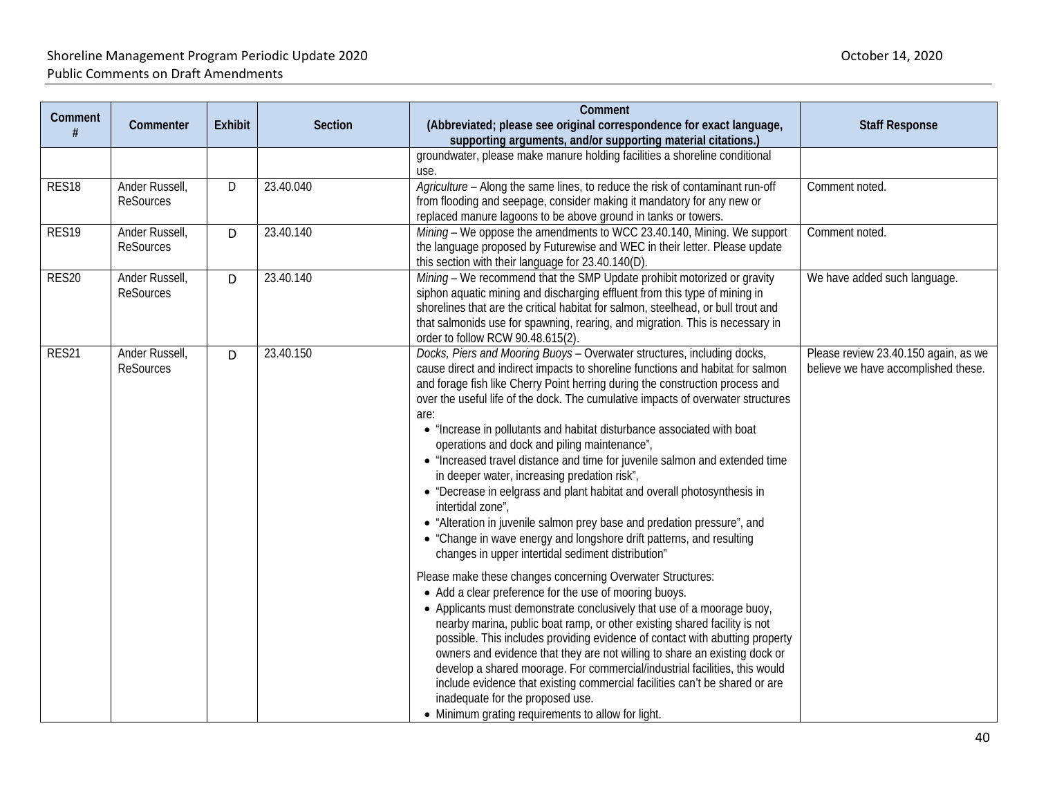| Comment # | Commenter | Exhibit | Section | Comment (Abbreviated; please see original correspondence for exact language, supporting arguments, and/or supporting material citations.) | Staff Response |
|---|---|---|---|---|---|
| | | | | groundwater, please make manure holding facilities a shoreline conditional use. | |
| RES18 | Ander Russell, ReSources | D | 23.40.040 | *Agriculture* – Along the same lines, to reduce the risk of contaminant run-off from flooding and seepage, consider making it mandatory for any new or replaced manure lagoons to be above ground in tanks or towers. | Comment noted. |
| RES19 | Ander Russell, ReSources | D | 23.40.140 | *Mining* – We oppose the amendments to WCC 23.40.140, Mining. We support the language proposed by Futurewise and WEC in their letter. Please update this section with their language for 23.40.140(D). | Comment noted. |
| RES20 | Ander Russell, ReSources | D | 23.40.140 | *Mining* – We recommend that the SMP Update prohibit motorized or gravity siphon aquatic mining and discharging effluent from this type of mining in shorelines that are the critical habitat for salmon, steelhead, or bull trout and that salmonids use for spawning, rearing, and migration. This is necessary in order to follow RCW 90.48.615(2). | We have added such language. |
| RES21 | Ander Russell, ReSources | D | 23.40.150 | *Docks, Piers and Mooring Buoys* – Overwater structures, including docks, cause direct and indirect impacts to shoreline functions and habitat for salmon and forage fish like Cherry Point herring during the construction process and over the useful life of the dock. The cumulative impacts of overwater structures are:<br>• "Increase in pollutants and habitat disturbance associated with boat operations and dock and piling maintenance",<br>• "Increased travel distance and time for juvenile salmon and extended time in deeper water, increasing predation risk",<br>• "Decrease in eelgrass and plant habitat and overall photosynthesis in intertidal zone",<br>• "Alteration in juvenile salmon prey base and predation pressure", and<br>• "Change in wave energy and longshore drift patterns, and resulting changes in upper intertidal sediment distribution"<br><br>Please make these changes concerning Overwater Structures:<br>• Add a clear preference for the use of mooring buoys.<br>• Applicants must demonstrate conclusively that use of a moorage buoy, nearby marina, public boat ramp, or other existing shared facility is not possible. This includes providing evidence of contact with abutting property owners and evidence that they are not willing to share an existing dock or develop a shared moorage. For commercial/industrial facilities, this would include evidence that existing commercial facilities can't be shared or are inadequate for the proposed use.<br>• Minimum grating requirements to allow for light. | Please review 23.40.150 again, as we believe we have accomplished these. |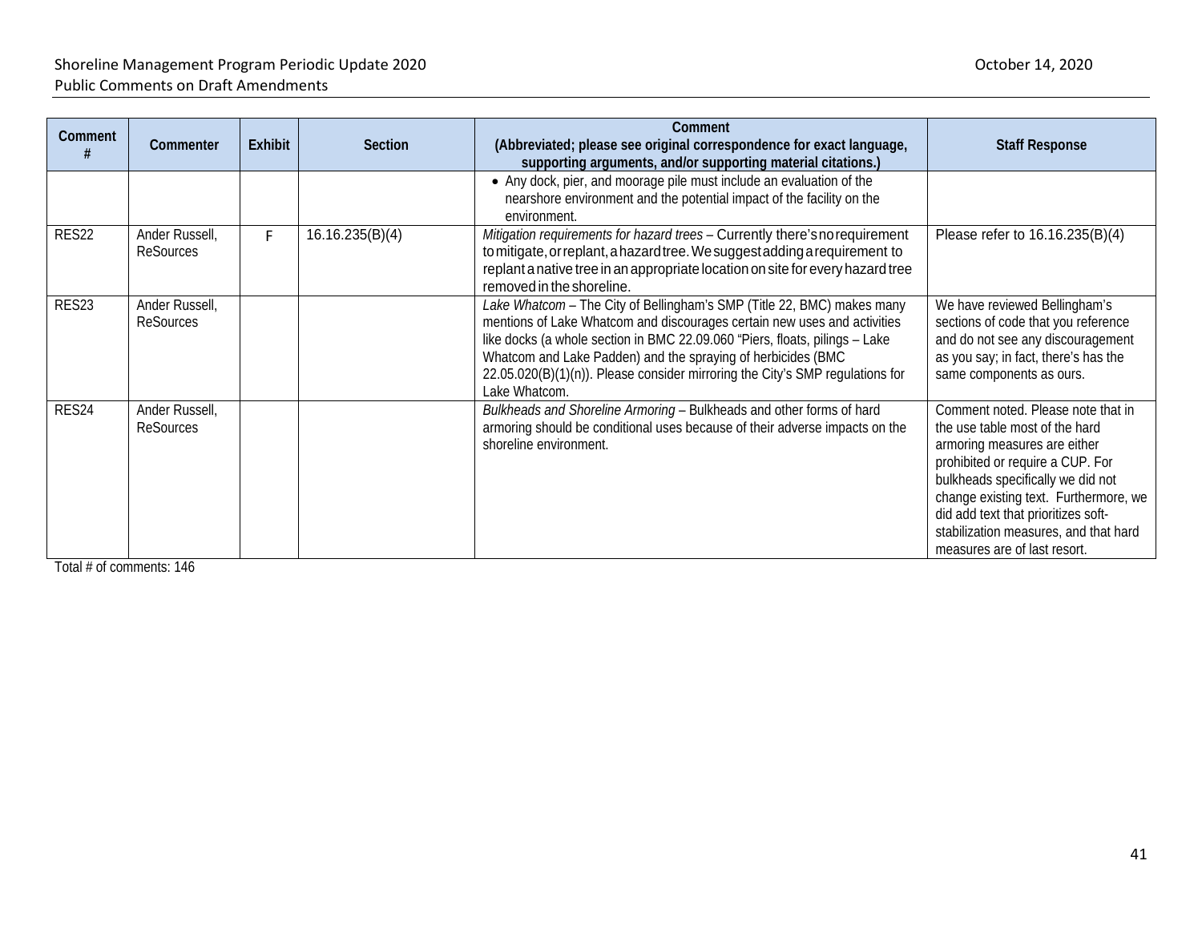| Comment # | Commenter | Exhibit | Section | Comment (Abbreviated; please see original correspondence for exact language, supporting arguments, and/or supporting material citations.) | Staff Response |
|---|---|---|---|---|---|
| | | | | • Any dock, pier, and moorage pile must include an evaluation of the nearshore environment and the potential impact of the facility on the environment. | |
| RES22 | Ander Russell, ReSources | F | 16.16.235(B)(4) | *Mitigation requirements for hazard trees* – Currently there's no requirement to mitigate, or replant, a hazard tree. We suggest adding a requirement to replant a native tree in an appropriate location on site for every hazard tree removed in the shoreline. | Please refer to 16.16.235(B)(4) |
| RES23 | Ander Russell, ReSources | | | *Lake Whatcom* – The City of Bellingham's SMP (Title 22, BMC) makes many mentions of Lake Whatcom and discourages certain new uses and activities like docks (a whole section in BMC 22.09.060 "Piers, floats, pilings – Lake Whatcom and Lake Padden) and the spraying of herbicides (BMC 22.05.020(B)(1)(n)). Please consider mirroring the City's SMP regulations for Lake Whatcom. | We have reviewed Bellingham's sections of code that you reference and do not see any discouragement as you say; in fact, there's has the same components as ours. |
| RES24 | Ander Russell, ReSources | | | *Bulkheads and Shoreline Armoring* – Bulkheads and other forms of hard armoring should be conditional uses because of their adverse impacts on the shoreline environment. | Comment noted. Please note that in the use table most of the hard armoring measures are either prohibited or require a CUP. For bulkheads specifically we did not change existing text. Furthermore, we did add text that prioritizes soft-stabilization measures, and that hard measures are of last resort. |

Total # of comments: 146